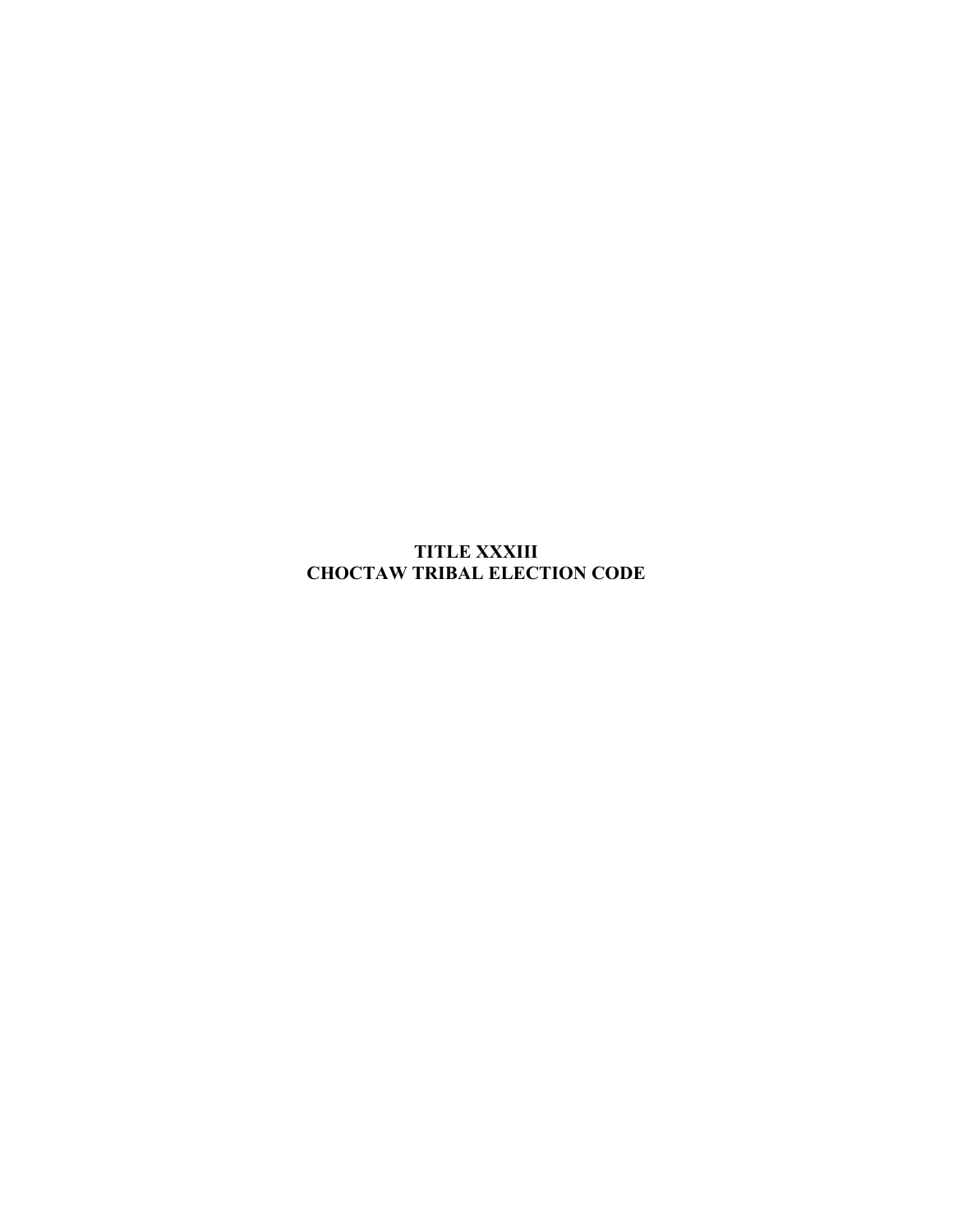# TITLE XXXIII
# CHOCTAW TRIBAL ELECTION CODE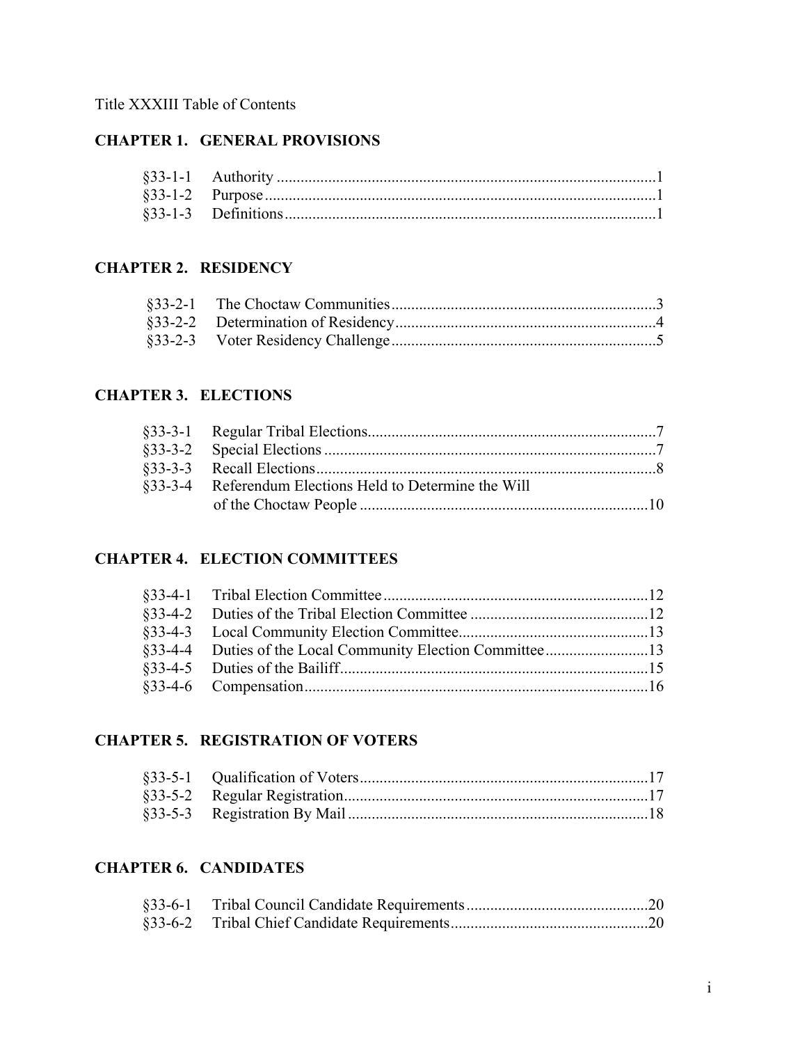Title XXXIII Table of Contents

## CHAPTER 1. GENERAL PROVISIONS

| | | |
|---|---|---|
| §33-1-1 | Authority | 1 |
| §33-1-2 | Purpose | 1 |
| §33-1-3 | Definitions | 1 |

## CHAPTER 2. RESIDENCY

| | | |
|---|---|---|
| §33-2-1 | The Choctaw Communities | 3 |
| §33-2-2 | Determination of Residency | 4 |
| §33-2-3 | Voter Residency Challenge | 5 |

## CHAPTER 3. ELECTIONS

| | | |
|---|---|---|
| §33-3-1 | Regular Tribal Elections | 7 |
| §33-3-2 | Special Elections | 7 |
| §33-3-3 | Recall Elections | 8 |
| §33-3-4 | Referendum Elections Held to Determine the Will of the Choctaw People | 10 |

## CHAPTER 4. ELECTION COMMITTEES

| | | |
|---|---|---|
| §33-4-1 | Tribal Election Committee | 12 |
| §33-4-2 | Duties of the Tribal Election Committee | 12 |
| §33-4-3 | Local Community Election Committee | 13 |
| §33-4-4 | Duties of the Local Community Election Committee | 13 |
| §33-4-5 | Duties of the Bailiff | 15 |
| §33-4-6 | Compensation | 16 |

## CHAPTER 5. REGISTRATION OF VOTERS

| | | |
|---|---|---|
| §33-5-1 | Qualification of Voters | 17 |
| §33-5-2 | Regular Registration | 17 |
| §33-5-3 | Registration By Mail | 18 |

## CHAPTER 6. CANDIDATES

| | | |
|---|---|---|
| §33-6-1 | Tribal Council Candidate Requirements | 20 |
| §33-6-2 | Tribal Chief Candidate Requirements | 20 |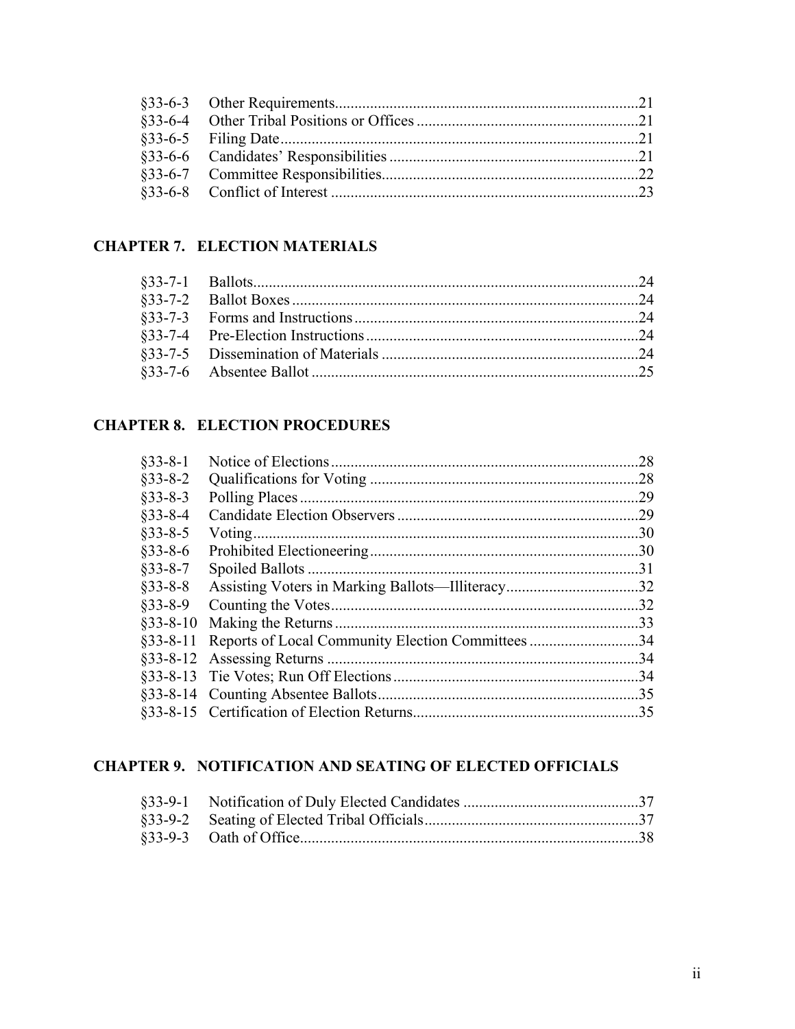§33-6-3 Other Requirements.....21
§33-6-4 Other Tribal Positions or Offices.....21
§33-6-5 Filing Date.....21
§33-6-6 Candidates' Responsibilities.....21
§33-6-7 Committee Responsibilities.....22
§33-6-8 Conflict of Interest.....23

## CHAPTER 7. ELECTION MATERIALS

§33-7-1 Ballots.....24
§33-7-2 Ballot Boxes.....24
§33-7-3 Forms and Instructions.....24
§33-7-4 Pre-Election Instructions.....24
§33-7-5 Dissemination of Materials.....24
§33-7-6 Absentee Ballot.....25

## CHAPTER 8. ELECTION PROCEDURES

§33-8-1 Notice of Elections.....28
§33-8-2 Qualifications for Voting.....28
§33-8-3 Polling Places.....29
§33-8-4 Candidate Election Observers.....29
§33-8-5 Voting.....30
§33-8-6 Prohibited Electioneering.....30
§33-8-7 Spoiled Ballots.....31
§33-8-8 Assisting Voters in Marking Ballots—Illiteracy.....32
§33-8-9 Counting the Votes.....32
§33-8-10 Making the Returns.....33
§33-8-11 Reports of Local Community Election Committees.....34
§33-8-12 Assessing Returns.....34
§33-8-13 Tie Votes; Run Off Elections.....34
§33-8-14 Counting Absentee Ballots.....35
§33-8-15 Certification of Election Returns.....35

## CHAPTER 9. NOTIFICATION AND SEATING OF ELECTED OFFICIALS

§33-9-1 Notification of Duly Elected Candidates.....37
§33-9-2 Seating of Elected Tribal Officials.....37
§33-9-3 Oath of Office.....38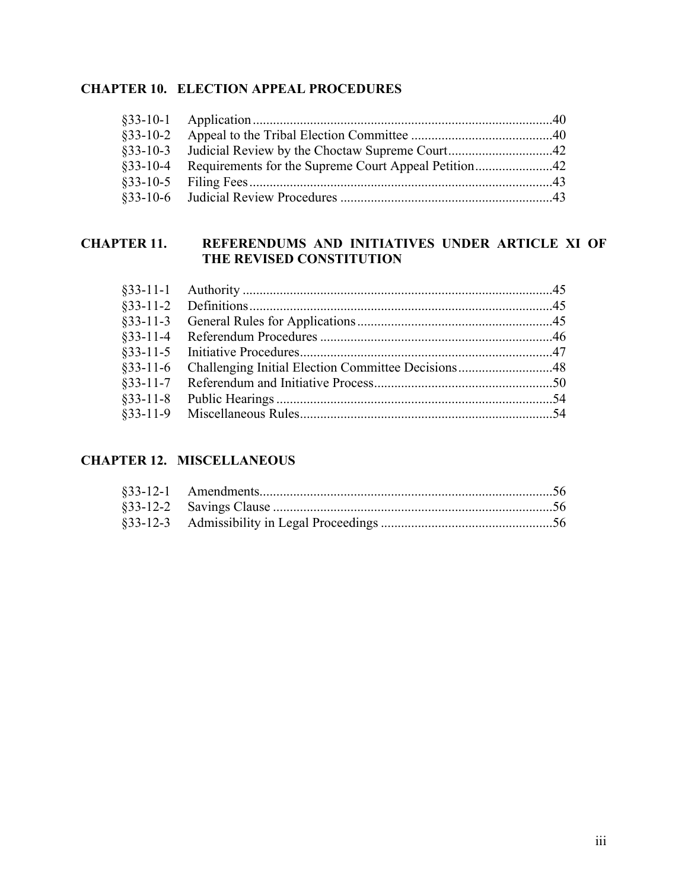**CHAPTER 10. ELECTION APPEAL PROCEDURES**

| | | |
|---|---|---|
| §33-10-1 | Application | 40 |
| §33-10-2 | Appeal to the Tribal Election Committee | 40 |
| §33-10-3 | Judicial Review by the Choctaw Supreme Court | 42 |
| §33-10-4 | Requirements for the Supreme Court Appeal Petition | 42 |
| §33-10-5 | Filing Fees | 43 |
| §33-10-6 | Judicial Review Procedures | 43 |

**CHAPTER 11. REFERENDUMS AND INITIATIVES UNDER ARTICLE XI OF THE REVISED CONSTITUTION**

| | | |
|---|---|---|
| §33-11-1 | Authority | 45 |
| §33-11-2 | Definitions | 45 |
| §33-11-3 | General Rules for Applications | 45 |
| §33-11-4 | Referendum Procedures | 46 |
| §33-11-5 | Initiative Procedures | 47 |
| §33-11-6 | Challenging Initial Election Committee Decisions | 48 |
| §33-11-7 | Referendum and Initiative Process | 50 |
| §33-11-8 | Public Hearings | 54 |
| §33-11-9 | Miscellaneous Rules | 54 |

**CHAPTER 12. MISCELLANEOUS**

| | | |
|---|---|---|
| §33-12-1 | Amendments | 56 |
| §33-12-2 | Savings Clause | 56 |
| §33-12-3 | Admissibility in Legal Proceedings | 56 |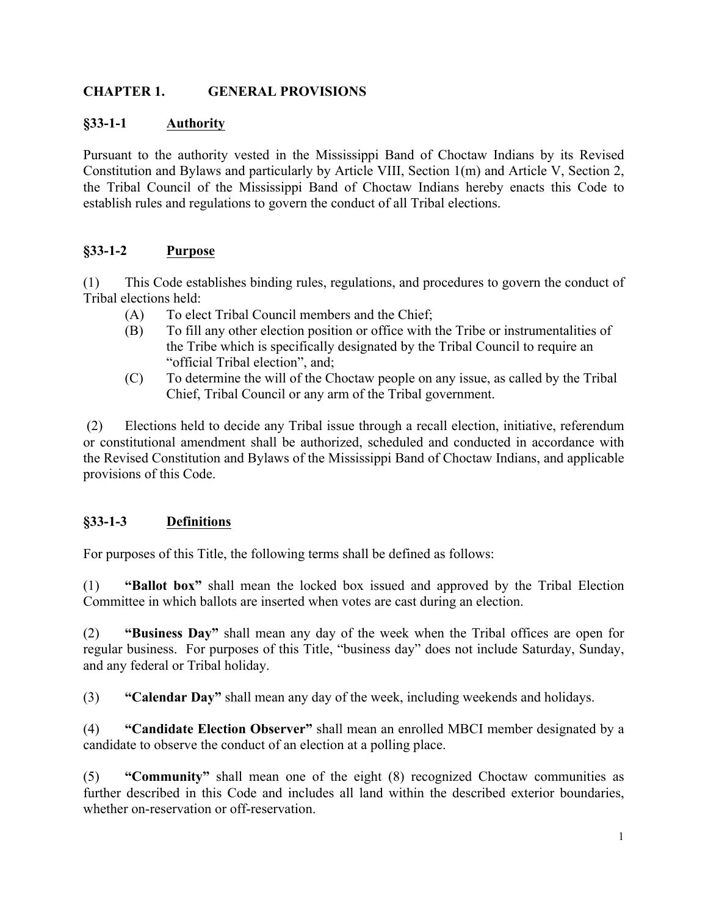## CHAPTER 1. GENERAL PROVISIONS

### §33-1-1 Authority

Pursuant to the authority vested in the Mississippi Band of Choctaw Indians by its Revised Constitution and Bylaws and particularly by Article VIII, Section 1(m) and Article V, Section 2, the Tribal Council of the Mississippi Band of Choctaw Indians hereby enacts this Code to establish rules and regulations to govern the conduct of all Tribal elections.

### §33-1-2 Purpose

(1) This Code establishes binding rules, regulations, and procedures to govern the conduct of Tribal elections held:

- (A) To elect Tribal Council members and the Chief;
- (B) To fill any other election position or office with the Tribe or instrumentalities of the Tribe which is specifically designated by the Tribal Council to require an "official Tribal election", and;
- (C) To determine the will of the Choctaw people on any issue, as called by the Tribal Chief, Tribal Council or any arm of the Tribal government.

(2) Elections held to decide any Tribal issue through a recall election, initiative, referendum or constitutional amendment shall be authorized, scheduled and conducted in accordance with the Revised Constitution and Bylaws of the Mississippi Band of Choctaw Indians, and applicable provisions of this Code.

### §33-1-3 Definitions

For purposes of this Title, the following terms shall be defined as follows:

(1) **"Ballot box"** shall mean the locked box issued and approved by the Tribal Election Committee in which ballots are inserted when votes are cast during an election.

(2) **"Business Day"** shall mean any day of the week when the Tribal offices are open for regular business. For purposes of this Title, "business day" does not include Saturday, Sunday, and any federal or Tribal holiday.

(3) **"Calendar Day"** shall mean any day of the week, including weekends and holidays.

(4) **"Candidate Election Observer"** shall mean an enrolled MBCI member designated by a candidate to observe the conduct of an election at a polling place.

(5) **"Community"** shall mean one of the eight (8) recognized Choctaw communities as further described in this Code and includes all land within the described exterior boundaries, whether on-reservation or off-reservation.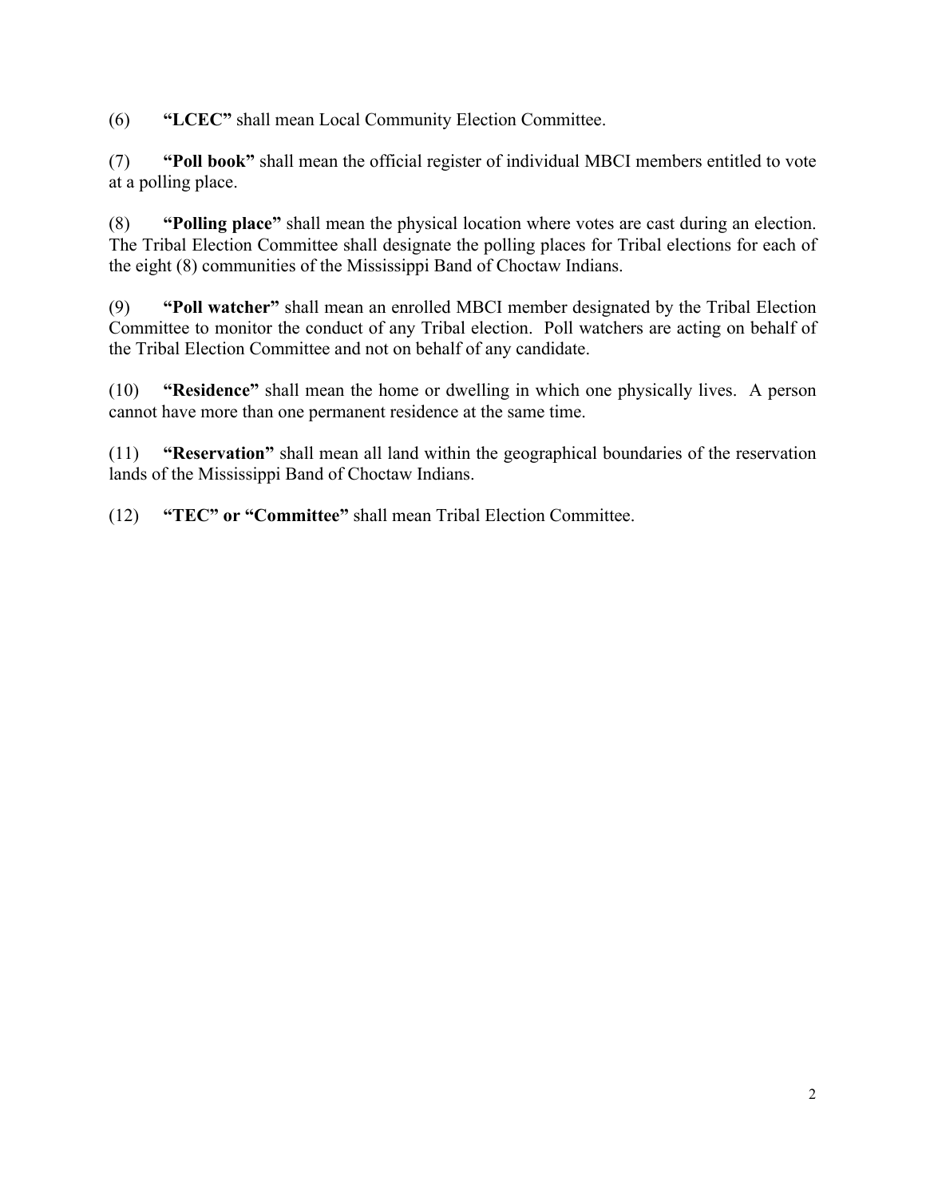(6) **"LCEC"** shall mean Local Community Election Committee.

(7) **"Poll book"** shall mean the official register of individual MBCI members entitled to vote at a polling place.

(8) **"Polling place"** shall mean the physical location where votes are cast during an election. The Tribal Election Committee shall designate the polling places for Tribal elections for each of the eight (8) communities of the Mississippi Band of Choctaw Indians.

(9) **"Poll watcher"** shall mean an enrolled MBCI member designated by the Tribal Election Committee to monitor the conduct of any Tribal election. Poll watchers are acting on behalf of the Tribal Election Committee and not on behalf of any candidate.

(10) **"Residence"** shall mean the home or dwelling in which one physically lives. A person cannot have more than one permanent residence at the same time.

(11) **"Reservation"** shall mean all land within the geographical boundaries of the reservation lands of the Mississippi Band of Choctaw Indians.

(12) **"TEC" or "Committee"** shall mean Tribal Election Committee.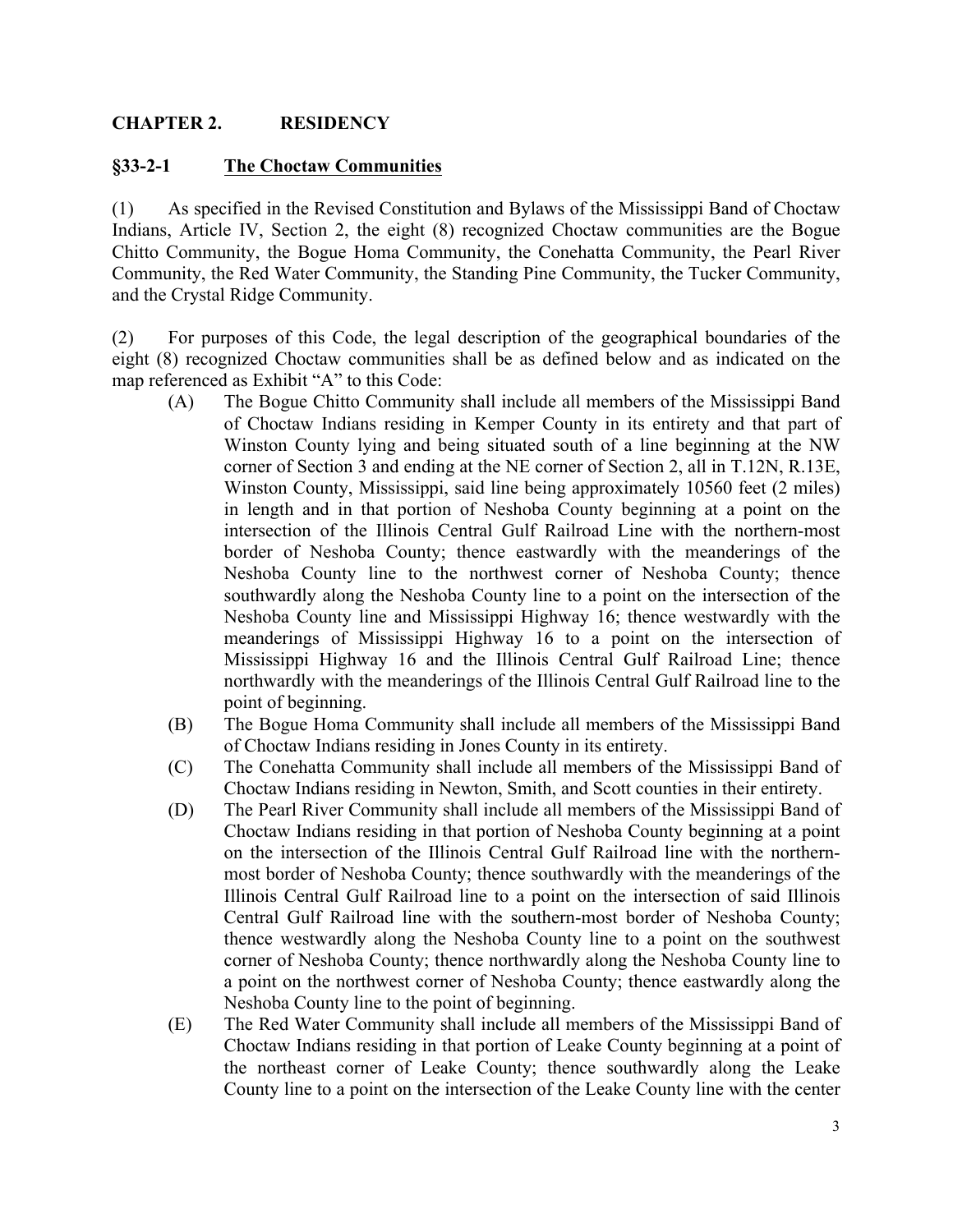## CHAPTER 2. RESIDENCY

### §33-2-1 The Choctaw Communities

(1) As specified in the Revised Constitution and Bylaws of the Mississippi Band of Choctaw Indians, Article IV, Section 2, the eight (8) recognized Choctaw communities are the Bogue Chitto Community, the Bogue Homa Community, the Conehatta Community, the Pearl River Community, the Red Water Community, the Standing Pine Community, the Tucker Community, and the Crystal Ridge Community.

(2) For purposes of this Code, the legal description of the geographical boundaries of the eight (8) recognized Choctaw communities shall be as defined below and as indicated on the map referenced as Exhibit "A" to this Code:

(A) The Bogue Chitto Community shall include all members of the Mississippi Band of Choctaw Indians residing in Kemper County in its entirety and that part of Winston County lying and being situated south of a line beginning at the NW corner of Section 3 and ending at the NE corner of Section 2, all in T.12N, R.13E, Winston County, Mississippi, said line being approximately 10560 feet (2 miles) in length and in that portion of Neshoba County beginning at a point on the intersection of the Illinois Central Gulf Railroad Line with the northern-most border of Neshoba County; thence eastwardly with the meanderings of the Neshoba County line to the northwest corner of Neshoba County; thence southwardly along the Neshoba County line to a point on the intersection of the Neshoba County line and Mississippi Highway 16; thence westwardly with the meanderings of Mississippi Highway 16 to a point on the intersection of Mississippi Highway 16 and the Illinois Central Gulf Railroad Line; thence northwardly with the meanderings of the Illinois Central Gulf Railroad line to the point of beginning.

(B) The Bogue Homa Community shall include all members of the Mississippi Band of Choctaw Indians residing in Jones County in its entirety.

(C) The Conehatta Community shall include all members of the Mississippi Band of Choctaw Indians residing in Newton, Smith, and Scott counties in their entirety.

(D) The Pearl River Community shall include all members of the Mississippi Band of Choctaw Indians residing in that portion of Neshoba County beginning at a point on the intersection of the Illinois Central Gulf Railroad line with the northern-most border of Neshoba County; thence southwardly with the meanderings of the Illinois Central Gulf Railroad line to a point on the intersection of said Illinois Central Gulf Railroad line with the southern-most border of Neshoba County; thence westwardly along the Neshoba County line to a point on the southwest corner of Neshoba County; thence northwardly along the Neshoba County line to a point on the northwest corner of Neshoba County; thence eastwardly along the Neshoba County line to the point of beginning.

(E) The Red Water Community shall include all members of the Mississippi Band of Choctaw Indians residing in that portion of Leake County beginning at a point of the northeast corner of Leake County; thence southwardly along the Leake County line to a point on the intersection of the Leake County line with the center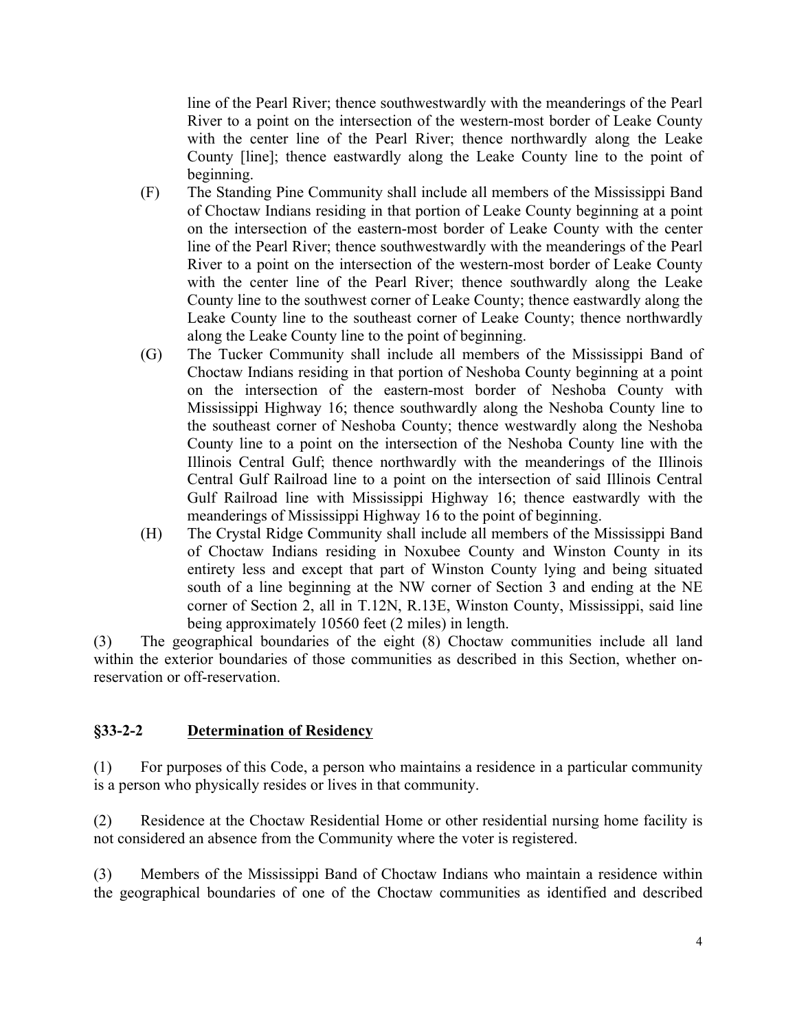line of the Pearl River; thence southwestwardly with the meanderings of the Pearl River to a point on the intersection of the western-most border of Leake County with the center line of the Pearl River; thence northwardly along the Leake County [line]; thence eastwardly along the Leake County line to the point of beginning.

(F) The Standing Pine Community shall include all members of the Mississippi Band of Choctaw Indians residing in that portion of Leake County beginning at a point on the intersection of the eastern-most border of Leake County with the center line of the Pearl River; thence southwestwardly with the meanderings of the Pearl River to a point on the intersection of the western-most border of Leake County with the center line of the Pearl River; thence southwardly along the Leake County line to the southwest corner of Leake County; thence eastwardly along the Leake County line to the southeast corner of Leake County; thence northwardly along the Leake County line to the point of beginning.

(G) The Tucker Community shall include all members of the Mississippi Band of Choctaw Indians residing in that portion of Neshoba County beginning at a point on the intersection of the eastern-most border of Neshoba County with Mississippi Highway 16; thence southwardly along the Neshoba County line to the southeast corner of Neshoba County; thence westwardly along the Neshoba County line to a point on the intersection of the Neshoba County line with the Illinois Central Gulf; thence northwardly with the meanderings of the Illinois Central Gulf Railroad line to a point on the intersection of said Illinois Central Gulf Railroad line with Mississippi Highway 16; thence eastwardly with the meanderings of Mississippi Highway 16 to the point of beginning.

(H) The Crystal Ridge Community shall include all members of the Mississippi Band of Choctaw Indians residing in Noxubee County and Winston County in its entirety less and except that part of Winston County lying and being situated south of a line beginning at the NW corner of Section 3 and ending at the NE corner of Section 2, all in T.12N, R.13E, Winston County, Mississippi, said line being approximately 10560 feet (2 miles) in length.

(3) The geographical boundaries of the eight (8) Choctaw communities include all land within the exterior boundaries of those communities as described in this Section, whether on-reservation or off-reservation.

## §33-2-2 Determination of Residency

(1) For purposes of this Code, a person who maintains a residence in a particular community is a person who physically resides or lives in that community.

(2) Residence at the Choctaw Residential Home or other residential nursing home facility is not considered an absence from the Community where the voter is registered.

(3) Members of the Mississippi Band of Choctaw Indians who maintain a residence within the geographical boundaries of one of the Choctaw communities as identified and described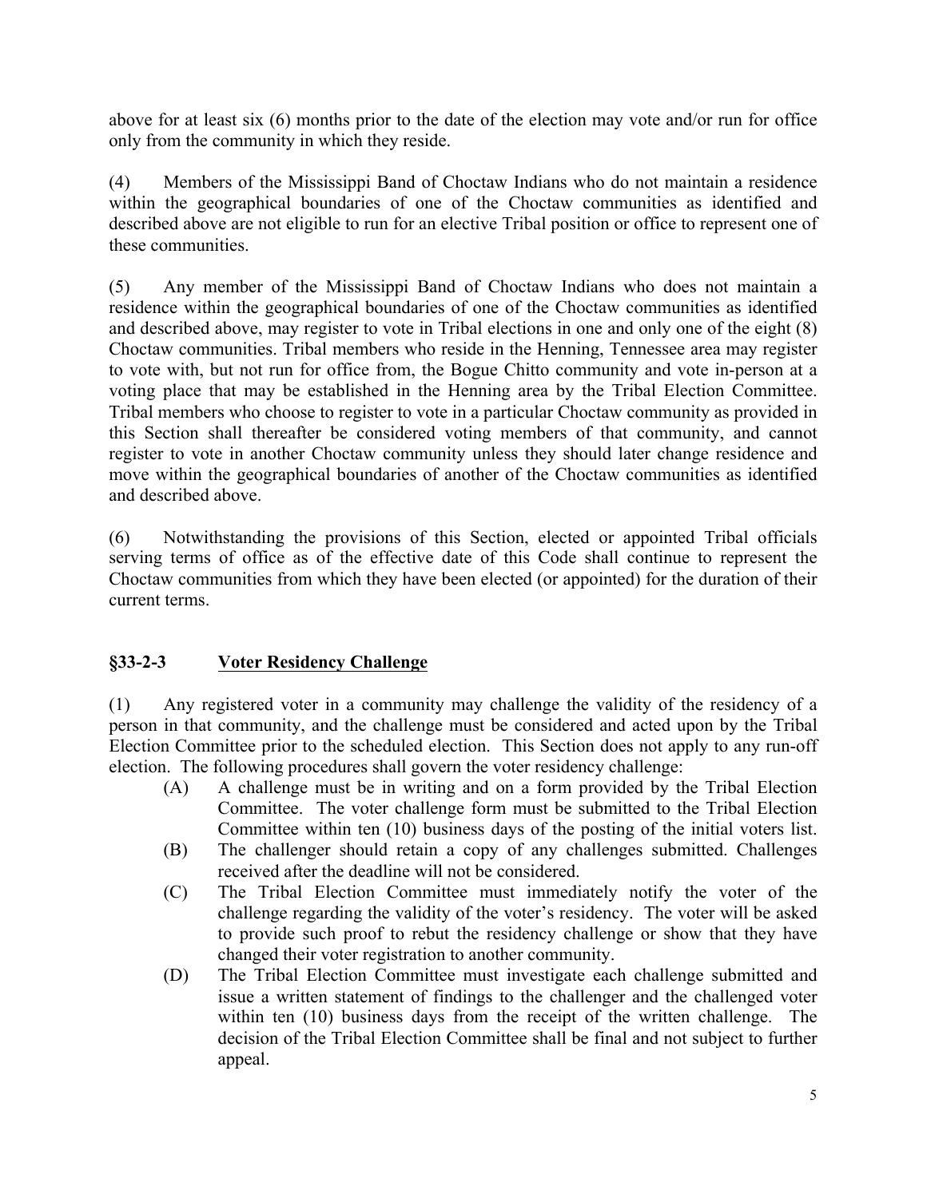above for at least six (6) months prior to the date of the election may vote and/or run for office only from the community in which they reside.

(4) Members of the Mississippi Band of Choctaw Indians who do not maintain a residence within the geographical boundaries of one of the Choctaw communities as identified and described above are not eligible to run for an elective Tribal position or office to represent one of these communities.

(5) Any member of the Mississippi Band of Choctaw Indians who does not maintain a residence within the geographical boundaries of one of the Choctaw communities as identified and described above, may register to vote in Tribal elections in one and only one of the eight (8) Choctaw communities. Tribal members who reside in the Henning, Tennessee area may register to vote with, but not run for office from, the Bogue Chitto community and vote in-person at a voting place that may be established in the Henning area by the Tribal Election Committee. Tribal members who choose to register to vote in a particular Choctaw community as provided in this Section shall thereafter be considered voting members of that community, and cannot register to vote in another Choctaw community unless they should later change residence and move within the geographical boundaries of another of the Choctaw communities as identified and described above.

(6) Notwithstanding the provisions of this Section, elected or appointed Tribal officials serving terms of office as of the effective date of this Code shall continue to represent the Choctaw communities from which they have been elected (or appointed) for the duration of their current terms.

## §33-2-3 Voter Residency Challenge

(1) Any registered voter in a community may challenge the validity of the residency of a person in that community, and the challenge must be considered and acted upon by the Tribal Election Committee prior to the scheduled election. This Section does not apply to any run-off election. The following procedures shall govern the voter residency challenge:

- (A) A challenge must be in writing and on a form provided by the Tribal Election Committee. The voter challenge form must be submitted to the Tribal Election Committee within ten (10) business days of the posting of the initial voters list.
- (B) The challenger should retain a copy of any challenges submitted. Challenges received after the deadline will not be considered.
- (C) The Tribal Election Committee must immediately notify the voter of the challenge regarding the validity of the voter's residency. The voter will be asked to provide such proof to rebut the residency challenge or show that they have changed their voter registration to another community.
- (D) The Tribal Election Committee must investigate each challenge submitted and issue a written statement of findings to the challenger and the challenged voter within ten (10) business days from the receipt of the written challenge. The decision of the Tribal Election Committee shall be final and not subject to further appeal.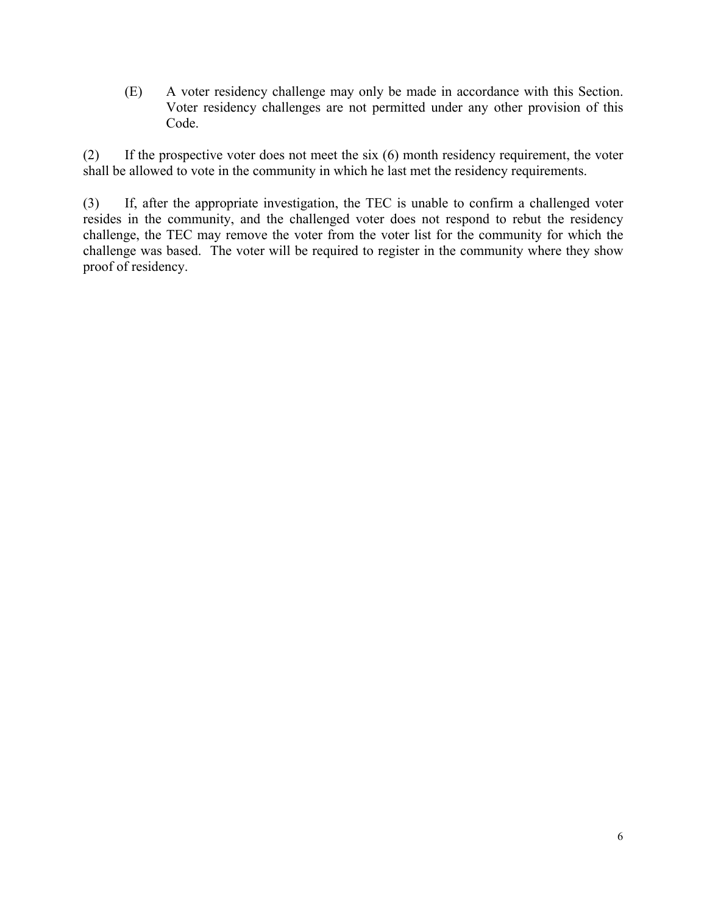(E) A voter residency challenge may only be made in accordance with this Section. Voter residency challenges are not permitted under any other provision of this Code.

(2) If the prospective voter does not meet the six (6) month residency requirement, the voter shall be allowed to vote in the community in which he last met the residency requirements.

(3) If, after the appropriate investigation, the TEC is unable to confirm a challenged voter resides in the community, and the challenged voter does not respond to rebut the residency challenge, the TEC may remove the voter from the voter list for the community for which the challenge was based. The voter will be required to register in the community where they show proof of residency.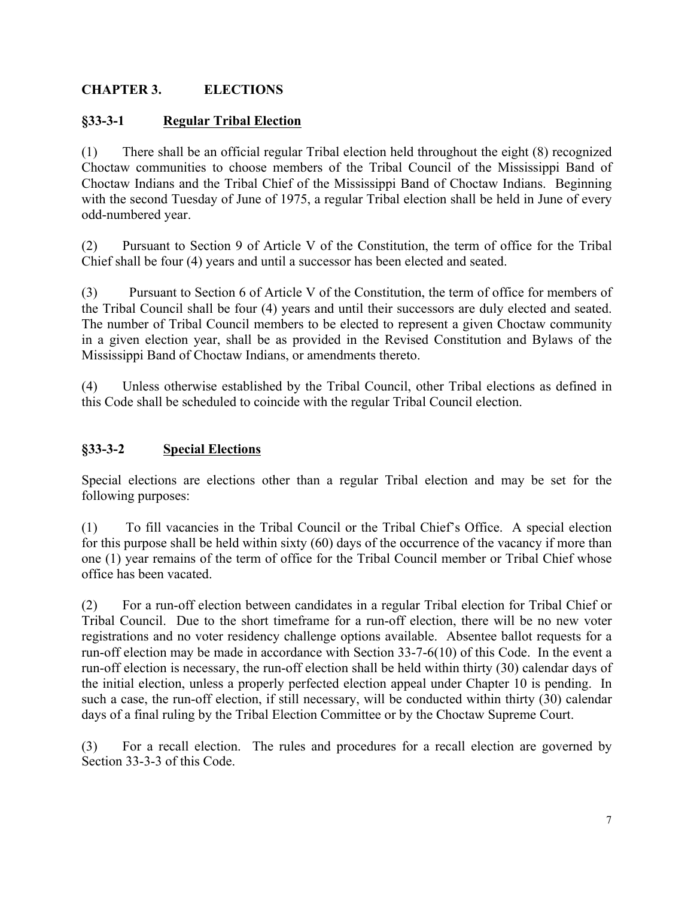## CHAPTER 3. ELECTIONS

### §33-3-1 Regular Tribal Election

(1) There shall be an official regular Tribal election held throughout the eight (8) recognized Choctaw communities to choose members of the Tribal Council of the Mississippi Band of Choctaw Indians and the Tribal Chief of the Mississippi Band of Choctaw Indians. Beginning with the second Tuesday of June of 1975, a regular Tribal election shall be held in June of every odd-numbered year.

(2) Pursuant to Section 9 of Article V of the Constitution, the term of office for the Tribal Chief shall be four (4) years and until a successor has been elected and seated.

(3) Pursuant to Section 6 of Article V of the Constitution, the term of office for members of the Tribal Council shall be four (4) years and until their successors are duly elected and seated. The number of Tribal Council members to be elected to represent a given Choctaw community in a given election year, shall be as provided in the Revised Constitution and Bylaws of the Mississippi Band of Choctaw Indians, or amendments thereto.

(4) Unless otherwise established by the Tribal Council, other Tribal elections as defined in this Code shall be scheduled to coincide with the regular Tribal Council election.

### §33-3-2 Special Elections

Special elections are elections other than a regular Tribal election and may be set for the following purposes:

(1) To fill vacancies in the Tribal Council or the Tribal Chief's Office. A special election for this purpose shall be held within sixty (60) days of the occurrence of the vacancy if more than one (1) year remains of the term of office for the Tribal Council member or Tribal Chief whose office has been vacated.

(2) For a run-off election between candidates in a regular Tribal election for Tribal Chief or Tribal Council. Due to the short timeframe for a run-off election, there will be no new voter registrations and no voter residency challenge options available. Absentee ballot requests for a run-off election may be made in accordance with Section 33-7-6(10) of this Code. In the event a run-off election is necessary, the run-off election shall be held within thirty (30) calendar days of the initial election, unless a properly perfected election appeal under Chapter 10 is pending. In such a case, the run-off election, if still necessary, will be conducted within thirty (30) calendar days of a final ruling by the Tribal Election Committee or by the Choctaw Supreme Court.

(3) For a recall election. The rules and procedures for a recall election are governed by Section 33-3-3 of this Code.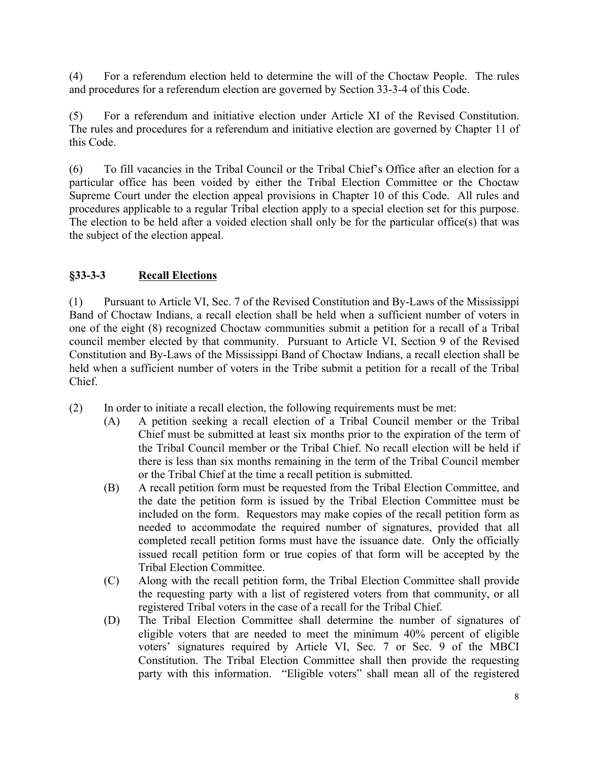(4) For a referendum election held to determine the will of the Choctaw People. The rules and procedures for a referendum election are governed by Section 33-3-4 of this Code.

(5) For a referendum and initiative election under Article XI of the Revised Constitution. The rules and procedures for a referendum and initiative election are governed by Chapter 11 of this Code.

(6) To fill vacancies in the Tribal Council or the Tribal Chief's Office after an election for a particular office has been voided by either the Tribal Election Committee or the Choctaw Supreme Court under the election appeal provisions in Chapter 10 of this Code. All rules and procedures applicable to a regular Tribal election apply to a special election set for this purpose. The election to be held after a voided election shall only be for the particular office(s) that was the subject of the election appeal.

### §33-3-3 Recall Elections

(1) Pursuant to Article VI, Sec. 7 of the Revised Constitution and By-Laws of the Mississippi Band of Choctaw Indians, a recall election shall be held when a sufficient number of voters in one of the eight (8) recognized Choctaw communities submit a petition for a recall of a Tribal council member elected by that community. Pursuant to Article VI, Section 9 of the Revised Constitution and By-Laws of the Mississippi Band of Choctaw Indians, a recall election shall be held when a sufficient number of voters in the Tribe submit a petition for a recall of the Tribal Chief.

(2) In order to initiate a recall election, the following requirements must be met:

- (A) A petition seeking a recall election of a Tribal Council member or the Tribal Chief must be submitted at least six months prior to the expiration of the term of the Tribal Council member or the Tribal Chief. No recall election will be held if there is less than six months remaining in the term of the Tribal Council member or the Tribal Chief at the time a recall petition is submitted.
- (B) A recall petition form must be requested from the Tribal Election Committee, and the date the petition form is issued by the Tribal Election Committee must be included on the form. Requestors may make copies of the recall petition form as needed to accommodate the required number of signatures, provided that all completed recall petition forms must have the issuance date. Only the officially issued recall petition form or true copies of that form will be accepted by the Tribal Election Committee.
- (C) Along with the recall petition form, the Tribal Election Committee shall provide the requesting party with a list of registered voters from that community, or all registered Tribal voters in the case of a recall for the Tribal Chief.
- (D) The Tribal Election Committee shall determine the number of signatures of eligible voters that are needed to meet the minimum 40% percent of eligible voters' signatures required by Article VI, Sec. 7 or Sec. 9 of the MBCI Constitution. The Tribal Election Committee shall then provide the requesting party with this information. "Eligible voters" shall mean all of the registered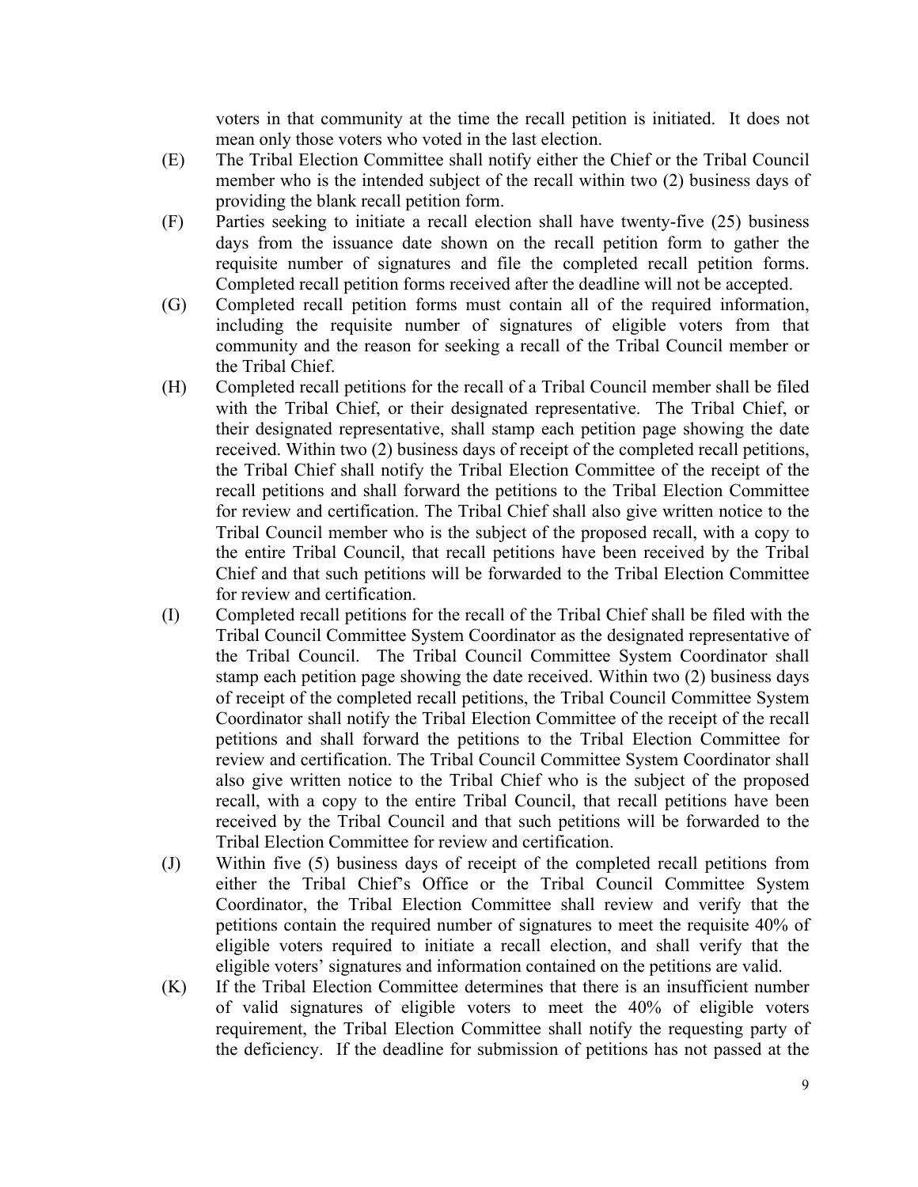voters in that community at the time the recall petition is initiated. It does not mean only those voters who voted in the last election.

(E) The Tribal Election Committee shall notify either the Chief or the Tribal Council member who is the intended subject of the recall within two (2) business days of providing the blank recall petition form.

(F) Parties seeking to initiate a recall election shall have twenty-five (25) business days from the issuance date shown on the recall petition form to gather the requisite number of signatures and file the completed recall petition forms. Completed recall petition forms received after the deadline will not be accepted.

(G) Completed recall petition forms must contain all of the required information, including the requisite number of signatures of eligible voters from that community and the reason for seeking a recall of the Tribal Council member or the Tribal Chief.

(H) Completed recall petitions for the recall of a Tribal Council member shall be filed with the Tribal Chief, or their designated representative. The Tribal Chief, or their designated representative, shall stamp each petition page showing the date received. Within two (2) business days of receipt of the completed recall petitions, the Tribal Chief shall notify the Tribal Election Committee of the receipt of the recall petitions and shall forward the petitions to the Tribal Election Committee for review and certification. The Tribal Chief shall also give written notice to the Tribal Council member who is the subject of the proposed recall, with a copy to the entire Tribal Council, that recall petitions have been received by the Tribal Chief and that such petitions will be forwarded to the Tribal Election Committee for review and certification.

(I) Completed recall petitions for the recall of the Tribal Chief shall be filed with the Tribal Council Committee System Coordinator as the designated representative of the Tribal Council. The Tribal Council Committee System Coordinator shall stamp each petition page showing the date received. Within two (2) business days of receipt of the completed recall petitions, the Tribal Council Committee System Coordinator shall notify the Tribal Election Committee of the receipt of the recall petitions and shall forward the petitions to the Tribal Election Committee for review and certification. The Tribal Council Committee System Coordinator shall also give written notice to the Tribal Chief who is the subject of the proposed recall, with a copy to the entire Tribal Council, that recall petitions have been received by the Tribal Council and that such petitions will be forwarded to the Tribal Election Committee for review and certification.

(J) Within five (5) business days of receipt of the completed recall petitions from either the Tribal Chief's Office or the Tribal Council Committee System Coordinator, the Tribal Election Committee shall review and verify that the petitions contain the required number of signatures to meet the requisite 40% of eligible voters required to initiate a recall election, and shall verify that the eligible voters' signatures and information contained on the petitions are valid.

(K) If the Tribal Election Committee determines that there is an insufficient number of valid signatures of eligible voters to meet the 40% of eligible voters requirement, the Tribal Election Committee shall notify the requesting party of the deficiency. If the deadline for submission of petitions has not passed at the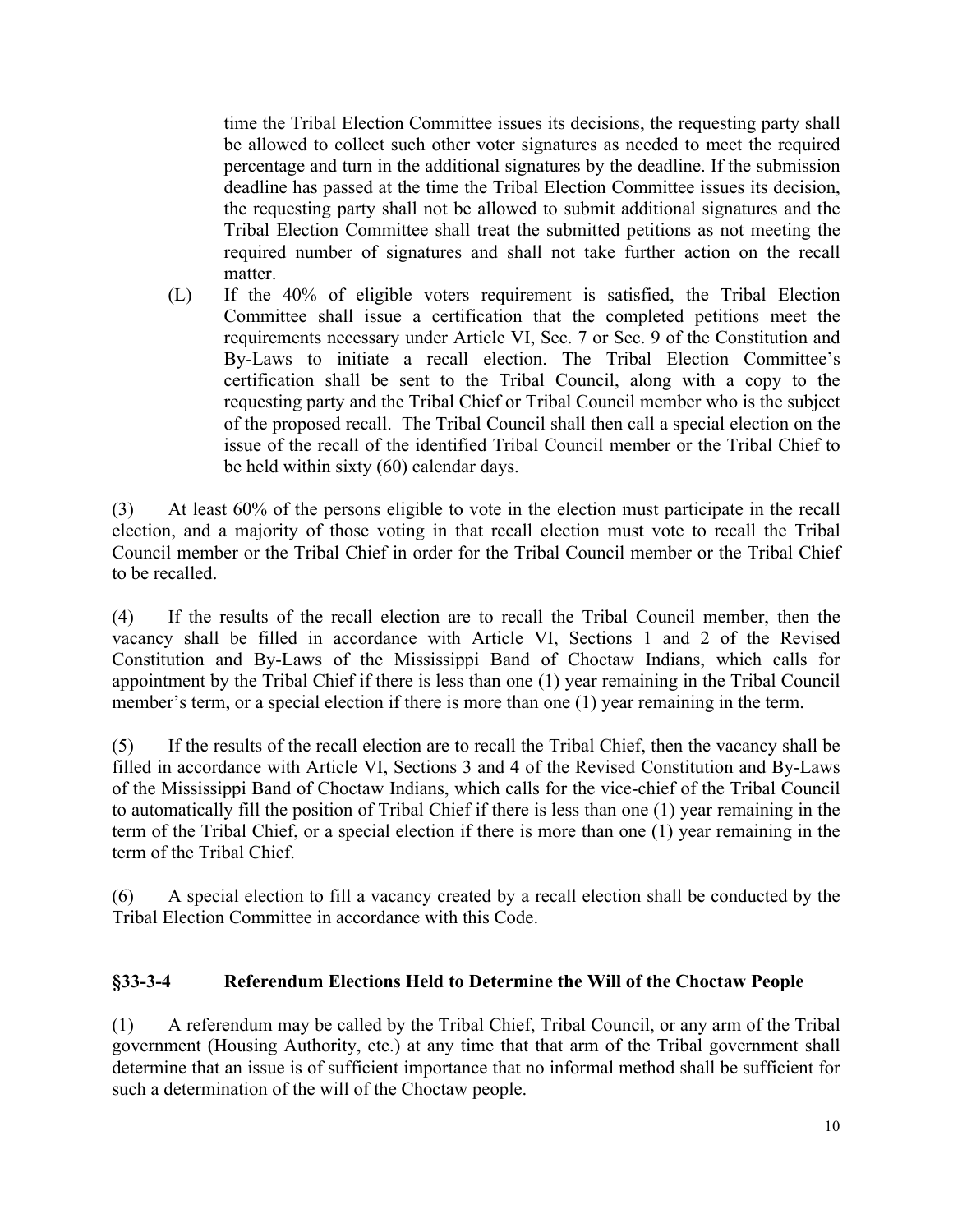time the Tribal Election Committee issues its decisions, the requesting party shall be allowed to collect such other voter signatures as needed to meet the required percentage and turn in the additional signatures by the deadline. If the submission deadline has passed at the time the Tribal Election Committee issues its decision, the requesting party shall not be allowed to submit additional signatures and the Tribal Election Committee shall treat the submitted petitions as not meeting the required number of signatures and shall not take further action on the recall matter.

(L) If the 40% of eligible voters requirement is satisfied, the Tribal Election Committee shall issue a certification that the completed petitions meet the requirements necessary under Article VI, Sec. 7 or Sec. 9 of the Constitution and By-Laws to initiate a recall election. The Tribal Election Committee's certification shall be sent to the Tribal Council, along with a copy to the requesting party and the Tribal Chief or Tribal Council member who is the subject of the proposed recall. The Tribal Council shall then call a special election on the issue of the recall of the identified Tribal Council member or the Tribal Chief to be held within sixty (60) calendar days.

(3) At least 60% of the persons eligible to vote in the election must participate in the recall election, and a majority of those voting in that recall election must vote to recall the Tribal Council member or the Tribal Chief in order for the Tribal Council member or the Tribal Chief to be recalled.

(4) If the results of the recall election are to recall the Tribal Council member, then the vacancy shall be filled in accordance with Article VI, Sections 1 and 2 of the Revised Constitution and By-Laws of the Mississippi Band of Choctaw Indians, which calls for appointment by the Tribal Chief if there is less than one (1) year remaining in the Tribal Council member's term, or a special election if there is more than one (1) year remaining in the term.

(5) If the results of the recall election are to recall the Tribal Chief, then the vacancy shall be filled in accordance with Article VI, Sections 3 and 4 of the Revised Constitution and By-Laws of the Mississippi Band of Choctaw Indians, which calls for the vice-chief of the Tribal Council to automatically fill the position of Tribal Chief if there is less than one (1) year remaining in the term of the Tribal Chief, or a special election if there is more than one (1) year remaining in the term of the Tribal Chief.

(6) A special election to fill a vacancy created by a recall election shall be conducted by the Tribal Election Committee in accordance with this Code.

## §33-3-4 Referendum Elections Held to Determine the Will of the Choctaw People

(1) A referendum may be called by the Tribal Chief, Tribal Council, or any arm of the Tribal government (Housing Authority, etc.) at any time that that arm of the Tribal government shall determine that an issue is of sufficient importance that no informal method shall be sufficient for such a determination of the will of the Choctaw people.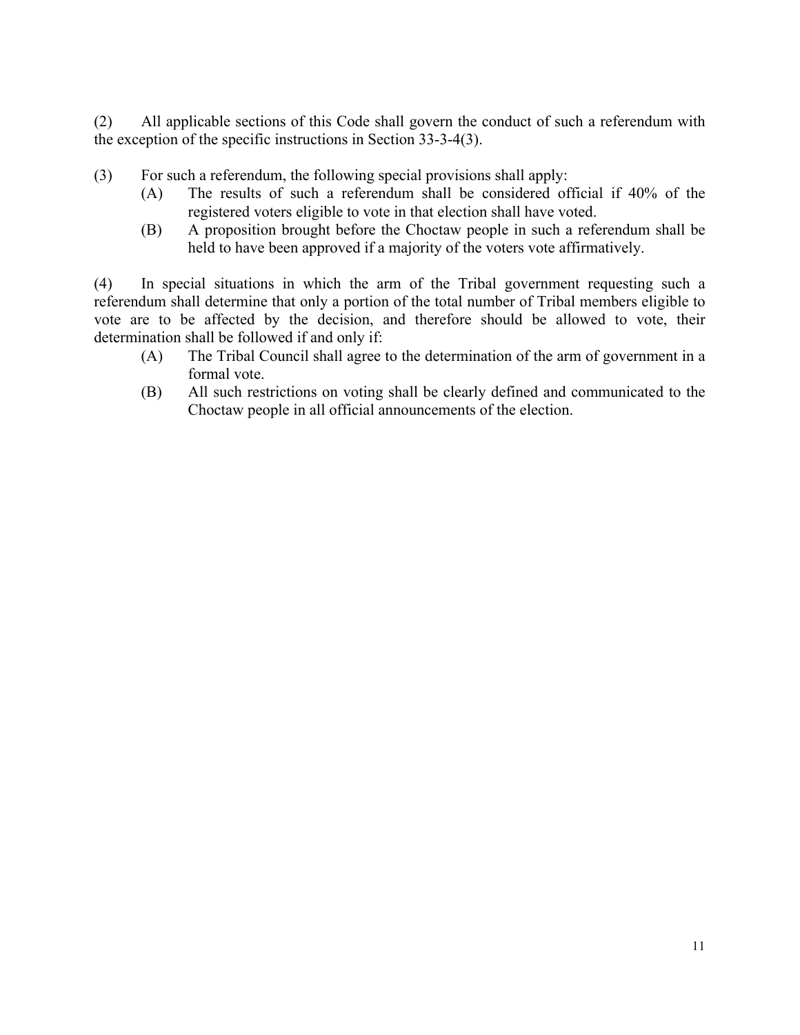(2) All applicable sections of this Code shall govern the conduct of such a referendum with the exception of the specific instructions in Section 33-3-4(3).

(3) For such a referendum, the following special provisions shall apply:

- (A) The results of such a referendum shall be considered official if 40% of the registered voters eligible to vote in that election shall have voted.
- (B) A proposition brought before the Choctaw people in such a referendum shall be held to have been approved if a majority of the voters vote affirmatively.

(4) In special situations in which the arm of the Tribal government requesting such a referendum shall determine that only a portion of the total number of Tribal members eligible to vote are to be affected by the decision, and therefore should be allowed to vote, their determination shall be followed if and only if:

- (A) The Tribal Council shall agree to the determination of the arm of government in a formal vote.
- (B) All such restrictions on voting shall be clearly defined and communicated to the Choctaw people in all official announcements of the election.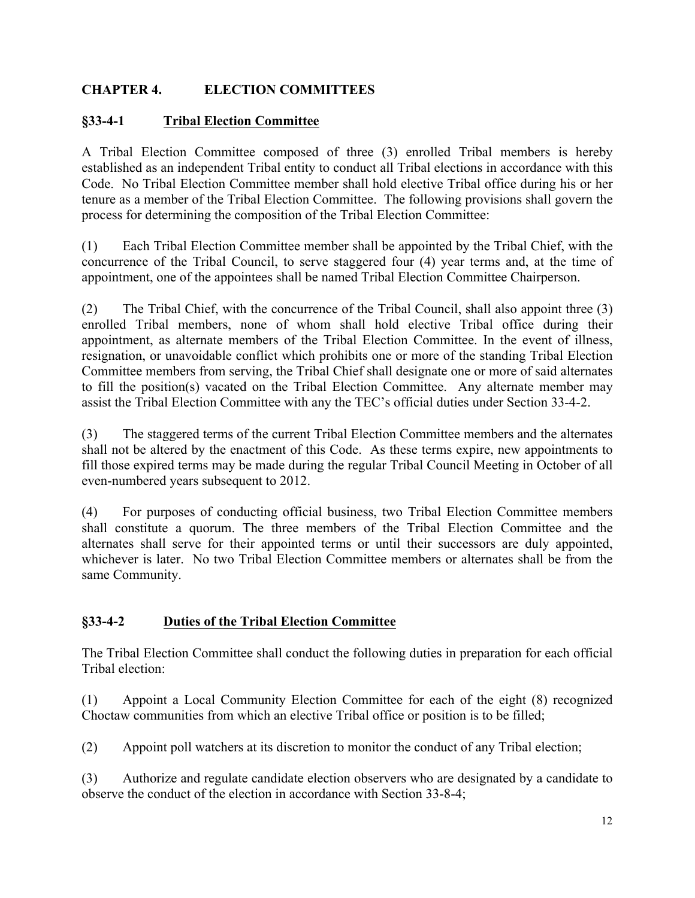## CHAPTER 4. ELECTION COMMITTEES

### §33-4-1 <u>Tribal Election Committee</u>

A Tribal Election Committee composed of three (3) enrolled Tribal members is hereby established as an independent Tribal entity to conduct all Tribal elections in accordance with this Code. No Tribal Election Committee member shall hold elective Tribal office during his or her tenure as a member of the Tribal Election Committee. The following provisions shall govern the process for determining the composition of the Tribal Election Committee:

(1) Each Tribal Election Committee member shall be appointed by the Tribal Chief, with the concurrence of the Tribal Council, to serve staggered four (4) year terms and, at the time of appointment, one of the appointees shall be named Tribal Election Committee Chairperson.

(2) The Tribal Chief, with the concurrence of the Tribal Council, shall also appoint three (3) enrolled Tribal members, none of whom shall hold elective Tribal office during their appointment, as alternate members of the Tribal Election Committee. In the event of illness, resignation, or unavoidable conflict which prohibits one or more of the standing Tribal Election Committee members from serving, the Tribal Chief shall designate one or more of said alternates to fill the position(s) vacated on the Tribal Election Committee. Any alternate member may assist the Tribal Election Committee with any the TEC's official duties under Section 33-4-2.

(3) The staggered terms of the current Tribal Election Committee members and the alternates shall not be altered by the enactment of this Code. As these terms expire, new appointments to fill those expired terms may be made during the regular Tribal Council Meeting in October of all even-numbered years subsequent to 2012.

(4) For purposes of conducting official business, two Tribal Election Committee members shall constitute a quorum. The three members of the Tribal Election Committee and the alternates shall serve for their appointed terms or until their successors are duly appointed, whichever is later. No two Tribal Election Committee members or alternates shall be from the same Community.

### §33-4-2 <u>Duties of the Tribal Election Committee</u>

The Tribal Election Committee shall conduct the following duties in preparation for each official Tribal election:

(1) Appoint a Local Community Election Committee for each of the eight (8) recognized Choctaw communities from which an elective Tribal office or position is to be filled;

(2) Appoint poll watchers at its discretion to monitor the conduct of any Tribal election;

(3) Authorize and regulate candidate election observers who are designated by a candidate to observe the conduct of the election in accordance with Section 33-8-4;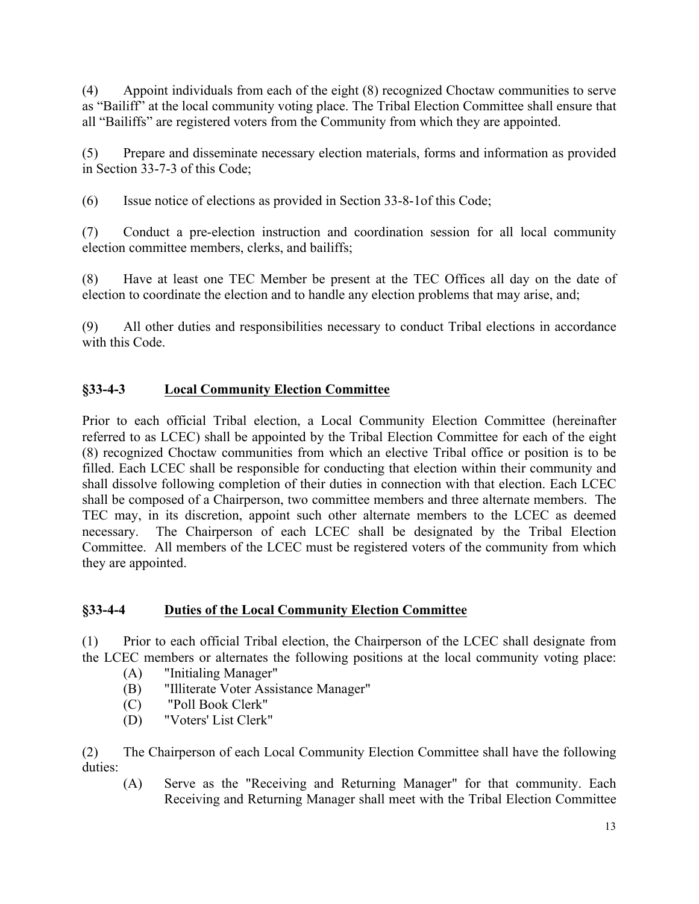(4) Appoint individuals from each of the eight (8) recognized Choctaw communities to serve as "Bailiff" at the local community voting place. The Tribal Election Committee shall ensure that all "Bailiffs" are registered voters from the Community from which they are appointed.

(5) Prepare and disseminate necessary election materials, forms and information as provided in Section 33-7-3 of this Code;

(6) Issue notice of elections as provided in Section 33-8-1of this Code;

(7) Conduct a pre-election instruction and coordination session for all local community election committee members, clerks, and bailiffs;

(8) Have at least one TEC Member be present at the TEC Offices all day on the date of election to coordinate the election and to handle any election problems that may arise, and;

(9) All other duties and responsibilities necessary to conduct Tribal elections in accordance with this Code.

### §33-4-3 Local Community Election Committee

Prior to each official Tribal election, a Local Community Election Committee (hereinafter referred to as LCEC) shall be appointed by the Tribal Election Committee for each of the eight (8) recognized Choctaw communities from which an elective Tribal office or position is to be filled. Each LCEC shall be responsible for conducting that election within their community and shall dissolve following completion of their duties in connection with that election. Each LCEC shall be composed of a Chairperson, two committee members and three alternate members. The TEC may, in its discretion, appoint such other alternate members to the LCEC as deemed necessary. The Chairperson of each LCEC shall be designated by the Tribal Election Committee. All members of the LCEC must be registered voters of the community from which they are appointed.

### §33-4-4 Duties of the Local Community Election Committee

(1) Prior to each official Tribal election, the Chairperson of the LCEC shall designate from the LCEC members or alternates the following positions at the local community voting place:

- (A) "Initialing Manager"
- (B) "Illiterate Voter Assistance Manager"
- (C) "Poll Book Clerk"
- (D) "Voters' List Clerk"

(2) The Chairperson of each Local Community Election Committee shall have the following duties:

- (A) Serve as the "Receiving and Returning Manager" for that community. Each Receiving and Returning Manager shall meet with the Tribal Election Committee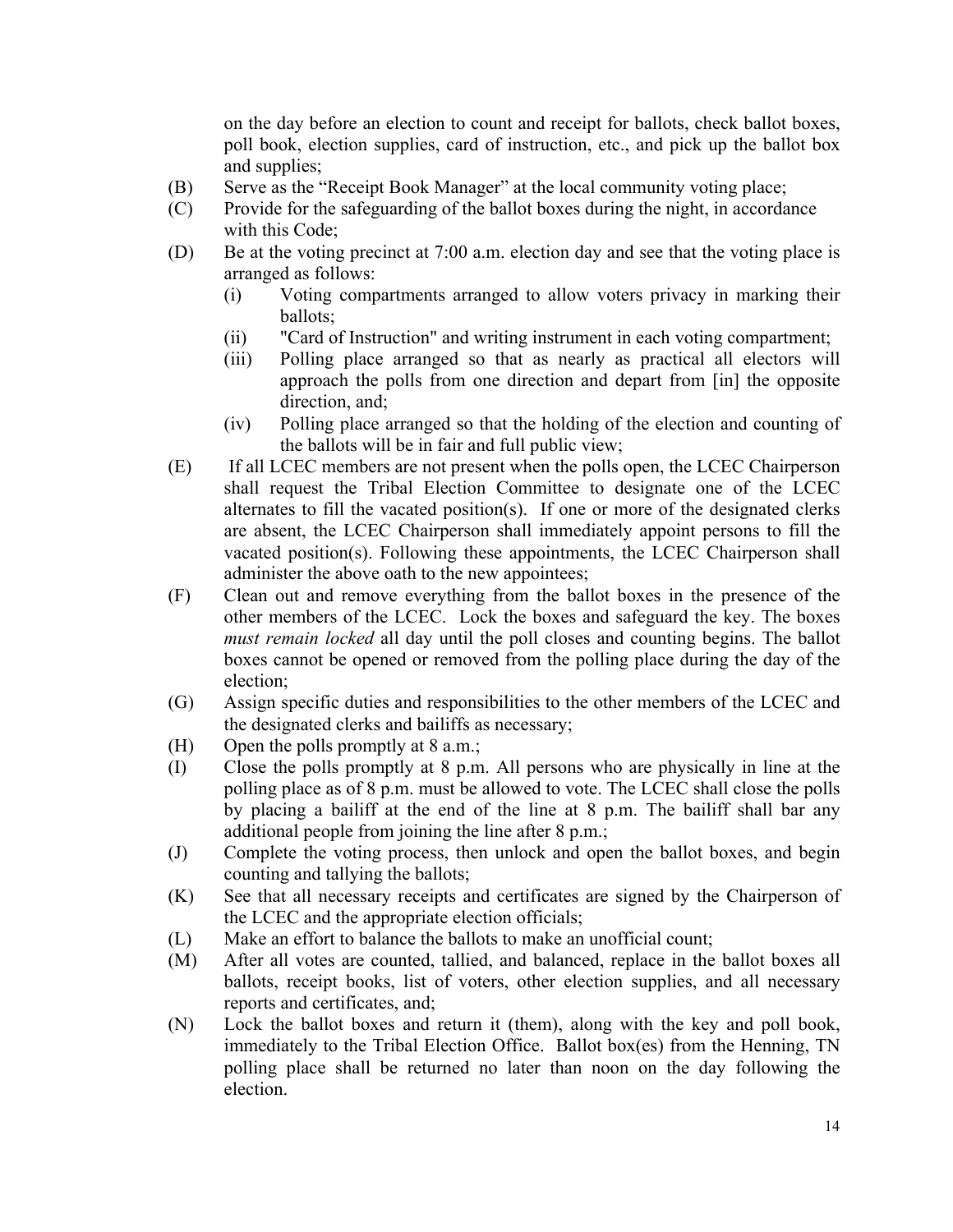on the day before an election to count and receipt for ballots, check ballot boxes, poll book, election supplies, card of instruction, etc., and pick up the ballot box and supplies;

(B) Serve as the "Receipt Book Manager" at the local community voting place;

(C) Provide for the safeguarding of the ballot boxes during the night, in accordance with this Code;

(D) Be at the voting precinct at 7:00 a.m. election day and see that the voting place is arranged as follows:
   - (i) Voting compartments arranged to allow voters privacy in marking their ballots;
   - (ii) "Card of Instruction" and writing instrument in each voting compartment;
   - (iii) Polling place arranged so that as nearly as practical all electors will approach the polls from one direction and depart from [in] the opposite direction, and;
   - (iv) Polling place arranged so that the holding of the election and counting of the ballots will be in fair and full public view;

(E) If all LCEC members are not present when the polls open, the LCEC Chairperson shall request the Tribal Election Committee to designate one of the LCEC alternates to fill the vacated position(s). If one or more of the designated clerks are absent, the LCEC Chairperson shall immediately appoint persons to fill the vacated position(s). Following these appointments, the LCEC Chairperson shall administer the above oath to the new appointees;

(F) Clean out and remove everything from the ballot boxes in the presence of the other members of the LCEC. Lock the boxes and safeguard the key. The boxes *must remain locked* all day until the poll closes and counting begins. The ballot boxes cannot be opened or removed from the polling place during the day of the election;

(G) Assign specific duties and responsibilities to the other members of the LCEC and the designated clerks and bailiffs as necessary;

(H) Open the polls promptly at 8 a.m.;

(I) Close the polls promptly at 8 p.m. All persons who are physically in line at the polling place as of 8 p.m. must be allowed to vote. The LCEC shall close the polls by placing a bailiff at the end of the line at 8 p.m. The bailiff shall bar any additional people from joining the line after 8 p.m.;

(J) Complete the voting process, then unlock and open the ballot boxes, and begin counting and tallying the ballots;

(K) See that all necessary receipts and certificates are signed by the Chairperson of the LCEC and the appropriate election officials;

(L) Make an effort to balance the ballots to make an unofficial count;

(M) After all votes are counted, tallied, and balanced, replace in the ballot boxes all ballots, receipt books, list of voters, other election supplies, and all necessary reports and certificates, and;

(N) Lock the ballot boxes and return it (them), along with the key and poll book, immediately to the Tribal Election Office. Ballot box(es) from the Henning, TN polling place shall be returned no later than noon on the day following the election.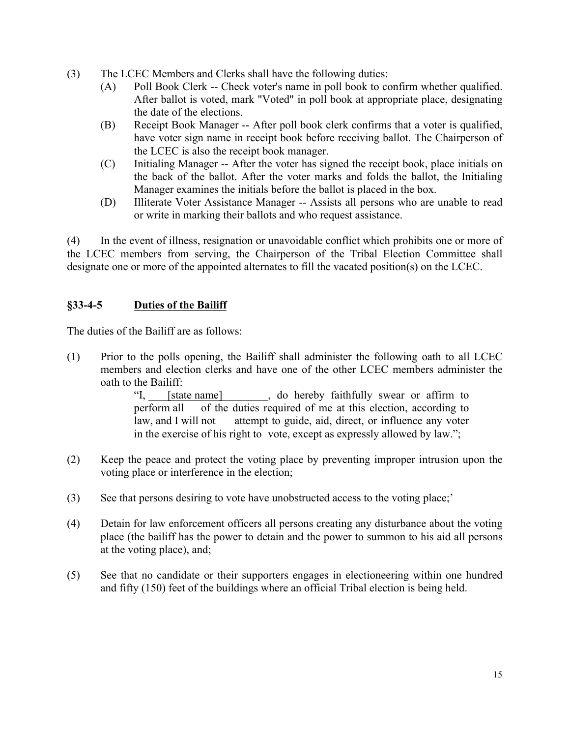(3) The LCEC Members and Clerks shall have the following duties:

(A) Poll Book Clerk -- Check voter's name in poll book to confirm whether qualified. After ballot is voted, mark "Voted" in poll book at appropriate place, designating the date of the elections.

(B) Receipt Book Manager -- After poll book clerk confirms that a voter is qualified, have voter sign name in receipt book before receiving ballot. The Chairperson of the LCEC is also the receipt book manager.

(C) Initialing Manager -- After the voter has signed the receipt book, place initials on the back of the ballot. After the voter marks and folds the ballot, the Initialing Manager examines the initials before the ballot is placed in the box.

(D) Illiterate Voter Assistance Manager -- Assists all persons who are unable to read or write in marking their ballots and who request assistance.

(4) In the event of illness, resignation or unavoidable conflict which prohibits one or more of the LCEC members from serving, the Chairperson of the Tribal Election Committee shall designate one or more of the appointed alternates to fill the vacated position(s) on the LCEC.

### §33-4-5 Duties of the Bailiff

The duties of the Bailiff are as follows:

(1) Prior to the polls opening, the Bailiff shall administer the following oath to all LCEC members and election clerks and have one of the other LCEC members administer the oath to the Bailiff:

> "I, [state name], do hereby faithfully swear or affirm to perform all of the duties required of me at this election, according to law, and I will not attempt to guide, aid, direct, or influence any voter in the exercise of his right to vote, except as expressly allowed by law.";

(2) Keep the peace and protect the voting place by preventing improper intrusion upon the voting place or interference in the election;

(3) See that persons desiring to vote have unobstructed access to the voting place;'

(4) Detain for law enforcement officers all persons creating any disturbance about the voting place (the bailiff has the power to detain and the power to summon to his aid all persons at the voting place), and;

(5) See that no candidate or their supporters engages in electioneering within one hundred and fifty (150) feet of the buildings where an official Tribal election is being held.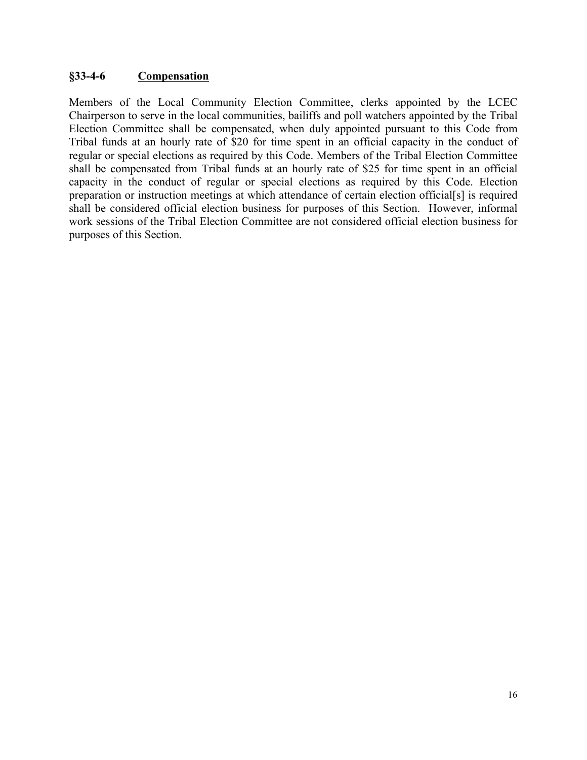### §33-4-6 Compensation

Members of the Local Community Election Committee, clerks appointed by the LCEC Chairperson to serve in the local communities, bailiffs and poll watchers appointed by the Tribal Election Committee shall be compensated, when duly appointed pursuant to this Code from Tribal funds at an hourly rate of $20 for time spent in an official capacity in the conduct of regular or special elections as required by this Code. Members of the Tribal Election Committee shall be compensated from Tribal funds at an hourly rate of $25 for time spent in an official capacity in the conduct of regular or special elections as required by this Code. Election preparation or instruction meetings at which attendance of certain election official[s] is required shall be considered official election business for purposes of this Section. However, informal work sessions of the Tribal Election Committee are not considered official election business for purposes of this Section.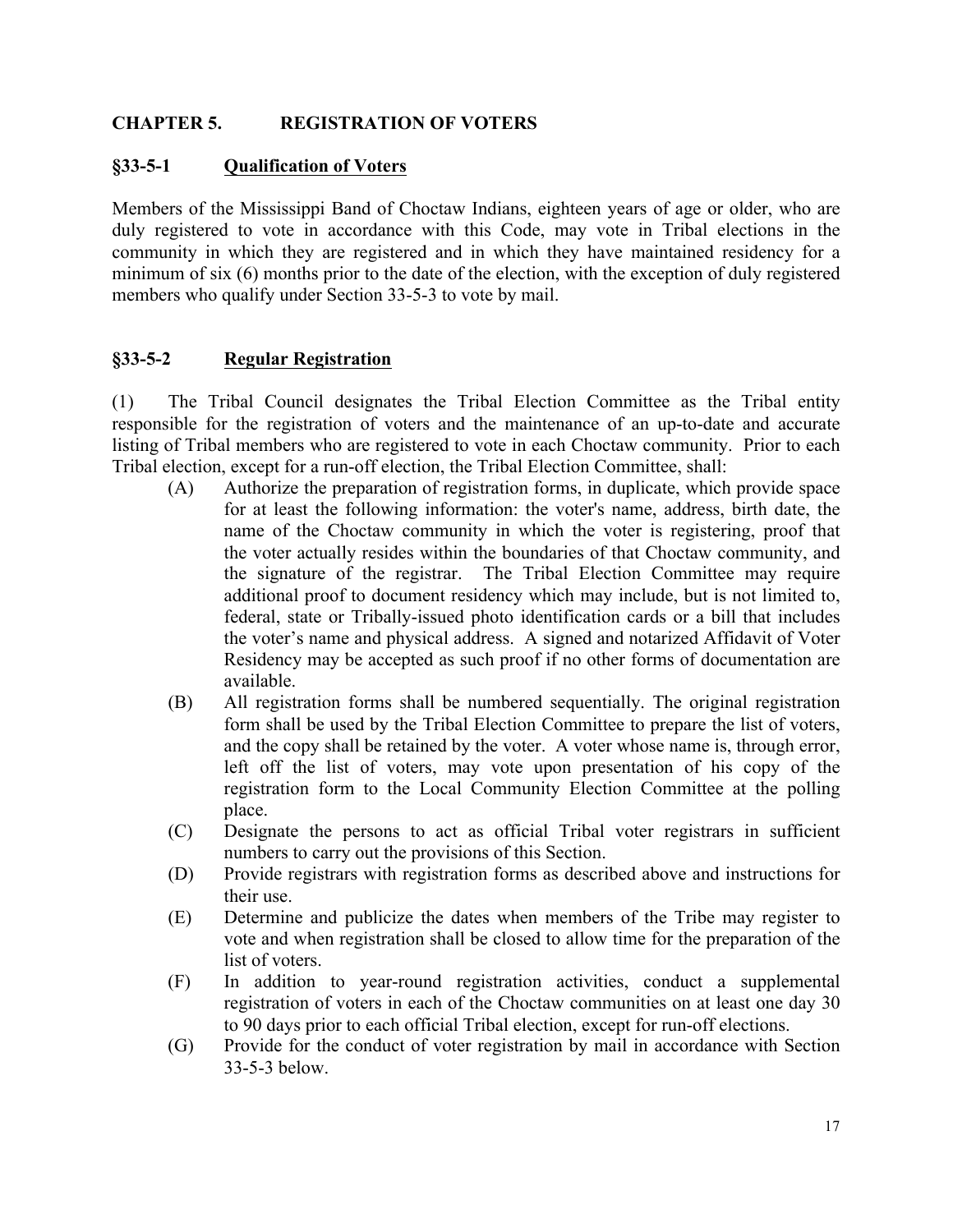## CHAPTER 5. REGISTRATION OF VOTERS

### §33-5-1 <u>Qualification of Voters</u>

Members of the Mississippi Band of Choctaw Indians, eighteen years of age or older, who are duly registered to vote in accordance with this Code, may vote in Tribal elections in the community in which they are registered and in which they have maintained residency for a minimum of six (6) months prior to the date of the election, with the exception of duly registered members who qualify under Section 33-5-3 to vote by mail.

### §33-5-2 <u>Regular Registration</u>

(1) The Tribal Council designates the Tribal Election Committee as the Tribal entity responsible for the registration of voters and the maintenance of an up-to-date and accurate listing of Tribal members who are registered to vote in each Choctaw community. Prior to each Tribal election, except for a run-off election, the Tribal Election Committee, shall:

- (A) Authorize the preparation of registration forms, in duplicate, which provide space for at least the following information: the voter's name, address, birth date, the name of the Choctaw community in which the voter is registering, proof that the voter actually resides within the boundaries of that Choctaw community, and the signature of the registrar. The Tribal Election Committee may require additional proof to document residency which may include, but is not limited to, federal, state or Tribally-issued photo identification cards or a bill that includes the voter's name and physical address. A signed and notarized Affidavit of Voter Residency may be accepted as such proof if no other forms of documentation are available.
- (B) All registration forms shall be numbered sequentially. The original registration form shall be used by the Tribal Election Committee to prepare the list of voters, and the copy shall be retained by the voter. A voter whose name is, through error, left off the list of voters, may vote upon presentation of his copy of the registration form to the Local Community Election Committee at the polling place.
- (C) Designate the persons to act as official Tribal voter registrars in sufficient numbers to carry out the provisions of this Section.
- (D) Provide registrars with registration forms as described above and instructions for their use.
- (E) Determine and publicize the dates when members of the Tribe may register to vote and when registration shall be closed to allow time for the preparation of the list of voters.
- (F) In addition to year-round registration activities, conduct a supplemental registration of voters in each of the Choctaw communities on at least one day 30 to 90 days prior to each official Tribal election, except for run-off elections.
- (G) Provide for the conduct of voter registration by mail in accordance with Section 33-5-3 below.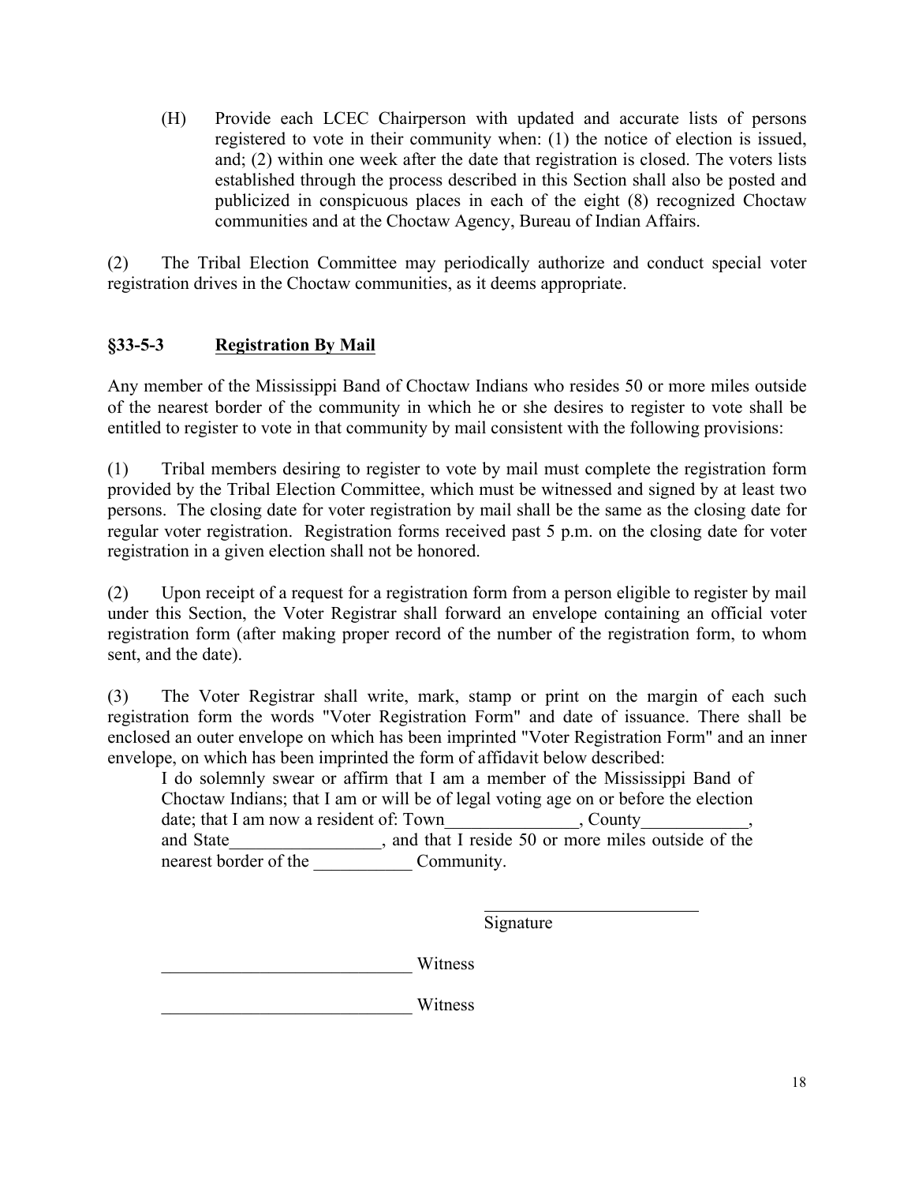(H) Provide each LCEC Chairperson with updated and accurate lists of persons registered to vote in their community when: (1) the notice of election is issued, and; (2) within one week after the date that registration is closed. The voters lists established through the process described in this Section shall also be posted and publicized in conspicuous places in each of the eight (8) recognized Choctaw communities and at the Choctaw Agency, Bureau of Indian Affairs.

(2) The Tribal Election Committee may periodically authorize and conduct special voter registration drives in the Choctaw communities, as it deems appropriate.

## §33-5-3 Registration By Mail

Any member of the Mississippi Band of Choctaw Indians who resides 50 or more miles outside of the nearest border of the community in which he or she desires to register to vote shall be entitled to register to vote in that community by mail consistent with the following provisions:

(1) Tribal members desiring to register to vote by mail must complete the registration form provided by the Tribal Election Committee, which must be witnessed and signed by at least two persons. The closing date for voter registration by mail shall be the same as the closing date for regular voter registration. Registration forms received past 5 p.m. on the closing date for voter registration in a given election shall not be honored.

(2) Upon receipt of a request for a registration form from a person eligible to register by mail under this Section, the Voter Registrar shall forward an envelope containing an official voter registration form (after making proper record of the number of the registration form, to whom sent, and the date).

(3) The Voter Registrar shall write, mark, stamp or print on the margin of each such registration form the words "Voter Registration Form" and date of issuance. There shall be enclosed an outer envelope on which has been imprinted "Voter Registration Form" and an inner envelope, on which has been imprinted the form of affidavit below described:

> I do solemnly swear or affirm that I am a member of the Mississippi Band of Choctaw Indians; that I am or will be of legal voting age on or before the election date; that I am now a resident of: Town_______________, County____________, and State_________________, and that I reside 50 or more miles outside of the nearest border of the ___________ Community.

_________________________
Signature

____________________________ Witness

____________________________ Witness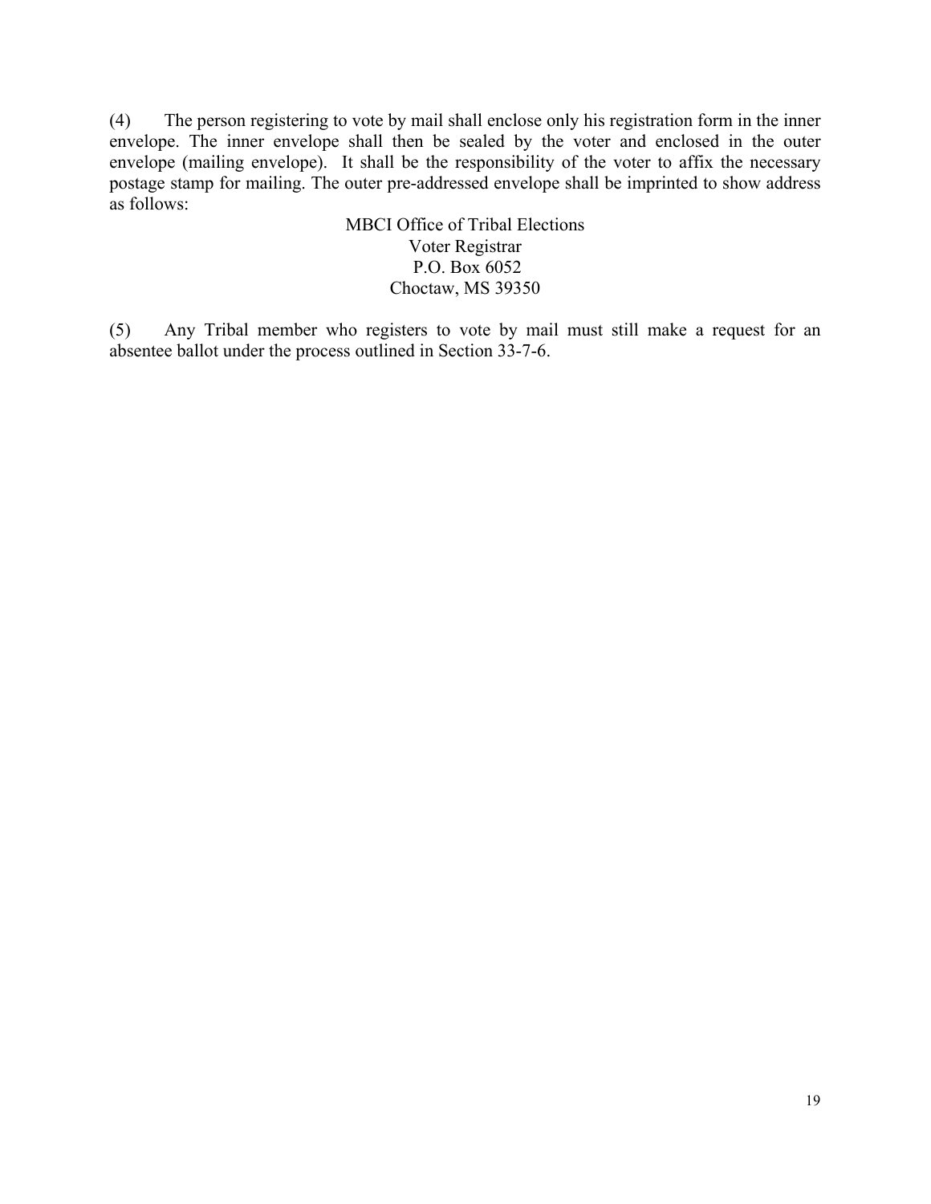(4) The person registering to vote by mail shall enclose only his registration form in the inner envelope. The inner envelope shall then be sealed by the voter and enclosed in the outer envelope (mailing envelope). It shall be the responsibility of the voter to affix the necessary postage stamp for mailing. The outer pre-addressed envelope shall be imprinted to show address as follows:

MBCI Office of Tribal Elections
Voter Registrar
P.O. Box 6052
Choctaw, MS 39350

(5) Any Tribal member who registers to vote by mail must still make a request for an absentee ballot under the process outlined in Section 33-7-6.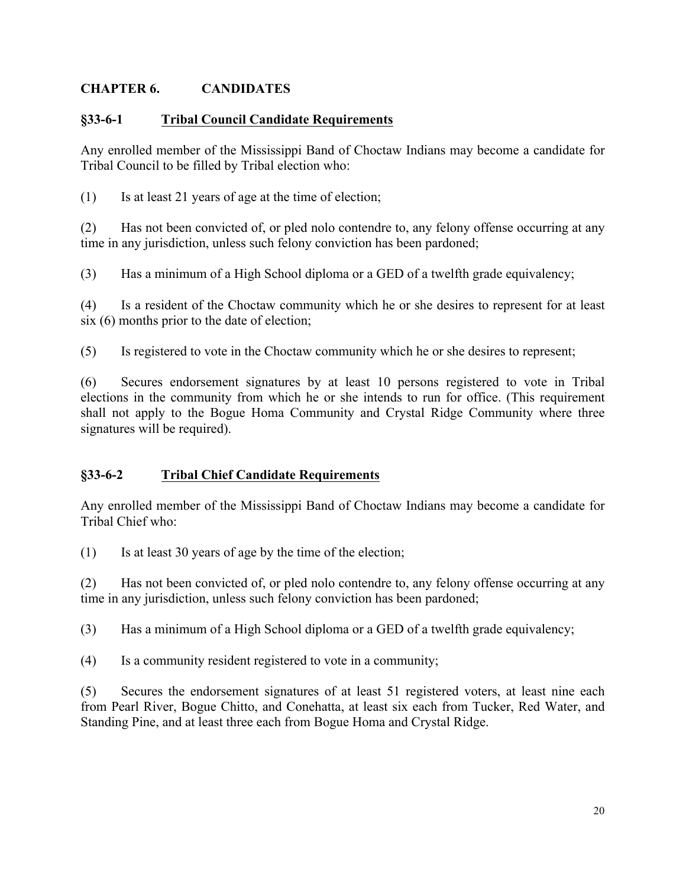## CHAPTER 6. CANDIDATES

### §33-6-1 Tribal Council Candidate Requirements

Any enrolled member of the Mississippi Band of Choctaw Indians may become a candidate for Tribal Council to be filled by Tribal election who:

(1) Is at least 21 years of age at the time of election;

(2) Has not been convicted of, or pled nolo contendre to, any felony offense occurring at any time in any jurisdiction, unless such felony conviction has been pardoned;

(3) Has a minimum of a High School diploma or a GED of a twelfth grade equivalency;

(4) Is a resident of the Choctaw community which he or she desires to represent for at least six (6) months prior to the date of election;

(5) Is registered to vote in the Choctaw community which he or she desires to represent;

(6) Secures endorsement signatures by at least 10 persons registered to vote in Tribal elections in the community from which he or she intends to run for office. (This requirement shall not apply to the Bogue Homa Community and Crystal Ridge Community where three signatures will be required).

### §33-6-2 Tribal Chief Candidate Requirements

Any enrolled member of the Mississippi Band of Choctaw Indians may become a candidate for Tribal Chief who:

(1) Is at least 30 years of age by the time of the election;

(2) Has not been convicted of, or pled nolo contendre to, any felony offense occurring at any time in any jurisdiction, unless such felony conviction has been pardoned;

(3) Has a minimum of a High School diploma or a GED of a twelfth grade equivalency;

(4) Is a community resident registered to vote in a community;

(5) Secures the endorsement signatures of at least 51 registered voters, at least nine each from Pearl River, Bogue Chitto, and Conehatta, at least six each from Tucker, Red Water, and Standing Pine, and at least three each from Bogue Homa and Crystal Ridge.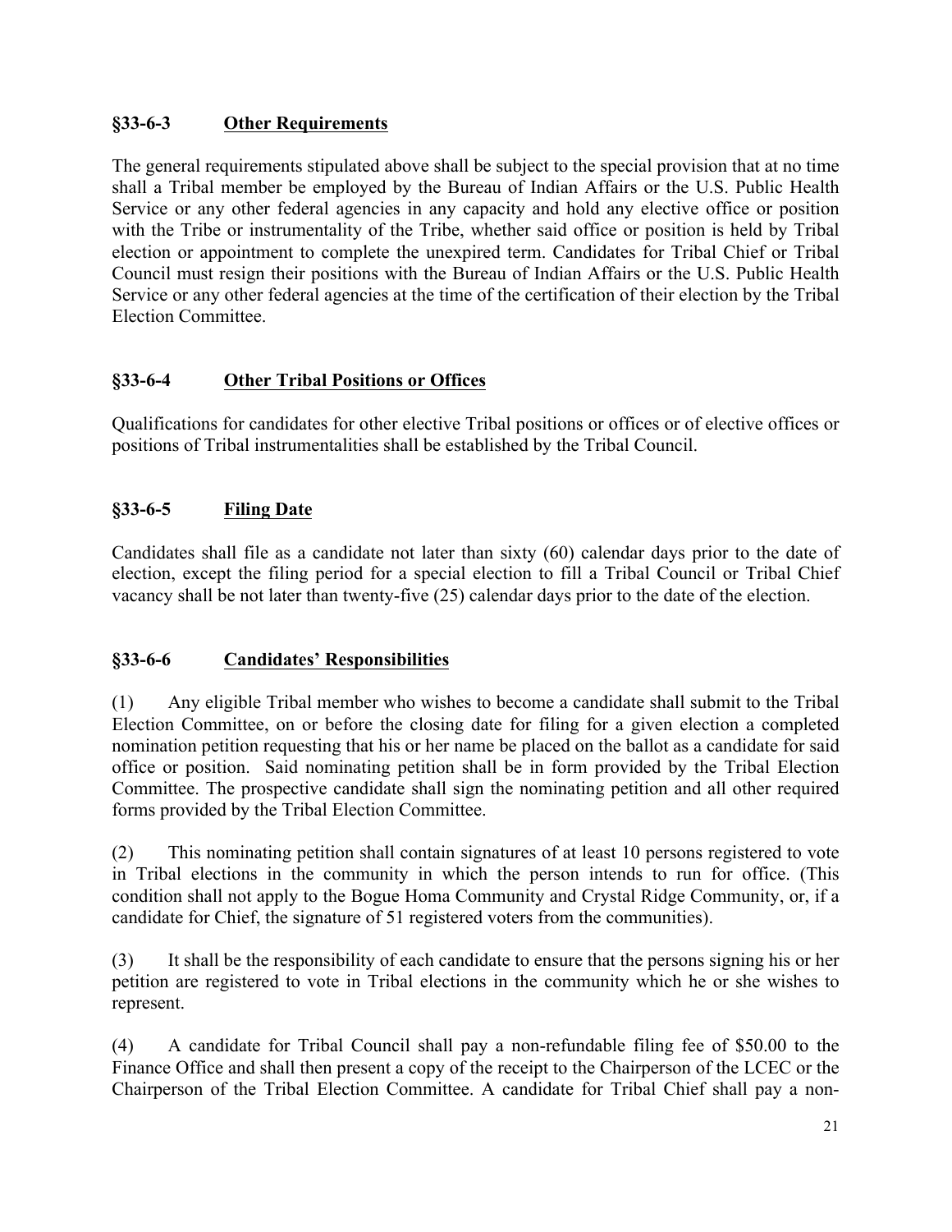### §33-6-3 Other Requirements

The general requirements stipulated above shall be subject to the special provision that at no time shall a Tribal member be employed by the Bureau of Indian Affairs or the U.S. Public Health Service or any other federal agencies in any capacity and hold any elective office or position with the Tribe or instrumentality of the Tribe, whether said office or position is held by Tribal election or appointment to complete the unexpired term. Candidates for Tribal Chief or Tribal Council must resign their positions with the Bureau of Indian Affairs or the U.S. Public Health Service or any other federal agencies at the time of the certification of their election by the Tribal Election Committee.

### §33-6-4 Other Tribal Positions or Offices

Qualifications for candidates for other elective Tribal positions or offices or of elective offices or positions of Tribal instrumentalities shall be established by the Tribal Council.

### §33-6-5 Filing Date

Candidates shall file as a candidate not later than sixty (60) calendar days prior to the date of election, except the filing period for a special election to fill a Tribal Council or Tribal Chief vacancy shall be not later than twenty-five (25) calendar days prior to the date of the election.

### §33-6-6 Candidates' Responsibilities

(1) Any eligible Tribal member who wishes to become a candidate shall submit to the Tribal Election Committee, on or before the closing date for filing for a given election a completed nomination petition requesting that his or her name be placed on the ballot as a candidate for said office or position. Said nominating petition shall be in form provided by the Tribal Election Committee. The prospective candidate shall sign the nominating petition and all other required forms provided by the Tribal Election Committee.

(2) This nominating petition shall contain signatures of at least 10 persons registered to vote in Tribal elections in the community in which the person intends to run for office. (This condition shall not apply to the Bogue Homa Community and Crystal Ridge Community, or, if a candidate for Chief, the signature of 51 registered voters from the communities).

(3) It shall be the responsibility of each candidate to ensure that the persons signing his or her petition are registered to vote in Tribal elections in the community which he or she wishes to represent.

(4) A candidate for Tribal Council shall pay a non-refundable filing fee of $50.00 to the Finance Office and shall then present a copy of the receipt to the Chairperson of the LCEC or the Chairperson of the Tribal Election Committee. A candidate for Tribal Chief shall pay a non-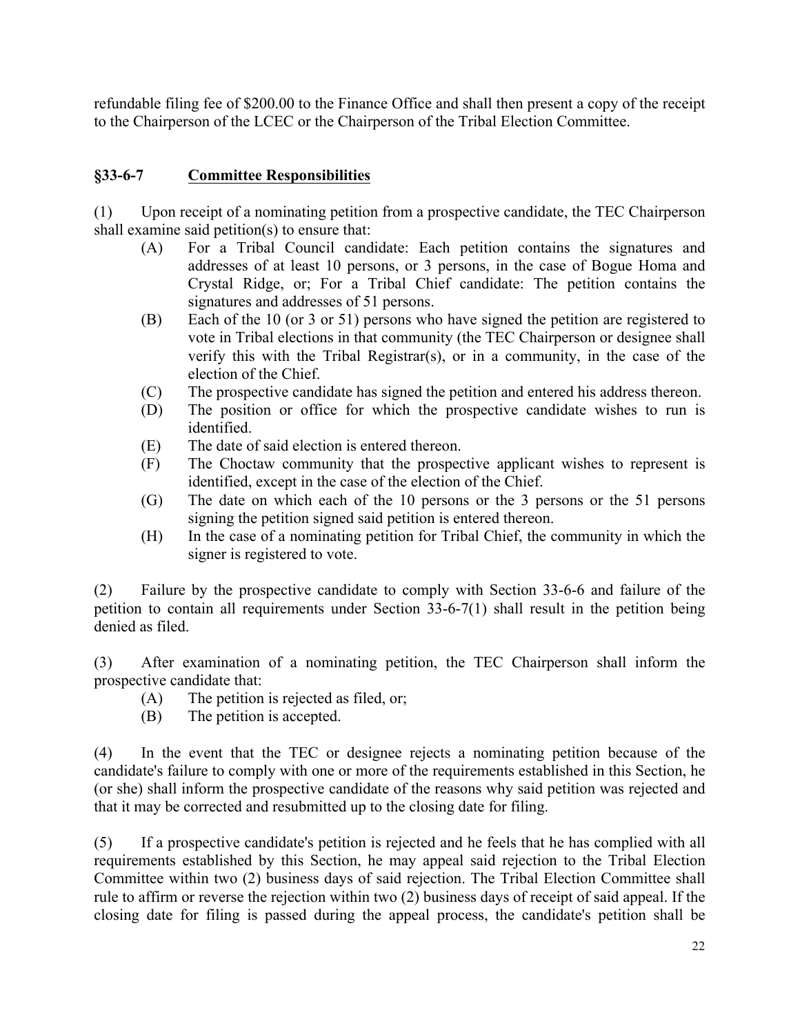refundable filing fee of $200.00 to the Finance Office and shall then present a copy of the receipt to the Chairperson of the LCEC or the Chairperson of the Tribal Election Committee.

## §33-6-7 Committee Responsibilities

(1) Upon receipt of a nominating petition from a prospective candidate, the TEC Chairperson shall examine said petition(s) to ensure that:

- (A) For a Tribal Council candidate: Each petition contains the signatures and addresses of at least 10 persons, or 3 persons, in the case of Bogue Homa and Crystal Ridge, or; For a Tribal Chief candidate: The petition contains the signatures and addresses of 51 persons.
- (B) Each of the 10 (or 3 or 51) persons who have signed the petition are registered to vote in Tribal elections in that community (the TEC Chairperson or designee shall verify this with the Tribal Registrar(s), or in a community, in the case of the election of the Chief.
- (C) The prospective candidate has signed the petition and entered his address thereon.
- (D) The position or office for which the prospective candidate wishes to run is identified.
- (E) The date of said election is entered thereon.
- (F) The Choctaw community that the prospective applicant wishes to represent is identified, except in the case of the election of the Chief.
- (G) The date on which each of the 10 persons or the 3 persons or the 51 persons signing the petition signed said petition is entered thereon.
- (H) In the case of a nominating petition for Tribal Chief, the community in which the signer is registered to vote.

(2) Failure by the prospective candidate to comply with Section 33-6-6 and failure of the petition to contain all requirements under Section 33-6-7(1) shall result in the petition being denied as filed.

(3) After examination of a nominating petition, the TEC Chairperson shall inform the prospective candidate that:

- (A) The petition is rejected as filed, or;
- (B) The petition is accepted.

(4) In the event that the TEC or designee rejects a nominating petition because of the candidate's failure to comply with one or more of the requirements established in this Section, he (or she) shall inform the prospective candidate of the reasons why said petition was rejected and that it may be corrected and resubmitted up to the closing date for filing.

(5) If a prospective candidate's petition is rejected and he feels that he has complied with all requirements established by this Section, he may appeal said rejection to the Tribal Election Committee within two (2) business days of said rejection. The Tribal Election Committee shall rule to affirm or reverse the rejection within two (2) business days of receipt of said appeal. If the closing date for filing is passed during the appeal process, the candidate's petition shall be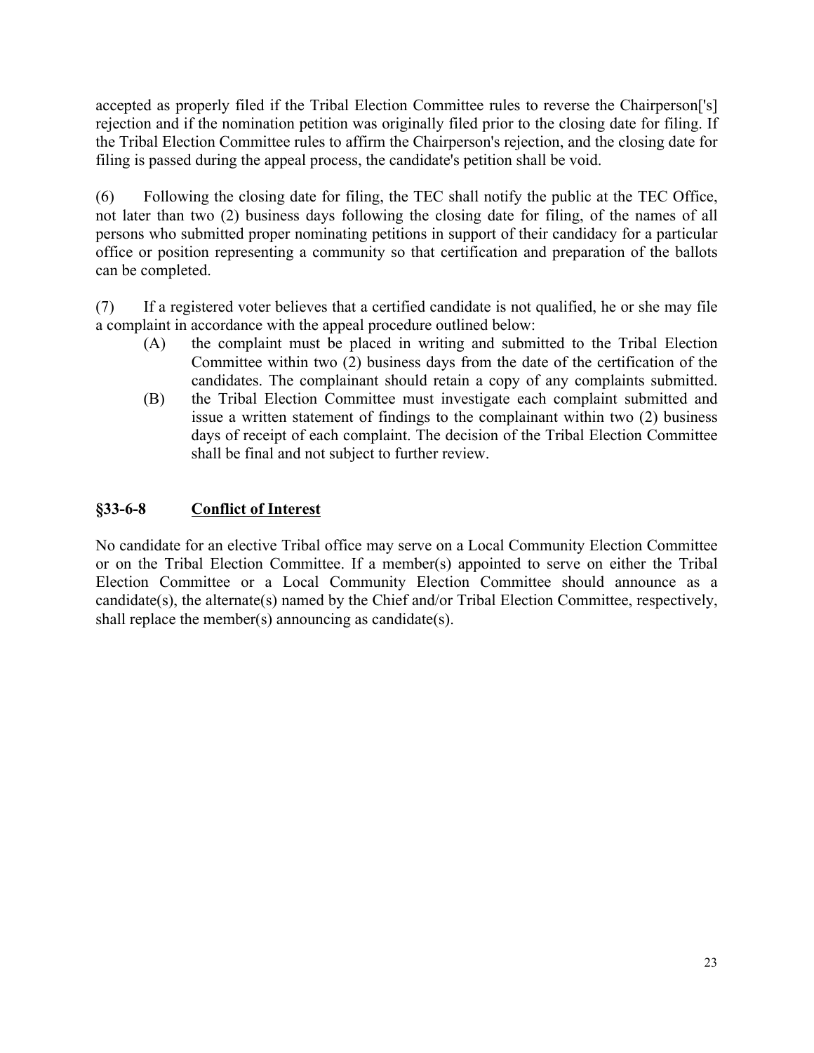accepted as properly filed if the Tribal Election Committee rules to reverse the Chairperson['s] rejection and if the nomination petition was originally filed prior to the closing date for filing. If the Tribal Election Committee rules to affirm the Chairperson's rejection, and the closing date for filing is passed during the appeal process, the candidate's petition shall be void.

(6) Following the closing date for filing, the TEC shall notify the public at the TEC Office, not later than two (2) business days following the closing date for filing, of the names of all persons who submitted proper nominating petitions in support of their candidacy for a particular office or position representing a community so that certification and preparation of the ballots can be completed.

(7) If a registered voter believes that a certified candidate is not qualified, he or she may file a complaint in accordance with the appeal procedure outlined below:

- (A) the complaint must be placed in writing and submitted to the Tribal Election Committee within two (2) business days from the date of the certification of the candidates. The complainant should retain a copy of any complaints submitted.
- (B) the Tribal Election Committee must investigate each complaint submitted and issue a written statement of findings to the complainant within two (2) business days of receipt of each complaint. The decision of the Tribal Election Committee shall be final and not subject to further review.

### §33-6-8 Conflict of Interest

No candidate for an elective Tribal office may serve on a Local Community Election Committee or on the Tribal Election Committee. If a member(s) appointed to serve on either the Tribal Election Committee or a Local Community Election Committee should announce as a candidate(s), the alternate(s) named by the Chief and/or Tribal Election Committee, respectively, shall replace the member(s) announcing as candidate(s).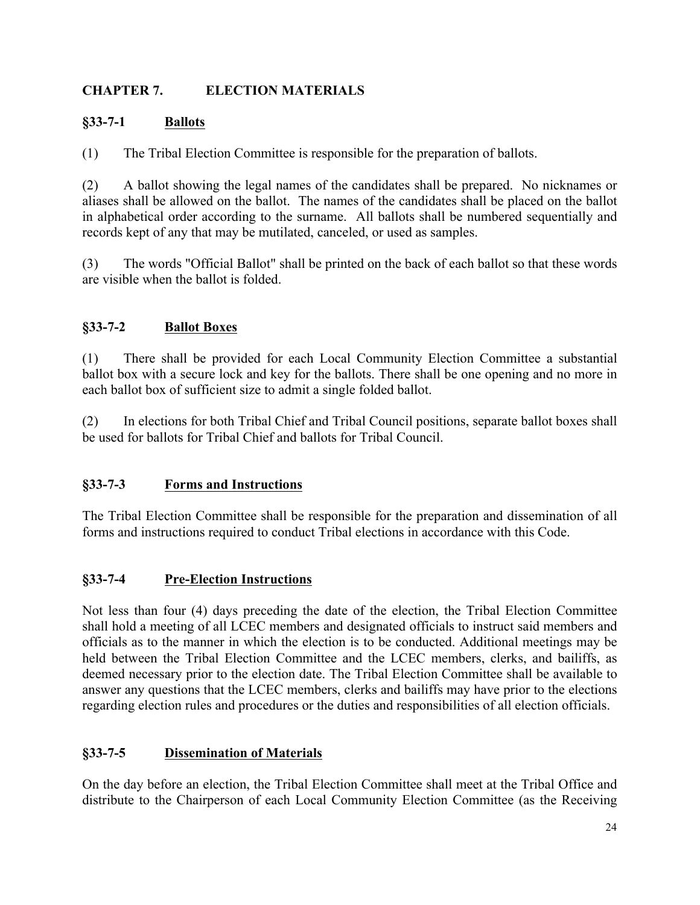## CHAPTER 7. ELECTION MATERIALS

### §33-7-1 Ballots

(1) The Tribal Election Committee is responsible for the preparation of ballots.

(2) A ballot showing the legal names of the candidates shall be prepared. No nicknames or aliases shall be allowed on the ballot. The names of the candidates shall be placed on the ballot in alphabetical order according to the surname. All ballots shall be numbered sequentially and records kept of any that may be mutilated, canceled, or used as samples.

(3) The words "Official Ballot" shall be printed on the back of each ballot so that these words are visible when the ballot is folded.

### §33-7-2 Ballot Boxes

(1) There shall be provided for each Local Community Election Committee a substantial ballot box with a secure lock and key for the ballots. There shall be one opening and no more in each ballot box of sufficient size to admit a single folded ballot.

(2) In elections for both Tribal Chief and Tribal Council positions, separate ballot boxes shall be used for ballots for Tribal Chief and ballots for Tribal Council.

### §33-7-3 Forms and Instructions

The Tribal Election Committee shall be responsible for the preparation and dissemination of all forms and instructions required to conduct Tribal elections in accordance with this Code.

### §33-7-4 Pre-Election Instructions

Not less than four (4) days preceding the date of the election, the Tribal Election Committee shall hold a meeting of all LCEC members and designated officials to instruct said members and officials as to the manner in which the election is to be conducted. Additional meetings may be held between the Tribal Election Committee and the LCEC members, clerks, and bailiffs, as deemed necessary prior to the election date. The Tribal Election Committee shall be available to answer any questions that the LCEC members, clerks and bailiffs may have prior to the elections regarding election rules and procedures or the duties and responsibilities of all election officials.

### §33-7-5 Dissemination of Materials

On the day before an election, the Tribal Election Committee shall meet at the Tribal Office and distribute to the Chairperson of each Local Community Election Committee (as the Receiving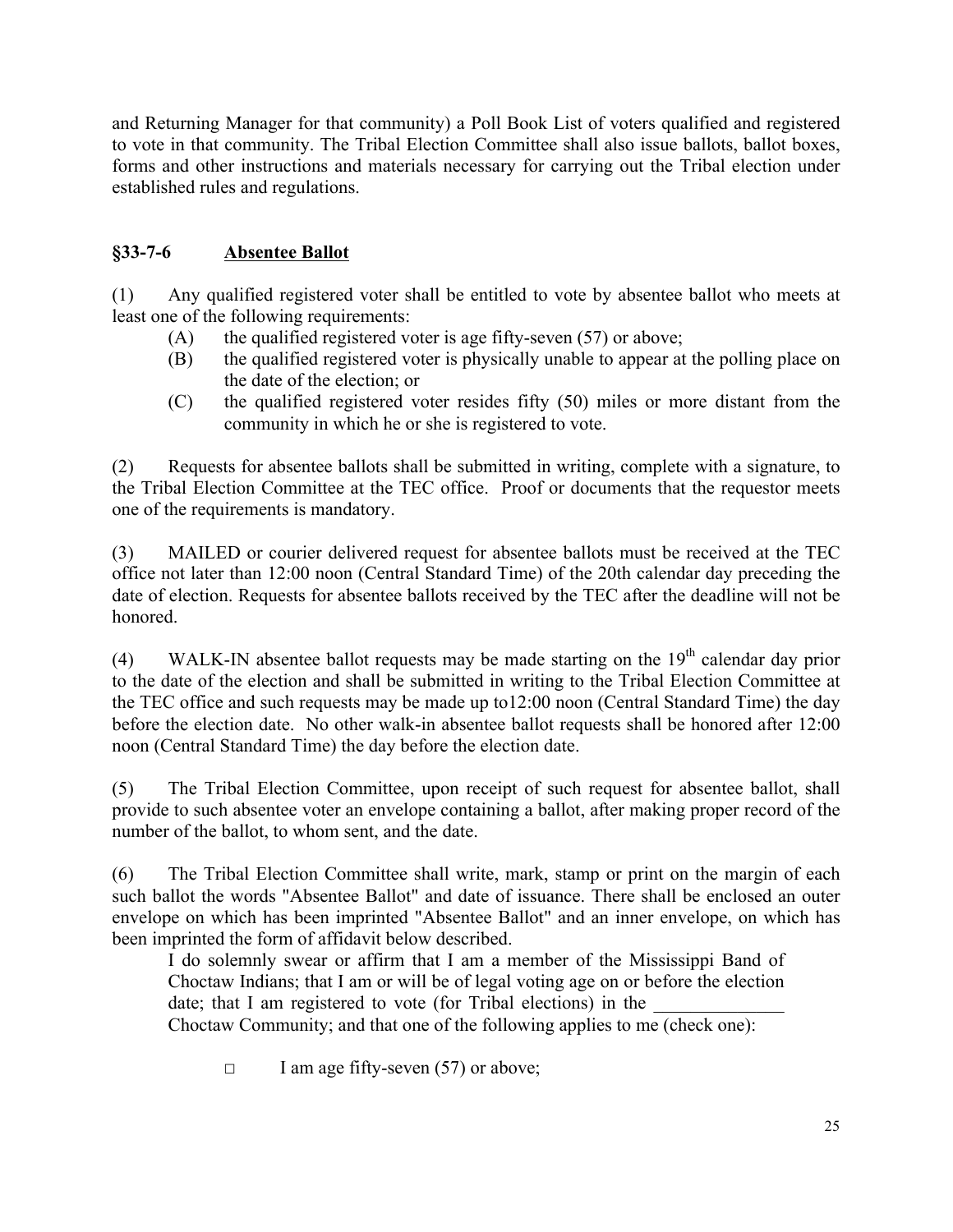and Returning Manager for that community) a Poll Book List of voters qualified and registered to vote in that community. The Tribal Election Committee shall also issue ballots, ballot boxes, forms and other instructions and materials necessary for carrying out the Tribal election under established rules and regulations.

### §33-7-6 <u>Absentee Ballot</u>

(1) Any qualified registered voter shall be entitled to vote by absentee ballot who meets at least one of the following requirements:

- (A) the qualified registered voter is age fifty-seven (57) or above;
- (B) the qualified registered voter is physically unable to appear at the polling place on the date of the election; or
- (C) the qualified registered voter resides fifty (50) miles or more distant from the community in which he or she is registered to vote.

(2) Requests for absentee ballots shall be submitted in writing, complete with a signature, to the Tribal Election Committee at the TEC office. Proof or documents that the requestor meets one of the requirements is mandatory.

(3) MAILED or courier delivered request for absentee ballots must be received at the TEC office not later than 12:00 noon (Central Standard Time) of the 20th calendar day preceding the date of election. Requests for absentee ballots received by the TEC after the deadline will not be honored.

(4) WALK-IN absentee ballot requests may be made starting on the 19th calendar day prior to the date of the election and shall be submitted in writing to the Tribal Election Committee at the TEC office and such requests may be made up to12:00 noon (Central Standard Time) the day before the election date. No other walk-in absentee ballot requests shall be honored after 12:00 noon (Central Standard Time) the day before the election date.

(5) The Tribal Election Committee, upon receipt of such request for absentee ballot, shall provide to such absentee voter an envelope containing a ballot, after making proper record of the number of the ballot, to whom sent, and the date.

(6) The Tribal Election Committee shall write, mark, stamp or print on the margin of each such ballot the words "Absentee Ballot" and date of issuance. There shall be enclosed an outer envelope on which has been imprinted "Absentee Ballot" and an inner envelope, on which has been imprinted the form of affidavit below described.

> I do solemnly swear or affirm that I am a member of the Mississippi Band of Choctaw Indians; that I am or will be of legal voting age on or before the election date; that I am registered to vote (for Tribal elections) in the ______________ Choctaw Community; and that one of the following applies to me (check one):
>
> □ I am age fifty-seven (57) or above;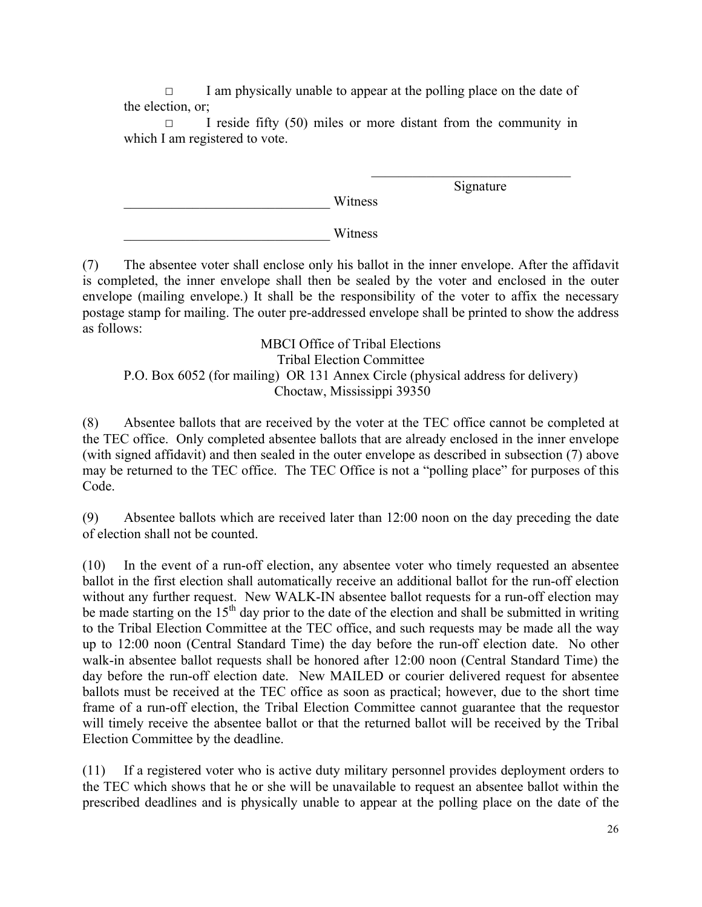□ I am physically unable to appear at the polling place on the date of the election, or;

□ I reside fifty (50) miles or more distant from the community in which I am registered to vote.

\_\_\_\_\_\_\_\_\_\_\_\_\_\_\_\_\_\_\_\_\_\_\_\_\_\_\_\_\_\_
Signature

\_\_\_\_\_\_\_\_\_\_\_\_\_\_\_\_\_\_\_\_\_\_\_\_\_\_\_\_\_\_ Witness

\_\_\_\_\_\_\_\_\_\_\_\_\_\_\_\_\_\_\_\_\_\_\_\_\_\_\_\_\_\_ Witness

(7) The absentee voter shall enclose only his ballot in the inner envelope. After the affidavit is completed, the inner envelope shall then be sealed by the voter and enclosed in the outer envelope (mailing envelope.) It shall be the responsibility of the voter to affix the necessary postage stamp for mailing. The outer pre-addressed envelope shall be printed to show the address as follows:

MBCI Office of Tribal Elections
Tribal Election Committee
P.O. Box 6052 (for mailing) OR 131 Annex Circle (physical address for delivery)
Choctaw, Mississippi 39350

(8) Absentee ballots that are received by the voter at the TEC office cannot be completed at the TEC office. Only completed absentee ballots that are already enclosed in the inner envelope (with signed affidavit) and then sealed in the outer envelope as described in subsection (7) above may be returned to the TEC office. The TEC Office is not a "polling place" for purposes of this Code.

(9) Absentee ballots which are received later than 12:00 noon on the day preceding the date of election shall not be counted.

(10) In the event of a run-off election, any absentee voter who timely requested an absentee ballot in the first election shall automatically receive an additional ballot for the run-off election without any further request. New WALK-IN absentee ballot requests for a run-off election may be made starting on the 15th day prior to the date of the election and shall be submitted in writing to the Tribal Election Committee at the TEC office, and such requests may be made all the way up to 12:00 noon (Central Standard Time) the day before the run-off election date. No other walk-in absentee ballot requests shall be honored after 12:00 noon (Central Standard Time) the day before the run-off election date. New MAILED or courier delivered request for absentee ballots must be received at the TEC office as soon as practical; however, due to the short time frame of a run-off election, the Tribal Election Committee cannot guarantee that the requestor will timely receive the absentee ballot or that the returned ballot will be received by the Tribal Election Committee by the deadline.

(11) If a registered voter who is active duty military personnel provides deployment orders to the TEC which shows that he or she will be unavailable to request an absentee ballot within the prescribed deadlines and is physically unable to appear at the polling place on the date of the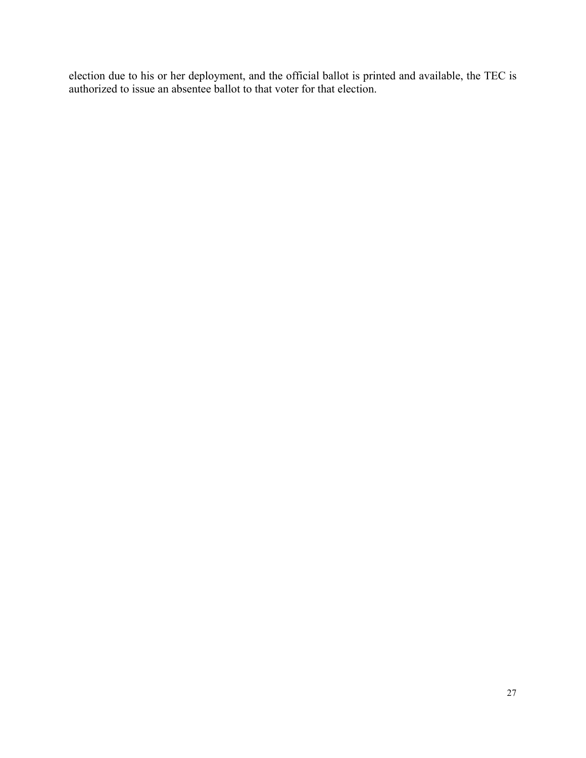election due to his or her deployment, and the official ballot is printed and available, the TEC is authorized to issue an absentee ballot to that voter for that election.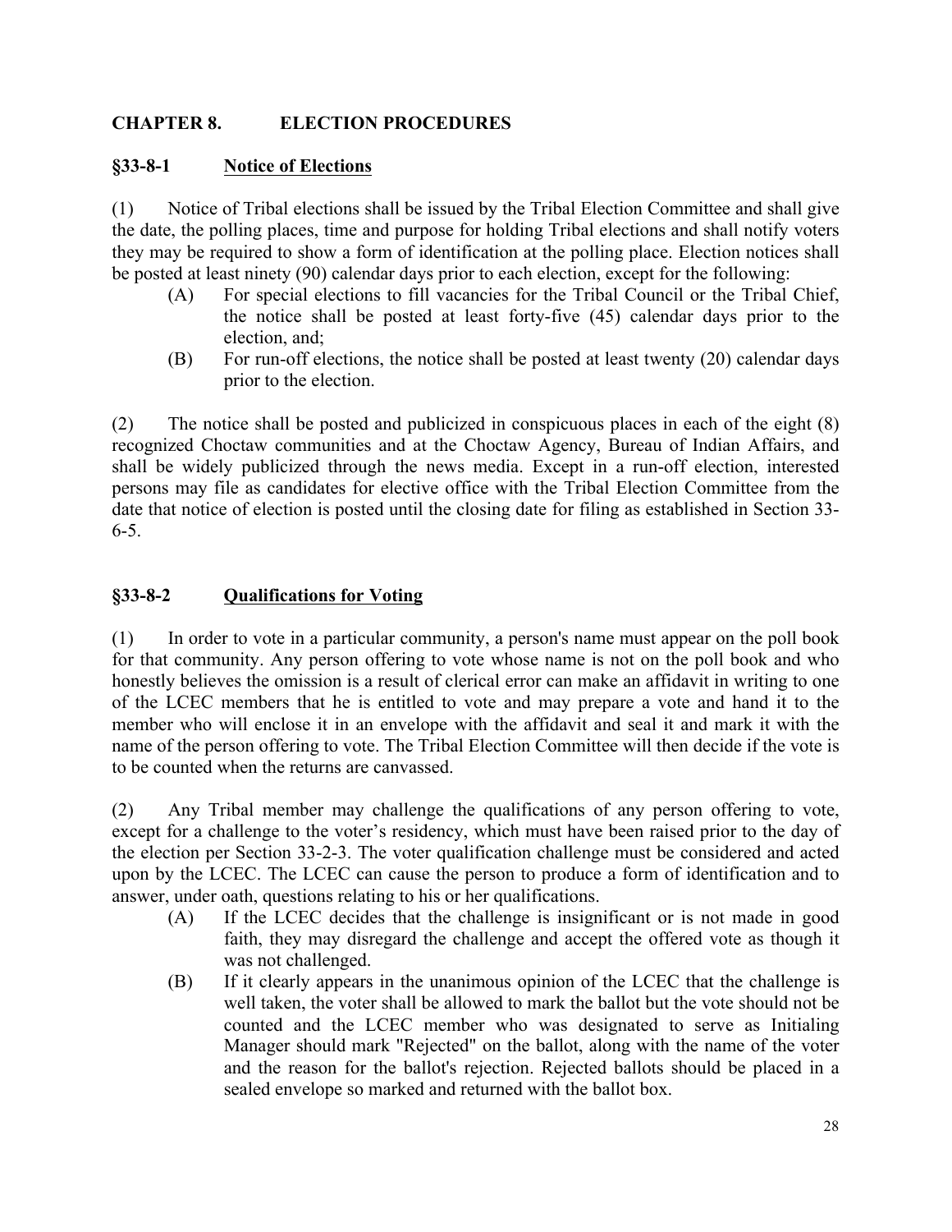## CHAPTER 8. ELECTION PROCEDURES

### §33-8-1 Notice of Elections

(1) Notice of Tribal elections shall be issued by the Tribal Election Committee and shall give the date, the polling places, time and purpose for holding Tribal elections and shall notify voters they may be required to show a form of identification at the polling place. Election notices shall be posted at least ninety (90) calendar days prior to each election, except for the following:

- (A) For special elections to fill vacancies for the Tribal Council or the Tribal Chief, the notice shall be posted at least forty-five (45) calendar days prior to the election, and;
- (B) For run-off elections, the notice shall be posted at least twenty (20) calendar days prior to the election.

(2) The notice shall be posted and publicized in conspicuous places in each of the eight (8) recognized Choctaw communities and at the Choctaw Agency, Bureau of Indian Affairs, and shall be widely publicized through the news media. Except in a run-off election, interested persons may file as candidates for elective office with the Tribal Election Committee from the date that notice of election is posted until the closing date for filing as established in Section 33-6-5.

### §33-8-2 Qualifications for Voting

(1) In order to vote in a particular community, a person's name must appear on the poll book for that community. Any person offering to vote whose name is not on the poll book and who honestly believes the omission is a result of clerical error can make an affidavit in writing to one of the LCEC members that he is entitled to vote and may prepare a vote and hand it to the member who will enclose it in an envelope with the affidavit and seal it and mark it with the name of the person offering to vote. The Tribal Election Committee will then decide if the vote is to be counted when the returns are canvassed.

(2) Any Tribal member may challenge the qualifications of any person offering to vote, except for a challenge to the voter's residency, which must have been raised prior to the day of the election per Section 33-2-3. The voter qualification challenge must be considered and acted upon by the LCEC. The LCEC can cause the person to produce a form of identification and to answer, under oath, questions relating to his or her qualifications.

- (A) If the LCEC decides that the challenge is insignificant or is not made in good faith, they may disregard the challenge and accept the offered vote as though it was not challenged.
- (B) If it clearly appears in the unanimous opinion of the LCEC that the challenge is well taken, the voter shall be allowed to mark the ballot but the vote should not be counted and the LCEC member who was designated to serve as Initialing Manager should mark "Rejected" on the ballot, along with the name of the voter and the reason for the ballot's rejection. Rejected ballots should be placed in a sealed envelope so marked and returned with the ballot box.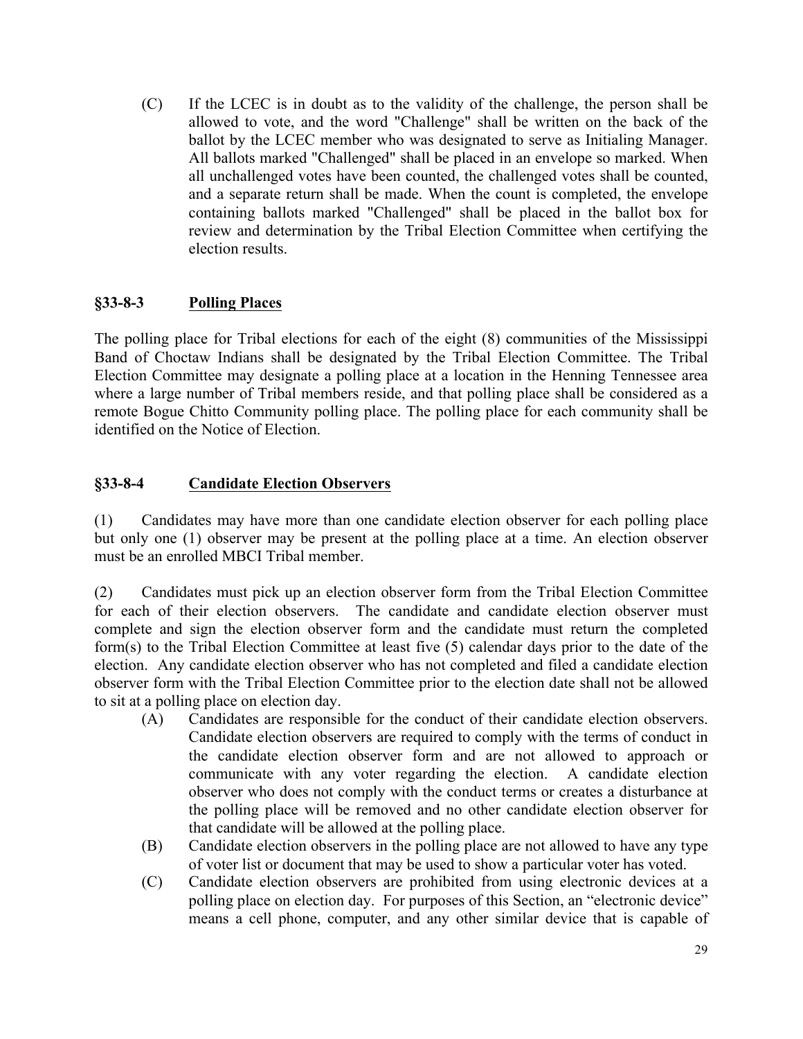(C) If the LCEC is in doubt as to the validity of the challenge, the person shall be allowed to vote, and the word "Challenge" shall be written on the back of the ballot by the LCEC member who was designated to serve as Initialing Manager. All ballots marked "Challenged" shall be placed in an envelope so marked. When all unchallenged votes have been counted, the challenged votes shall be counted, and a separate return shall be made. When the count is completed, the envelope containing ballots marked "Challenged" shall be placed in the ballot box for review and determination by the Tribal Election Committee when certifying the election results.

### §33-8-3 Polling Places

The polling place for Tribal elections for each of the eight (8) communities of the Mississippi Band of Choctaw Indians shall be designated by the Tribal Election Committee. The Tribal Election Committee may designate a polling place at a location in the Henning Tennessee area where a large number of Tribal members reside, and that polling place shall be considered as a remote Bogue Chitto Community polling place. The polling place for each community shall be identified on the Notice of Election.

### §33-8-4 Candidate Election Observers

(1) Candidates may have more than one candidate election observer for each polling place but only one (1) observer may be present at the polling place at a time. An election observer must be an enrolled MBCI Tribal member.

(2) Candidates must pick up an election observer form from the Tribal Election Committee for each of their election observers. The candidate and candidate election observer must complete and sign the election observer form and the candidate must return the completed form(s) to the Tribal Election Committee at least five (5) calendar days prior to the date of the election. Any candidate election observer who has not completed and filed a candidate election observer form with the Tribal Election Committee prior to the election date shall not be allowed to sit at a polling place on election day.

(A) Candidates are responsible for the conduct of their candidate election observers. Candidate election observers are required to comply with the terms of conduct in the candidate election observer form and are not allowed to approach or communicate with any voter regarding the election. A candidate election observer who does not comply with the conduct terms or creates a disturbance at the polling place will be removed and no other candidate election observer for that candidate will be allowed at the polling place.

(B) Candidate election observers in the polling place are not allowed to have any type of voter list or document that may be used to show a particular voter has voted.

(C) Candidate election observers are prohibited from using electronic devices at a polling place on election day. For purposes of this Section, an "electronic device" means a cell phone, computer, and any other similar device that is capable of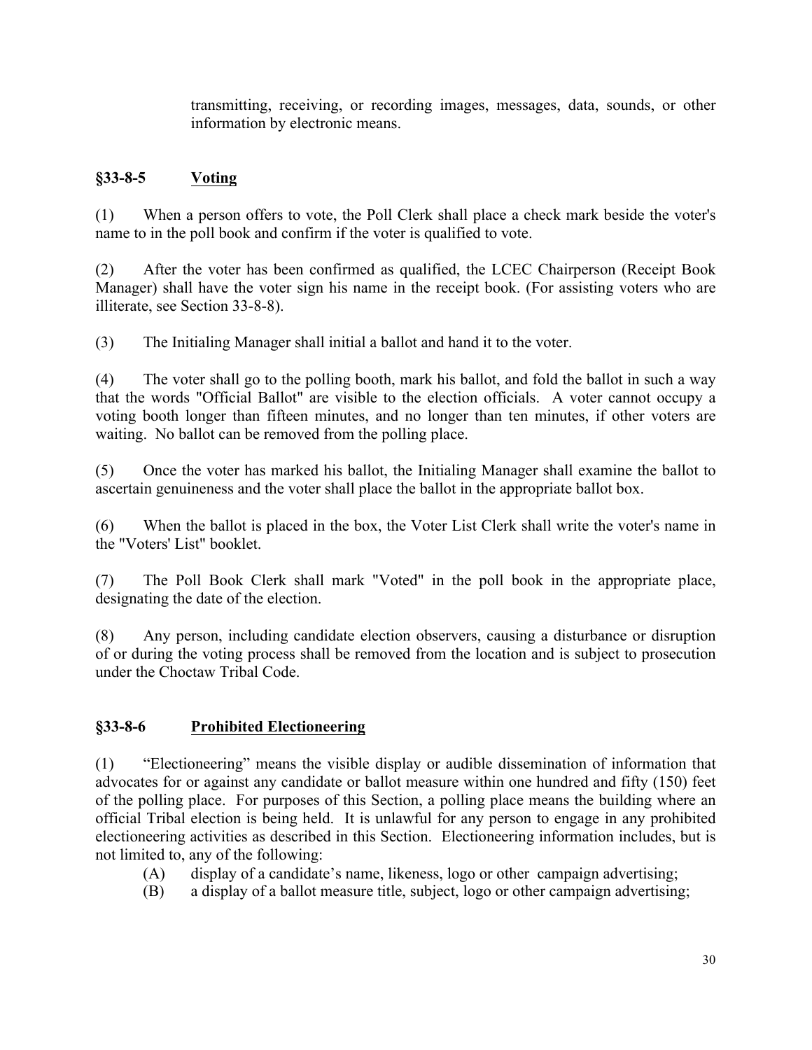transmitting, receiving, or recording images, messages, data, sounds, or other information by electronic means.

## §33-8-5 Voting

(1) When a person offers to vote, the Poll Clerk shall place a check mark beside the voter's name to in the poll book and confirm if the voter is qualified to vote.

(2) After the voter has been confirmed as qualified, the LCEC Chairperson (Receipt Book Manager) shall have the voter sign his name in the receipt book. (For assisting voters who are illiterate, see Section 33-8-8).

(3) The Initialing Manager shall initial a ballot and hand it to the voter.

(4) The voter shall go to the polling booth, mark his ballot, and fold the ballot in such a way that the words "Official Ballot" are visible to the election officials. A voter cannot occupy a voting booth longer than fifteen minutes, and no longer than ten minutes, if other voters are waiting. No ballot can be removed from the polling place.

(5) Once the voter has marked his ballot, the Initialing Manager shall examine the ballot to ascertain genuineness and the voter shall place the ballot in the appropriate ballot box.

(6) When the ballot is placed in the box, the Voter List Clerk shall write the voter's name in the "Voters' List" booklet.

(7) The Poll Book Clerk shall mark "Voted" in the poll book in the appropriate place, designating the date of the election.

(8) Any person, including candidate election observers, causing a disturbance or disruption of or during the voting process shall be removed from the location and is subject to prosecution under the Choctaw Tribal Code.

## §33-8-6 Prohibited Electioneering

(1) "Electioneering" means the visible display or audible dissemination of information that advocates for or against any candidate or ballot measure within one hundred and fifty (150) feet of the polling place. For purposes of this Section, a polling place means the building where an official Tribal election is being held. It is unlawful for any person to engage in any prohibited electioneering activities as described in this Section. Electioneering information includes, but is not limited to, any of the following:

- (A) display of a candidate's name, likeness, logo or other campaign advertising;
- (B) a display of a ballot measure title, subject, logo or other campaign advertising;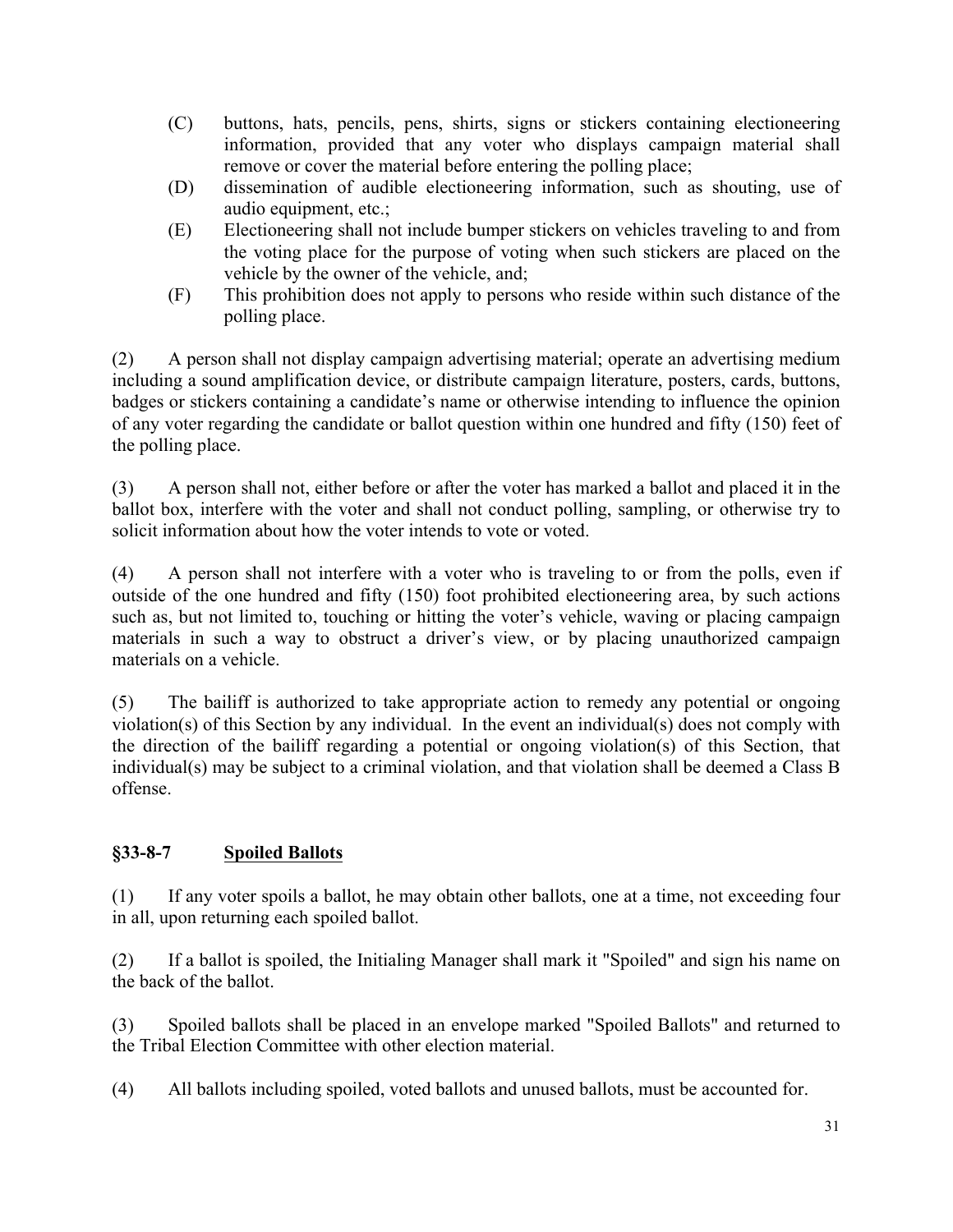(C) buttons, hats, pencils, pens, shirts, signs or stickers containing electioneering information, provided that any voter who displays campaign material shall remove or cover the material before entering the polling place;

(D) dissemination of audible electioneering information, such as shouting, use of audio equipment, etc.;

(E) Electioneering shall not include bumper stickers on vehicles traveling to and from the voting place for the purpose of voting when such stickers are placed on the vehicle by the owner of the vehicle, and;

(F) This prohibition does not apply to persons who reside within such distance of the polling place.

(2) A person shall not display campaign advertising material; operate an advertising medium including a sound amplification device, or distribute campaign literature, posters, cards, buttons, badges or stickers containing a candidate's name or otherwise intending to influence the opinion of any voter regarding the candidate or ballot question within one hundred and fifty (150) feet of the polling place.

(3) A person shall not, either before or after the voter has marked a ballot and placed it in the ballot box, interfere with the voter and shall not conduct polling, sampling, or otherwise try to solicit information about how the voter intends to vote or voted.

(4) A person shall not interfere with a voter who is traveling to or from the polls, even if outside of the one hundred and fifty (150) foot prohibited electioneering area, by such actions such as, but not limited to, touching or hitting the voter's vehicle, waving or placing campaign materials in such a way to obstruct a driver's view, or by placing unauthorized campaign materials on a vehicle.

(5) The bailiff is authorized to take appropriate action to remedy any potential or ongoing violation(s) of this Section by any individual. In the event an individual(s) does not comply with the direction of the bailiff regarding a potential or ongoing violation(s) of this Section, that individual(s) may be subject to a criminal violation, and that violation shall be deemed a Class B offense.

## §33-8-7 Spoiled Ballots

(1) If any voter spoils a ballot, he may obtain other ballots, one at a time, not exceeding four in all, upon returning each spoiled ballot.

(2) If a ballot is spoiled, the Initialing Manager shall mark it "Spoiled" and sign his name on the back of the ballot.

(3) Spoiled ballots shall be placed in an envelope marked "Spoiled Ballots" and returned to the Tribal Election Committee with other election material.

(4) All ballots including spoiled, voted ballots and unused ballots, must be accounted for.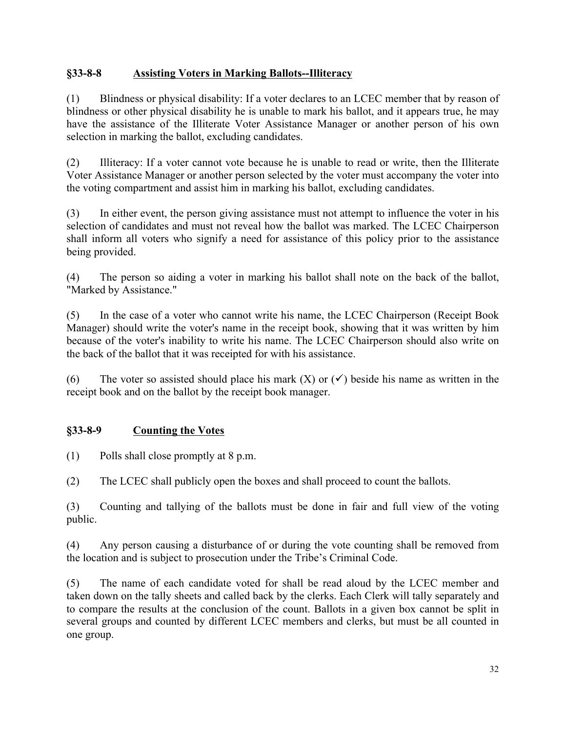### §33-8-8 <u>Assisting Voters in Marking Ballots--Illiteracy</u>

(1) Blindness or physical disability: If a voter declares to an LCEC member that by reason of blindness or other physical disability he is unable to mark his ballot, and it appears true, he may have the assistance of the Illiterate Voter Assistance Manager or another person of his own selection in marking the ballot, excluding candidates.

(2) Illiteracy: If a voter cannot vote because he is unable to read or write, then the Illiterate Voter Assistance Manager or another person selected by the voter must accompany the voter into the voting compartment and assist him in marking his ballot, excluding candidates.

(3) In either event, the person giving assistance must not attempt to influence the voter in his selection of candidates and must not reveal how the ballot was marked. The LCEC Chairperson shall inform all voters who signify a need for assistance of this policy prior to the assistance being provided.

(4) The person so aiding a voter in marking his ballot shall note on the back of the ballot, "Marked by Assistance."

(5) In the case of a voter who cannot write his name, the LCEC Chairperson (Receipt Book Manager) should write the voter's name in the receipt book, showing that it was written by him because of the voter's inability to write his name. The LCEC Chairperson should also write on the back of the ballot that it was receipted for with his assistance.

(6) The voter so assisted should place his mark (X) or (✓) beside his name as written in the receipt book and on the ballot by the receipt book manager.

### §33-8-9 <u>Counting the Votes</u>

(1) Polls shall close promptly at 8 p.m.

(2) The LCEC shall publicly open the boxes and shall proceed to count the ballots.

(3) Counting and tallying of the ballots must be done in fair and full view of the voting public.

(4) Any person causing a disturbance of or during the vote counting shall be removed from the location and is subject to prosecution under the Tribe's Criminal Code.

(5) The name of each candidate voted for shall be read aloud by the LCEC member and taken down on the tally sheets and called back by the clerks. Each Clerk will tally separately and to compare the results at the conclusion of the count. Ballots in a given box cannot be split in several groups and counted by different LCEC members and clerks, but must be all counted in one group.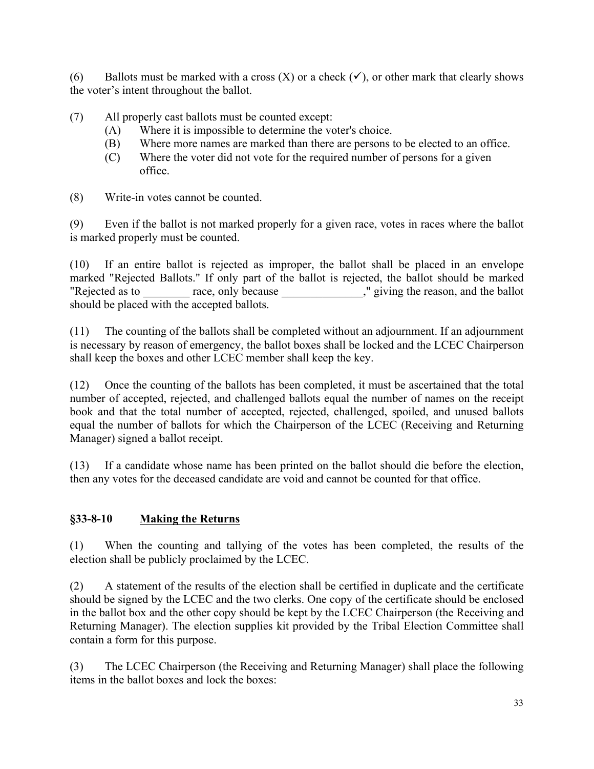(6) Ballots must be marked with a cross (X) or a check (✓), or other mark that clearly shows the voter's intent throughout the ballot.

(7) All properly cast ballots must be counted except:
- (A) Where it is impossible to determine the voter's choice.
- (B) Where more names are marked than there are persons to be elected to an office.
- (C) Where the voter did not vote for the required number of persons for a given office.

(8) Write-in votes cannot be counted.

(9) Even if the ballot is not marked properly for a given race, votes in races where the ballot is marked properly must be counted.

(10) If an entire ballot is rejected as improper, the ballot shall be placed in an envelope marked "Rejected Ballots." If only part of the ballot is rejected, the ballot should be marked "Rejected as to ________ race, only because ______________," giving the reason, and the ballot should be placed with the accepted ballots.

(11) The counting of the ballots shall be completed without an adjournment. If an adjournment is necessary by reason of emergency, the ballot boxes shall be locked and the LCEC Chairperson shall keep the boxes and other LCEC member shall keep the key.

(12) Once the counting of the ballots has been completed, it must be ascertained that the total number of accepted, rejected, and challenged ballots equal the number of names on the receipt book and that the total number of accepted, rejected, challenged, spoiled, and unused ballots equal the number of ballots for which the Chairperson of the LCEC (Receiving and Returning Manager) signed a ballot receipt.

(13) If a candidate whose name has been printed on the ballot should die before the election, then any votes for the deceased candidate are void and cannot be counted for that office.

## §33-8-10 Making the Returns

(1) When the counting and tallying of the votes has been completed, the results of the election shall be publicly proclaimed by the LCEC.

(2) A statement of the results of the election shall be certified in duplicate and the certificate should be signed by the LCEC and the two clerks. One copy of the certificate should be enclosed in the ballot box and the other copy should be kept by the LCEC Chairperson (the Receiving and Returning Manager). The election supplies kit provided by the Tribal Election Committee shall contain a form for this purpose.

(3) The LCEC Chairperson (the Receiving and Returning Manager) shall place the following items in the ballot boxes and lock the boxes: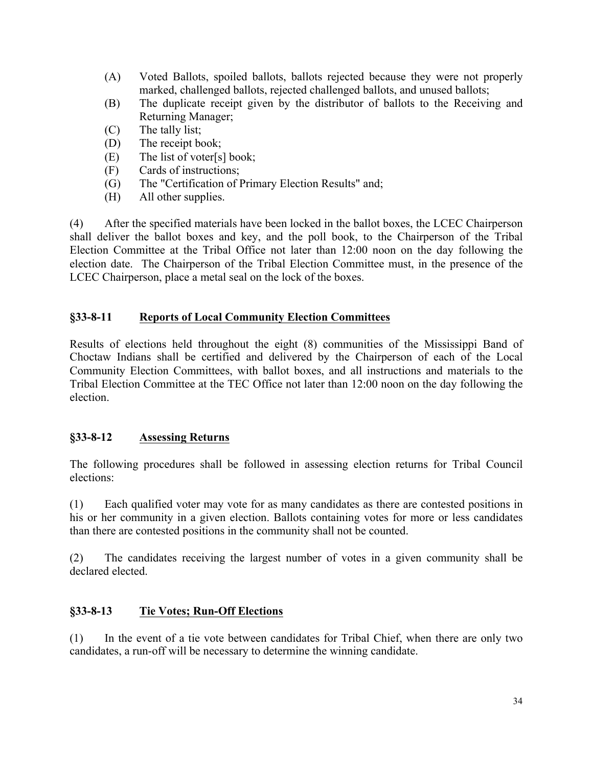(A) Voted Ballots, spoiled ballots, ballots rejected because they were not properly marked, challenged ballots, rejected challenged ballots, and unused ballots;

(B) The duplicate receipt given by the distributor of ballots to the Receiving and Returning Manager;

(C) The tally list;

(D) The receipt book;

(E) The list of voter[s] book;

(F) Cards of instructions;

(G) The "Certification of Primary Election Results" and;

(H) All other supplies.

(4) After the specified materials have been locked in the ballot boxes, the LCEC Chairperson shall deliver the ballot boxes and key, and the poll book, to the Chairperson of the Tribal Election Committee at the Tribal Office not later than 12:00 noon on the day following the election date. The Chairperson of the Tribal Election Committee must, in the presence of the LCEC Chairperson, place a metal seal on the lock of the boxes.

### §33-8-11 Reports of Local Community Election Committees

Results of elections held throughout the eight (8) communities of the Mississippi Band of Choctaw Indians shall be certified and delivered by the Chairperson of each of the Local Community Election Committees, with ballot boxes, and all instructions and materials to the Tribal Election Committee at the TEC Office not later than 12:00 noon on the day following the election.

### §33-8-12 Assessing Returns

The following procedures shall be followed in assessing election returns for Tribal Council elections:

(1) Each qualified voter may vote for as many candidates as there are contested positions in his or her community in a given election. Ballots containing votes for more or less candidates than there are contested positions in the community shall not be counted.

(2) The candidates receiving the largest number of votes in a given community shall be declared elected.

### §33-8-13 Tie Votes; Run-Off Elections

(1) In the event of a tie vote between candidates for Tribal Chief, when there are only two candidates, a run-off will be necessary to determine the winning candidate.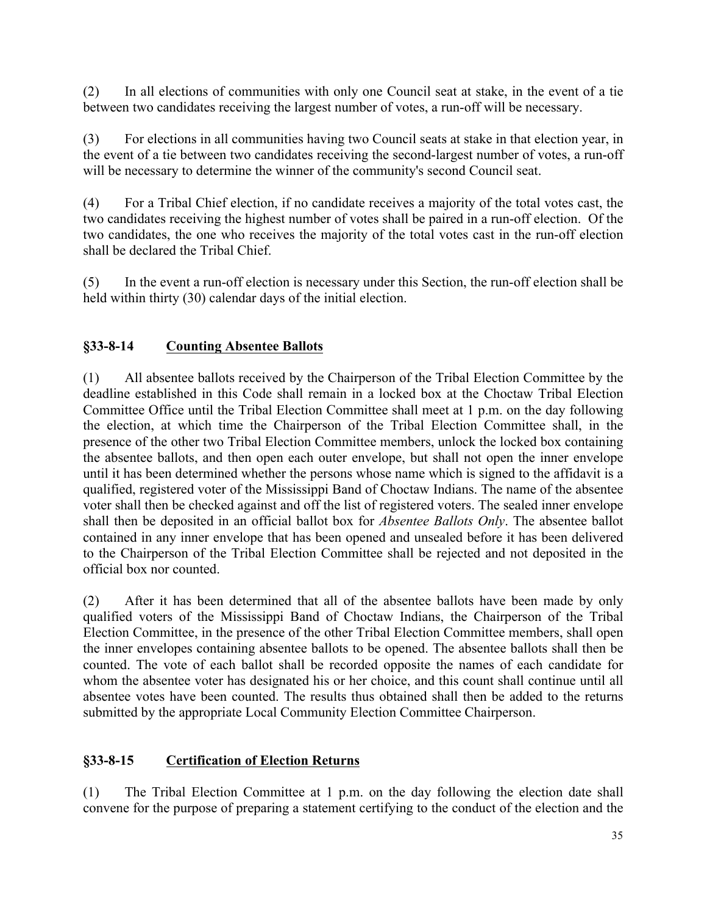(2) In all elections of communities with only one Council seat at stake, in the event of a tie between two candidates receiving the largest number of votes, a run-off will be necessary.

(3) For elections in all communities having two Council seats at stake in that election year, in the event of a tie between two candidates receiving the second-largest number of votes, a run-off will be necessary to determine the winner of the community's second Council seat.

(4) For a Tribal Chief election, if no candidate receives a majority of the total votes cast, the two candidates receiving the highest number of votes shall be paired in a run-off election. Of the two candidates, the one who receives the majority of the total votes cast in the run-off election shall be declared the Tribal Chief.

(5) In the event a run-off election is necessary under this Section, the run-off election shall be held within thirty (30) calendar days of the initial election.

## §33-8-14 Counting Absentee Ballots

(1) All absentee ballots received by the Chairperson of the Tribal Election Committee by the deadline established in this Code shall remain in a locked box at the Choctaw Tribal Election Committee Office until the Tribal Election Committee shall meet at 1 p.m. on the day following the election, at which time the Chairperson of the Tribal Election Committee shall, in the presence of the other two Tribal Election Committee members, unlock the locked box containing the absentee ballots, and then open each outer envelope, but shall not open the inner envelope until it has been determined whether the persons whose name which is signed to the affidavit is a qualified, registered voter of the Mississippi Band of Choctaw Indians. The name of the absentee voter shall then be checked against and off the list of registered voters. The sealed inner envelope shall then be deposited in an official ballot box for *Absentee Ballots Only*. The absentee ballot contained in any inner envelope that has been opened and unsealed before it has been delivered to the Chairperson of the Tribal Election Committee shall be rejected and not deposited in the official box nor counted.

(2) After it has been determined that all of the absentee ballots have been made by only qualified voters of the Mississippi Band of Choctaw Indians, the Chairperson of the Tribal Election Committee, in the presence of the other Tribal Election Committee members, shall open the inner envelopes containing absentee ballots to be opened. The absentee ballots shall then be counted. The vote of each ballot shall be recorded opposite the names of each candidate for whom the absentee voter has designated his or her choice, and this count shall continue until all absentee votes have been counted. The results thus obtained shall then be added to the returns submitted by the appropriate Local Community Election Committee Chairperson.

## §33-8-15 Certification of Election Returns

(1) The Tribal Election Committee at 1 p.m. on the day following the election date shall convene for the purpose of preparing a statement certifying to the conduct of the election and the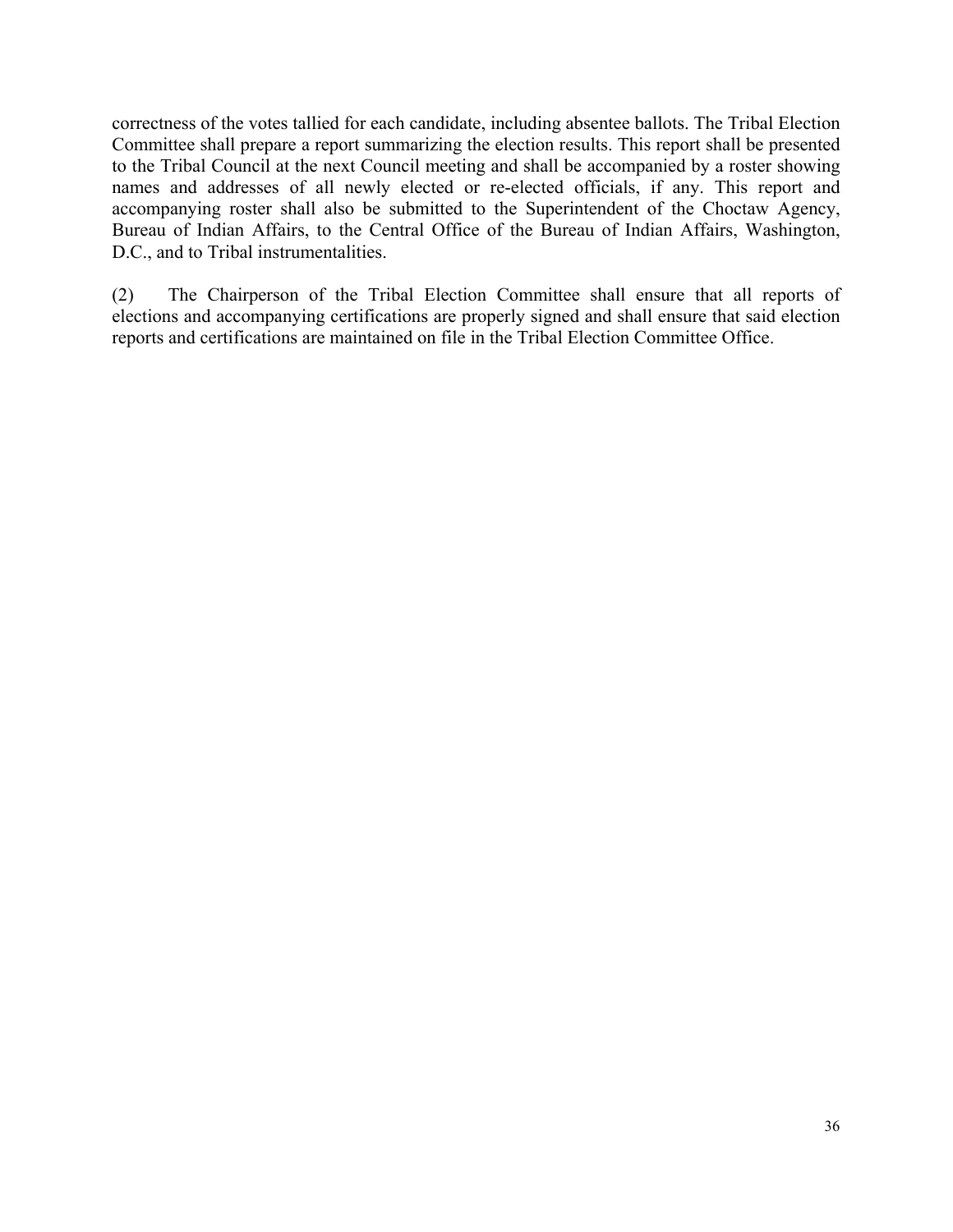correctness of the votes tallied for each candidate, including absentee ballots. The Tribal Election Committee shall prepare a report summarizing the election results. This report shall be presented to the Tribal Council at the next Council meeting and shall be accompanied by a roster showing names and addresses of all newly elected or re-elected officials, if any. This report and accompanying roster shall also be submitted to the Superintendent of the Choctaw Agency, Bureau of Indian Affairs, to the Central Office of the Bureau of Indian Affairs, Washington, D.C., and to Tribal instrumentalities.

(2) The Chairperson of the Tribal Election Committee shall ensure that all reports of elections and accompanying certifications are properly signed and shall ensure that said election reports and certifications are maintained on file in the Tribal Election Committee Office.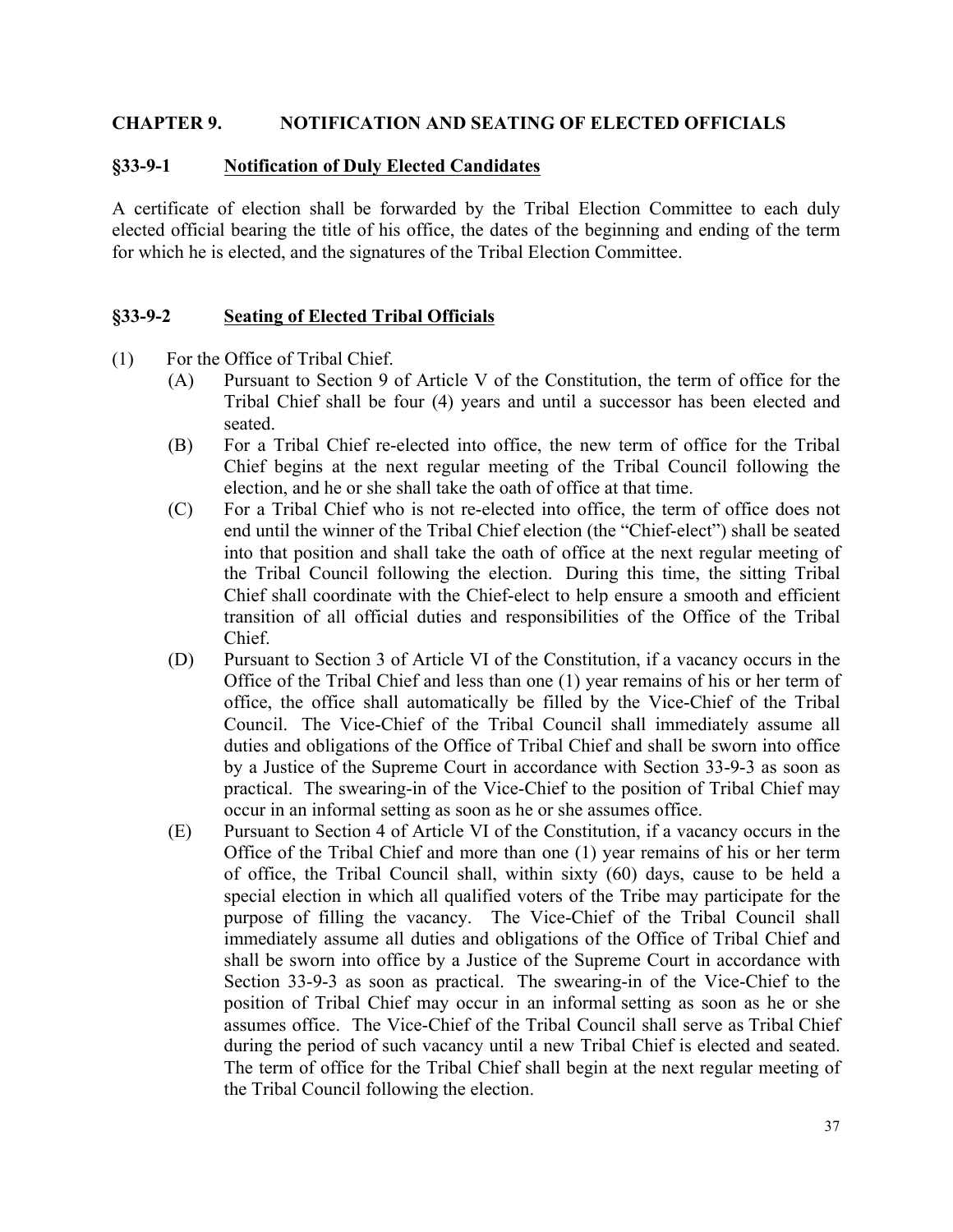## CHAPTER 9. NOTIFICATION AND SEATING OF ELECTED OFFICIALS

### §33-9-1 Notification of Duly Elected Candidates

A certificate of election shall be forwarded by the Tribal Election Committee to each duly elected official bearing the title of his office, the dates of the beginning and ending of the term for which he is elected, and the signatures of the Tribal Election Committee.

### §33-9-2 Seating of Elected Tribal Officials

(1) For the Office of Tribal Chief.

(A) Pursuant to Section 9 of Article V of the Constitution, the term of office for the Tribal Chief shall be four (4) years and until a successor has been elected and seated.

(B) For a Tribal Chief re-elected into office, the new term of office for the Tribal Chief begins at the next regular meeting of the Tribal Council following the election, and he or she shall take the oath of office at that time.

(C) For a Tribal Chief who is not re-elected into office, the term of office does not end until the winner of the Tribal Chief election (the "Chief-elect") shall be seated into that position and shall take the oath of office at the next regular meeting of the Tribal Council following the election. During this time, the sitting Tribal Chief shall coordinate with the Chief-elect to help ensure a smooth and efficient transition of all official duties and responsibilities of the Office of the Tribal Chief.

(D) Pursuant to Section 3 of Article VI of the Constitution, if a vacancy occurs in the Office of the Tribal Chief and less than one (1) year remains of his or her term of office, the office shall automatically be filled by the Vice-Chief of the Tribal Council. The Vice-Chief of the Tribal Council shall immediately assume all duties and obligations of the Office of Tribal Chief and shall be sworn into office by a Justice of the Supreme Court in accordance with Section 33-9-3 as soon as practical. The swearing-in of the Vice-Chief to the position of Tribal Chief may occur in an informal setting as soon as he or she assumes office.

(E) Pursuant to Section 4 of Article VI of the Constitution, if a vacancy occurs in the Office of the Tribal Chief and more than one (1) year remains of his or her term of office, the Tribal Council shall, within sixty (60) days, cause to be held a special election in which all qualified voters of the Tribe may participate for the purpose of filling the vacancy. The Vice-Chief of the Tribal Council shall immediately assume all duties and obligations of the Office of Tribal Chief and shall be sworn into office by a Justice of the Supreme Court in accordance with Section 33-9-3 as soon as practical. The swearing-in of the Vice-Chief to the position of Tribal Chief may occur in an informal setting as soon as he or she assumes office. The Vice-Chief of the Tribal Council shall serve as Tribal Chief during the period of such vacancy until a new Tribal Chief is elected and seated. The term of office for the Tribal Chief shall begin at the next regular meeting of the Tribal Council following the election.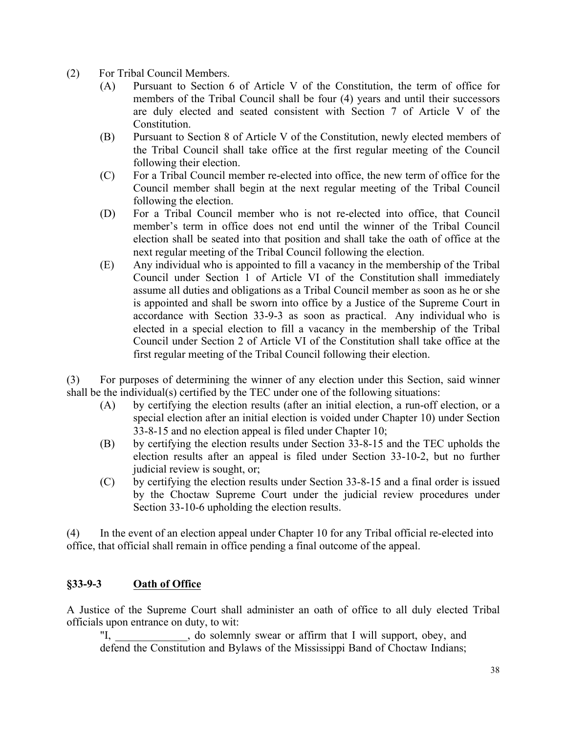(2) For Tribal Council Members.

(A) Pursuant to Section 6 of Article V of the Constitution, the term of office for members of the Tribal Council shall be four (4) years and until their successors are duly elected and seated consistent with Section 7 of Article V of the Constitution.

(B) Pursuant to Section 8 of Article V of the Constitution, newly elected members of the Tribal Council shall take office at the first regular meeting of the Council following their election.

(C) For a Tribal Council member re-elected into office, the new term of office for the Council member shall begin at the next regular meeting of the Tribal Council following the election.

(D) For a Tribal Council member who is not re-elected into office, that Council member's term in office does not end until the winner of the Tribal Council election shall be seated into that position and shall take the oath of office at the next regular meeting of the Tribal Council following the election.

(E) Any individual who is appointed to fill a vacancy in the membership of the Tribal Council under Section 1 of Article VI of the Constitution shall immediately assume all duties and obligations as a Tribal Council member as soon as he or she is appointed and shall be sworn into office by a Justice of the Supreme Court in accordance with Section 33-9-3 as soon as practical. Any individual who is elected in a special election to fill a vacancy in the membership of the Tribal Council under Section 2 of Article VI of the Constitution shall take office at the first regular meeting of the Tribal Council following their election.

(3) For purposes of determining the winner of any election under this Section, said winner shall be the individual(s) certified by the TEC under one of the following situations:

(A) by certifying the election results (after an initial election, a run-off election, or a special election after an initial election is voided under Chapter 10) under Section 33-8-15 and no election appeal is filed under Chapter 10;

(B) by certifying the election results under Section 33-8-15 and the TEC upholds the election results after an appeal is filed under Section 33-10-2, but no further judicial review is sought, or;

(C) by certifying the election results under Section 33-8-15 and a final order is issued by the Choctaw Supreme Court under the judicial review procedures under Section 33-10-6 upholding the election results.

(4) In the event of an election appeal under Chapter 10 for any Tribal official re-elected into office, that official shall remain in office pending a final outcome of the appeal.

### §33-9-3 <u>Oath of Office</u>

A Justice of the Supreme Court shall administer an oath of office to all duly elected Tribal officials upon entrance on duty, to wit:

"I, _____________, do solemnly swear or affirm that I will support, obey, and defend the Constitution and Bylaws of the Mississippi Band of Choctaw Indians;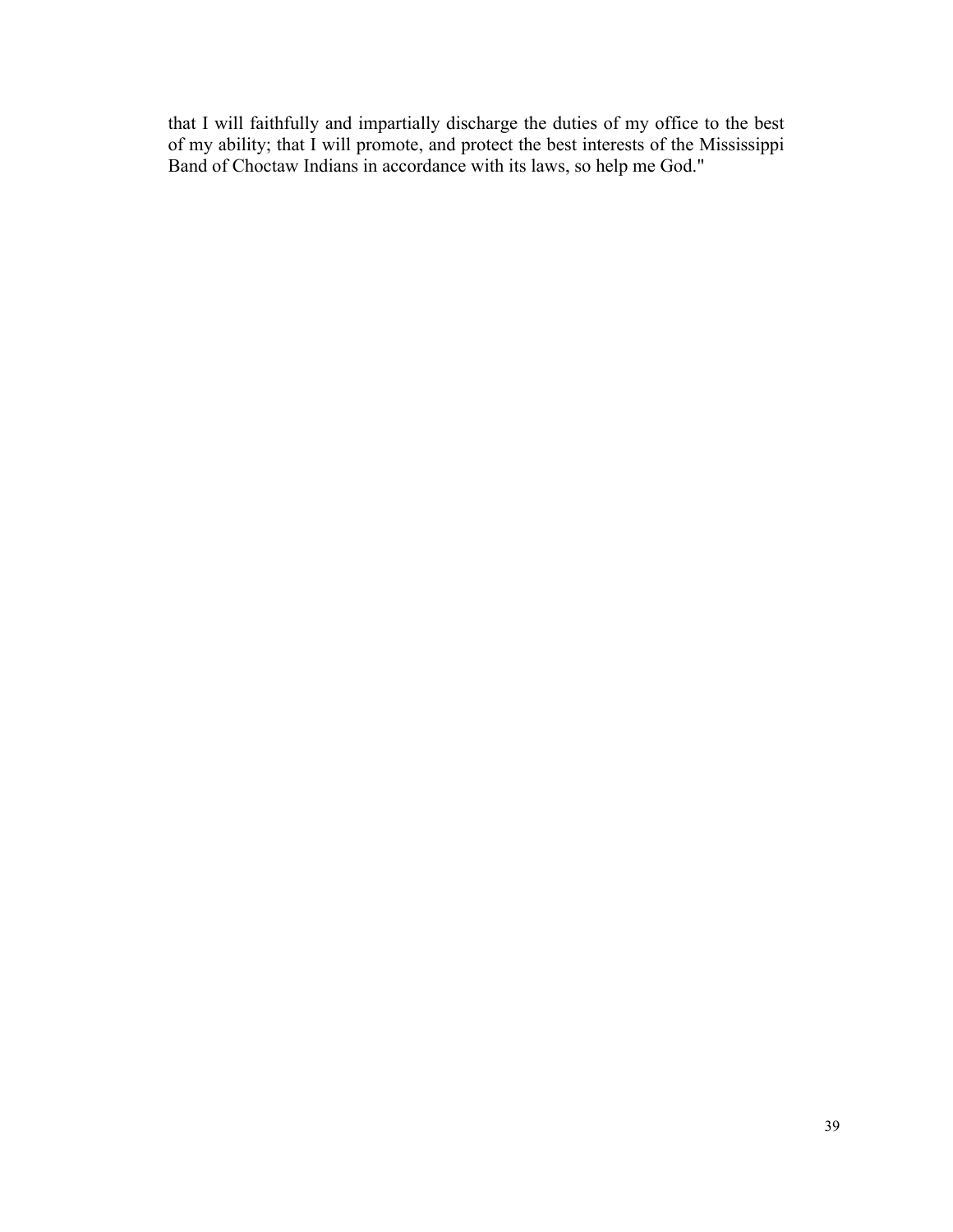that I will faithfully and impartially discharge the duties of my office to the best of my ability; that I will promote, and protect the best interests of the Mississippi Band of Choctaw Indians in accordance with its laws, so help me God."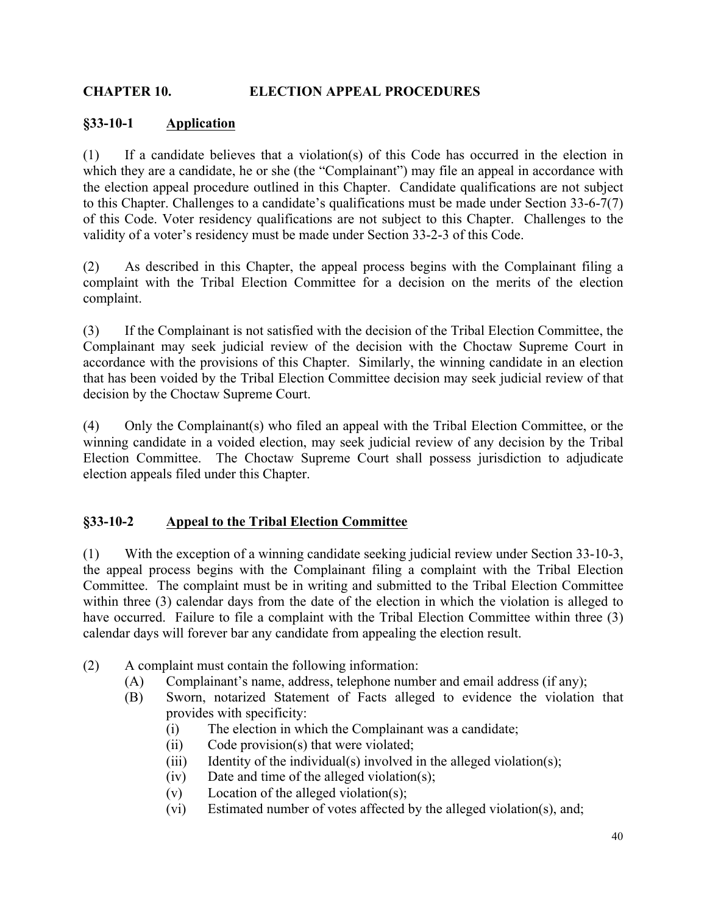## CHAPTER 10. ELECTION APPEAL PROCEDURES

### §33-10-1 Application

(1) If a candidate believes that a violation(s) of this Code has occurred in the election in which they are a candidate, he or she (the "Complainant") may file an appeal in accordance with the election appeal procedure outlined in this Chapter. Candidate qualifications are not subject to this Chapter. Challenges to a candidate's qualifications must be made under Section 33-6-7(7) of this Code. Voter residency qualifications are not subject to this Chapter. Challenges to the validity of a voter's residency must be made under Section 33-2-3 of this Code.

(2) As described in this Chapter, the appeal process begins with the Complainant filing a complaint with the Tribal Election Committee for a decision on the merits of the election complaint.

(3) If the Complainant is not satisfied with the decision of the Tribal Election Committee, the Complainant may seek judicial review of the decision with the Choctaw Supreme Court in accordance with the provisions of this Chapter. Similarly, the winning candidate in an election that has been voided by the Tribal Election Committee decision may seek judicial review of that decision by the Choctaw Supreme Court.

(4) Only the Complainant(s) who filed an appeal with the Tribal Election Committee, or the winning candidate in a voided election, may seek judicial review of any decision by the Tribal Election Committee. The Choctaw Supreme Court shall possess jurisdiction to adjudicate election appeals filed under this Chapter.

### §33-10-2 Appeal to the Tribal Election Committee

(1) With the exception of a winning candidate seeking judicial review under Section 33-10-3, the appeal process begins with the Complainant filing a complaint with the Tribal Election Committee. The complaint must be in writing and submitted to the Tribal Election Committee within three (3) calendar days from the date of the election in which the violation is alleged to have occurred. Failure to file a complaint with the Tribal Election Committee within three (3) calendar days will forever bar any candidate from appealing the election result.

(2) A complaint must contain the following information:

- (A) Complainant's name, address, telephone number and email address (if any);
- (B) Sworn, notarized Statement of Facts alleged to evidence the violation that provides with specificity:
  - (i) The election in which the Complainant was a candidate;
  - (ii) Code provision(s) that were violated;
  - (iii) Identity of the individual(s) involved in the alleged violation(s);
  - (iv) Date and time of the alleged violation(s);
  - (v) Location of the alleged violation(s);
  - (vi) Estimated number of votes affected by the alleged violation(s), and;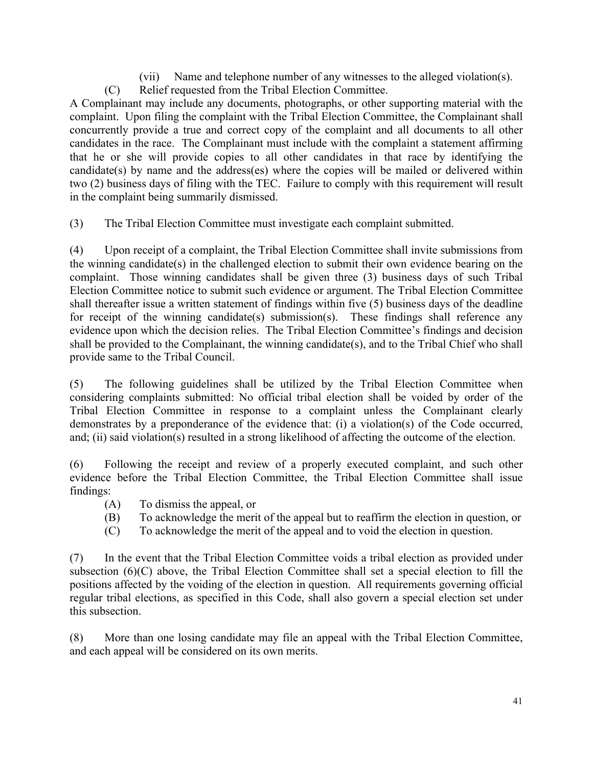(vii) Name and telephone number of any witnesses to the alleged violation(s).

(C) Relief requested from the Tribal Election Committee.

A Complainant may include any documents, photographs, or other supporting material with the complaint. Upon filing the complaint with the Tribal Election Committee, the Complainant shall concurrently provide a true and correct copy of the complaint and all documents to all other candidates in the race. The Complainant must include with the complaint a statement affirming that he or she will provide copies to all other candidates in that race by identifying the candidate(s) by name and the address(es) where the copies will be mailed or delivered within two (2) business days of filing with the TEC. Failure to comply with this requirement will result in the complaint being summarily dismissed.

(3) The Tribal Election Committee must investigate each complaint submitted.

(4) Upon receipt of a complaint, the Tribal Election Committee shall invite submissions from the winning candidate(s) in the challenged election to submit their own evidence bearing on the complaint. Those winning candidates shall be given three (3) business days of such Tribal Election Committee notice to submit such evidence or argument. The Tribal Election Committee shall thereafter issue a written statement of findings within five (5) business days of the deadline for receipt of the winning candidate(s) submission(s). These findings shall reference any evidence upon which the decision relies. The Tribal Election Committee's findings and decision shall be provided to the Complainant, the winning candidate(s), and to the Tribal Chief who shall provide same to the Tribal Council.

(5) The following guidelines shall be utilized by the Tribal Election Committee when considering complaints submitted: No official tribal election shall be voided by order of the Tribal Election Committee in response to a complaint unless the Complainant clearly demonstrates by a preponderance of the evidence that: (i) a violation(s) of the Code occurred, and; (ii) said violation(s) resulted in a strong likelihood of affecting the outcome of the election.

(6) Following the receipt and review of a properly executed complaint, and such other evidence before the Tribal Election Committee, the Tribal Election Committee shall issue findings:

(A) To dismiss the appeal, or

(B) To acknowledge the merit of the appeal but to reaffirm the election in question, or

(C) To acknowledge the merit of the appeal and to void the election in question.

(7) In the event that the Tribal Election Committee voids a tribal election as provided under subsection (6)(C) above, the Tribal Election Committee shall set a special election to fill the positions affected by the voiding of the election in question. All requirements governing official regular tribal elections, as specified in this Code, shall also govern a special election set under this subsection.

(8) More than one losing candidate may file an appeal with the Tribal Election Committee, and each appeal will be considered on its own merits.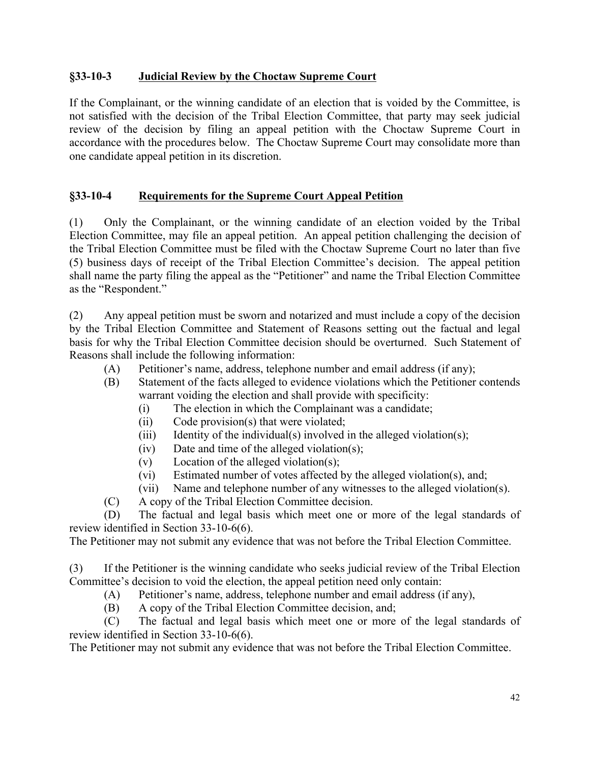### §33-10-3 Judicial Review by the Choctaw Supreme Court

If the Complainant, or the winning candidate of an election that is voided by the Committee, is not satisfied with the decision of the Tribal Election Committee, that party may seek judicial review of the decision by filing an appeal petition with the Choctaw Supreme Court in accordance with the procedures below. The Choctaw Supreme Court may consolidate more than one candidate appeal petition in its discretion.

### §33-10-4 Requirements for the Supreme Court Appeal Petition

(1) Only the Complainant, or the winning candidate of an election voided by the Tribal Election Committee, may file an appeal petition. An appeal petition challenging the decision of the Tribal Election Committee must be filed with the Choctaw Supreme Court no later than five (5) business days of receipt of the Tribal Election Committee's decision. The appeal petition shall name the party filing the appeal as the "Petitioner" and name the Tribal Election Committee as the "Respondent."

(2) Any appeal petition must be sworn and notarized and must include a copy of the decision by the Tribal Election Committee and Statement of Reasons setting out the factual and legal basis for why the Tribal Election Committee decision should be overturned. Such Statement of Reasons shall include the following information:

- (A) Petitioner's name, address, telephone number and email address (if any);
- (B) Statement of the facts alleged to evidence violations which the Petitioner contends warrant voiding the election and shall provide with specificity:
  - (i) The election in which the Complainant was a candidate;
  - (ii) Code provision(s) that were violated;
  - (iii) Identity of the individual(s) involved in the alleged violation(s);
  - (iv) Date and time of the alleged violation(s);
  - (v) Location of the alleged violation(s);
  - (vi) Estimated number of votes affected by the alleged violation(s), and;
  - (vii) Name and telephone number of any witnesses to the alleged violation(s).
- (C) A copy of the Tribal Election Committee decision.
- (D) The factual and legal basis which meet one or more of the legal standards of review identified in Section 33-10-6(6).

The Petitioner may not submit any evidence that was not before the Tribal Election Committee.

(3) If the Petitioner is the winning candidate who seeks judicial review of the Tribal Election Committee's decision to void the election, the appeal petition need only contain:

- (A) Petitioner's name, address, telephone number and email address (if any),
- (B) A copy of the Tribal Election Committee decision, and;
- (C) The factual and legal basis which meet one or more of the legal standards of review identified in Section 33-10-6(6).

The Petitioner may not submit any evidence that was not before the Tribal Election Committee.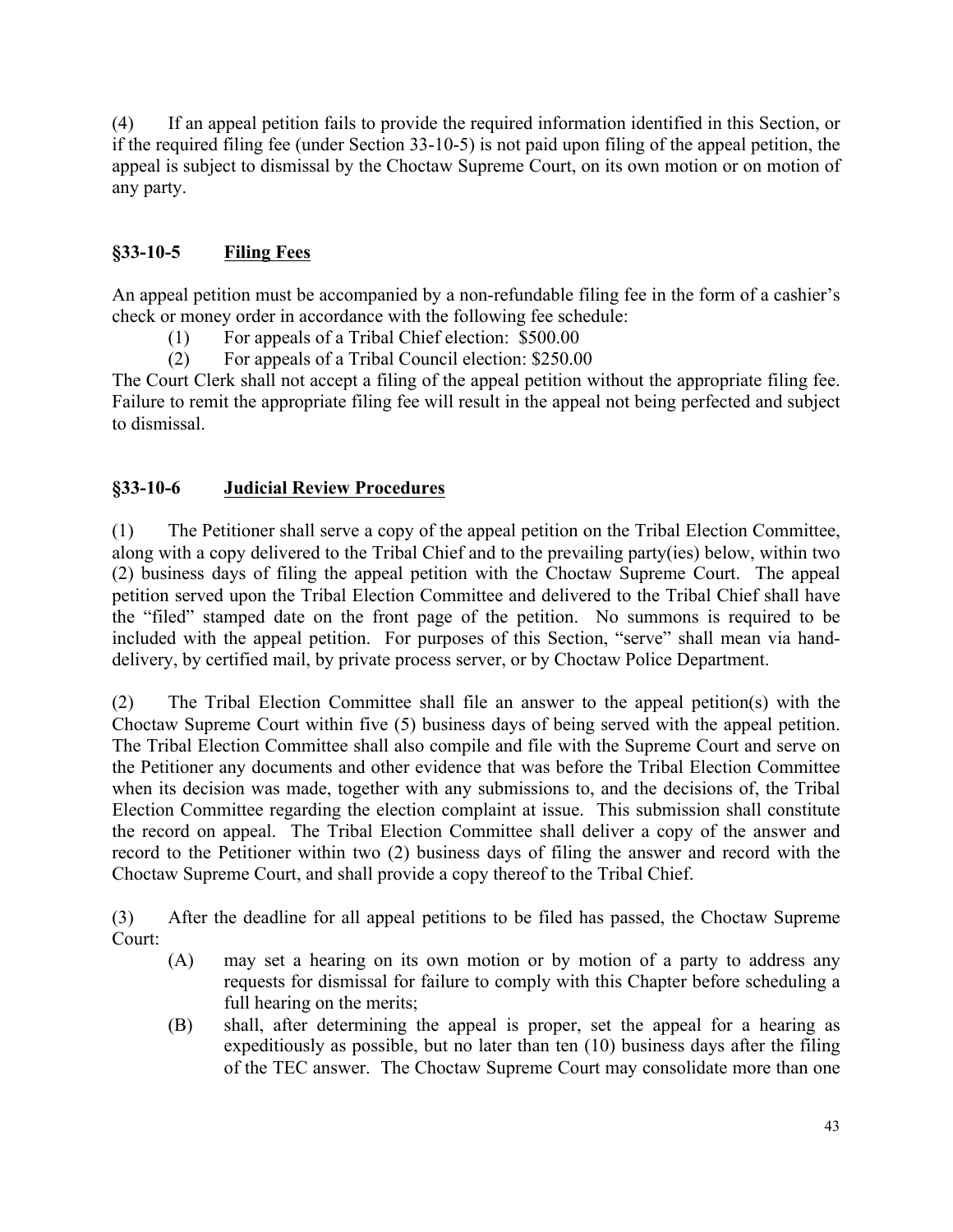(4) If an appeal petition fails to provide the required information identified in this Section, or if the required filing fee (under Section 33-10-5) is not paid upon filing of the appeal petition, the appeal is subject to dismissal by the Choctaw Supreme Court, on its own motion or on motion of any party.

### §33-10-5 Filing Fees

An appeal petition must be accompanied by a non-refundable filing fee in the form of a cashier's check or money order in accordance with the following fee schedule:

(1) For appeals of a Tribal Chief election: $500.00

(2) For appeals of a Tribal Council election: $250.00

The Court Clerk shall not accept a filing of the appeal petition without the appropriate filing fee. Failure to remit the appropriate filing fee will result in the appeal not being perfected and subject to dismissal.

### §33-10-6 Judicial Review Procedures

(1) The Petitioner shall serve a copy of the appeal petition on the Tribal Election Committee, along with a copy delivered to the Tribal Chief and to the prevailing party(ies) below, within two (2) business days of filing the appeal petition with the Choctaw Supreme Court. The appeal petition served upon the Tribal Election Committee and delivered to the Tribal Chief shall have the "filed" stamped date on the front page of the petition. No summons is required to be included with the appeal petition. For purposes of this Section, "serve" shall mean via hand-delivery, by certified mail, by private process server, or by Choctaw Police Department.

(2) The Tribal Election Committee shall file an answer to the appeal petition(s) with the Choctaw Supreme Court within five (5) business days of being served with the appeal petition. The Tribal Election Committee shall also compile and file with the Supreme Court and serve on the Petitioner any documents and other evidence that was before the Tribal Election Committee when its decision was made, together with any submissions to, and the decisions of, the Tribal Election Committee regarding the election complaint at issue. This submission shall constitute the record on appeal. The Tribal Election Committee shall deliver a copy of the answer and record to the Petitioner within two (2) business days of filing the answer and record with the Choctaw Supreme Court, and shall provide a copy thereof to the Tribal Chief.

(3) After the deadline for all appeal petitions to be filed has passed, the Choctaw Supreme Court:

(A) may set a hearing on its own motion or by motion of a party to address any requests for dismissal for failure to comply with this Chapter before scheduling a full hearing on the merits;

(B) shall, after determining the appeal is proper, set the appeal for a hearing as expeditiously as possible, but no later than ten (10) business days after the filing of the TEC answer. The Choctaw Supreme Court may consolidate more than one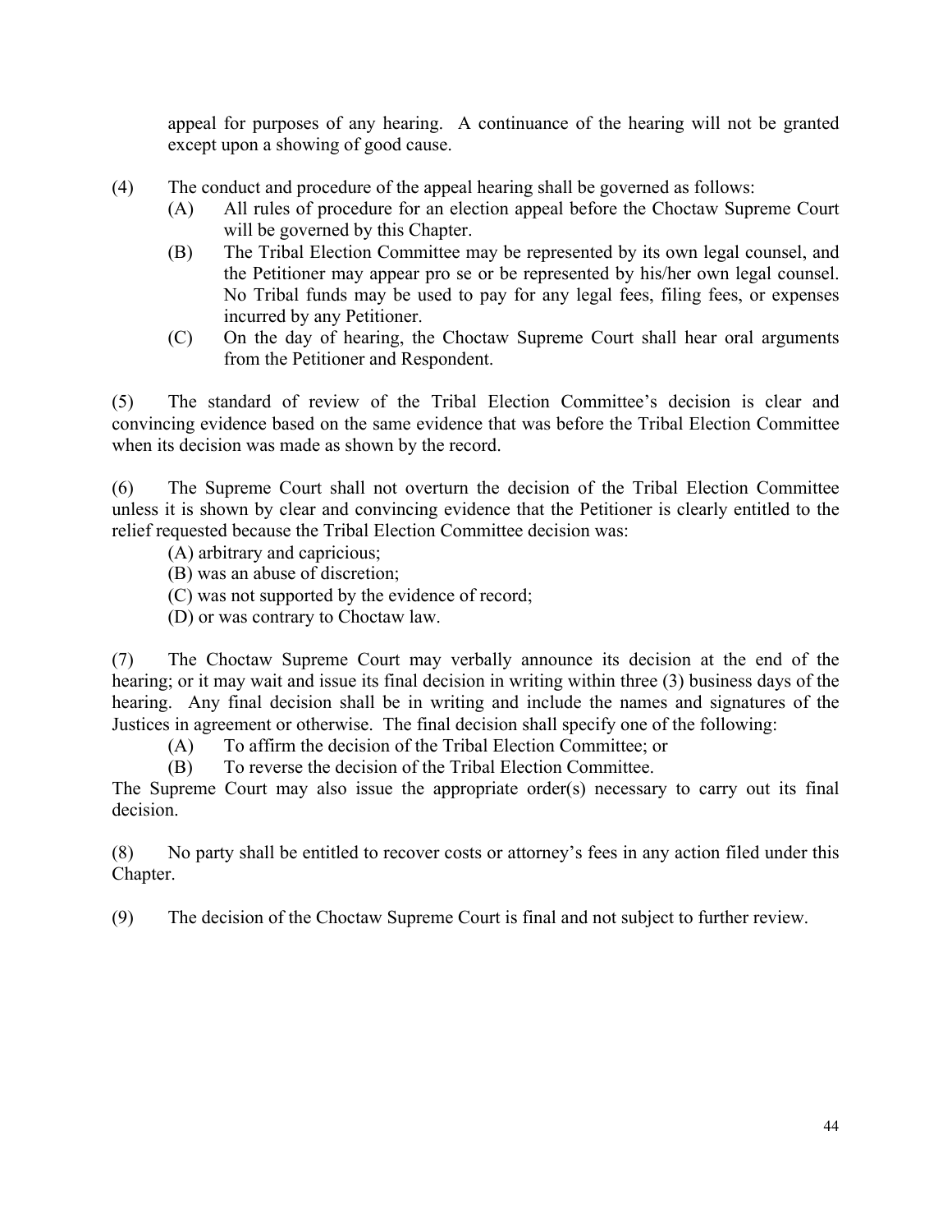appeal for purposes of any hearing. A continuance of the hearing will not be granted except upon a showing of good cause.

(4) The conduct and procedure of the appeal hearing shall be governed as follows:

- (A) All rules of procedure for an election appeal before the Choctaw Supreme Court will be governed by this Chapter.
- (B) The Tribal Election Committee may be represented by its own legal counsel, and the Petitioner may appear pro se or be represented by his/her own legal counsel. No Tribal funds may be used to pay for any legal fees, filing fees, or expenses incurred by any Petitioner.
- (C) On the day of hearing, the Choctaw Supreme Court shall hear oral arguments from the Petitioner and Respondent.

(5) The standard of review of the Tribal Election Committee's decision is clear and convincing evidence based on the same evidence that was before the Tribal Election Committee when its decision was made as shown by the record.

(6) The Supreme Court shall not overturn the decision of the Tribal Election Committee unless it is shown by clear and convincing evidence that the Petitioner is clearly entitled to the relief requested because the Tribal Election Committee decision was:

- (A) arbitrary and capricious;
- (B) was an abuse of discretion;
- (C) was not supported by the evidence of record;
- (D) or was contrary to Choctaw law.

(7) The Choctaw Supreme Court may verbally announce its decision at the end of the hearing; or it may wait and issue its final decision in writing within three (3) business days of the hearing. Any final decision shall be in writing and include the names and signatures of the Justices in agreement or otherwise. The final decision shall specify one of the following:

- (A) To affirm the decision of the Tribal Election Committee; or
- (B) To reverse the decision of the Tribal Election Committee.

The Supreme Court may also issue the appropriate order(s) necessary to carry out its final decision.

(8) No party shall be entitled to recover costs or attorney's fees in any action filed under this Chapter.

(9) The decision of the Choctaw Supreme Court is final and not subject to further review.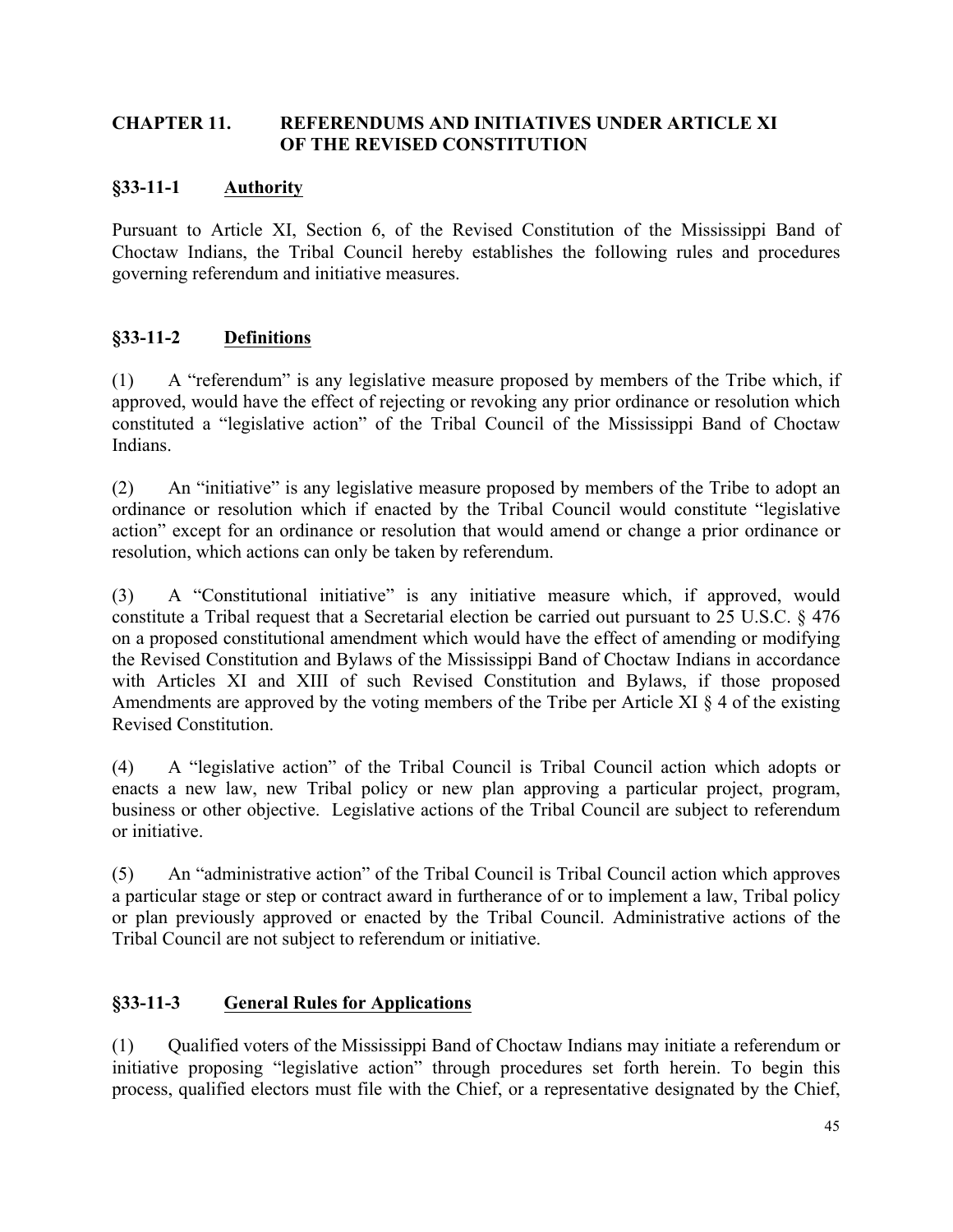## CHAPTER 11. REFERENDUMS AND INITIATIVES UNDER ARTICLE XI OF THE REVISED CONSTITUTION

### §33-11-1 Authority

Pursuant to Article XI, Section 6, of the Revised Constitution of the Mississippi Band of Choctaw Indians, the Tribal Council hereby establishes the following rules and procedures governing referendum and initiative measures.

### §33-11-2 Definitions

(1) A "referendum" is any legislative measure proposed by members of the Tribe which, if approved, would have the effect of rejecting or revoking any prior ordinance or resolution which constituted a "legislative action" of the Tribal Council of the Mississippi Band of Choctaw Indians.

(2) An "initiative" is any legislative measure proposed by members of the Tribe to adopt an ordinance or resolution which if enacted by the Tribal Council would constitute "legislative action" except for an ordinance or resolution that would amend or change a prior ordinance or resolution, which actions can only be taken by referendum.

(3) A "Constitutional initiative" is any initiative measure which, if approved, would constitute a Tribal request that a Secretarial election be carried out pursuant to 25 U.S.C. § 476 on a proposed constitutional amendment which would have the effect of amending or modifying the Revised Constitution and Bylaws of the Mississippi Band of Choctaw Indians in accordance with Articles XI and XIII of such Revised Constitution and Bylaws, if those proposed Amendments are approved by the voting members of the Tribe per Article XI § 4 of the existing Revised Constitution.

(4) A "legislative action" of the Tribal Council is Tribal Council action which adopts or enacts a new law, new Tribal policy or new plan approving a particular project, program, business or other objective. Legislative actions of the Tribal Council are subject to referendum or initiative.

(5) An "administrative action" of the Tribal Council is Tribal Council action which approves a particular stage or step or contract award in furtherance of or to implement a law, Tribal policy or plan previously approved or enacted by the Tribal Council. Administrative actions of the Tribal Council are not subject to referendum or initiative.

### §33-11-3 General Rules for Applications

(1) Qualified voters of the Mississippi Band of Choctaw Indians may initiate a referendum or initiative proposing "legislative action" through procedures set forth herein. To begin this process, qualified electors must file with the Chief, or a representative designated by the Chief,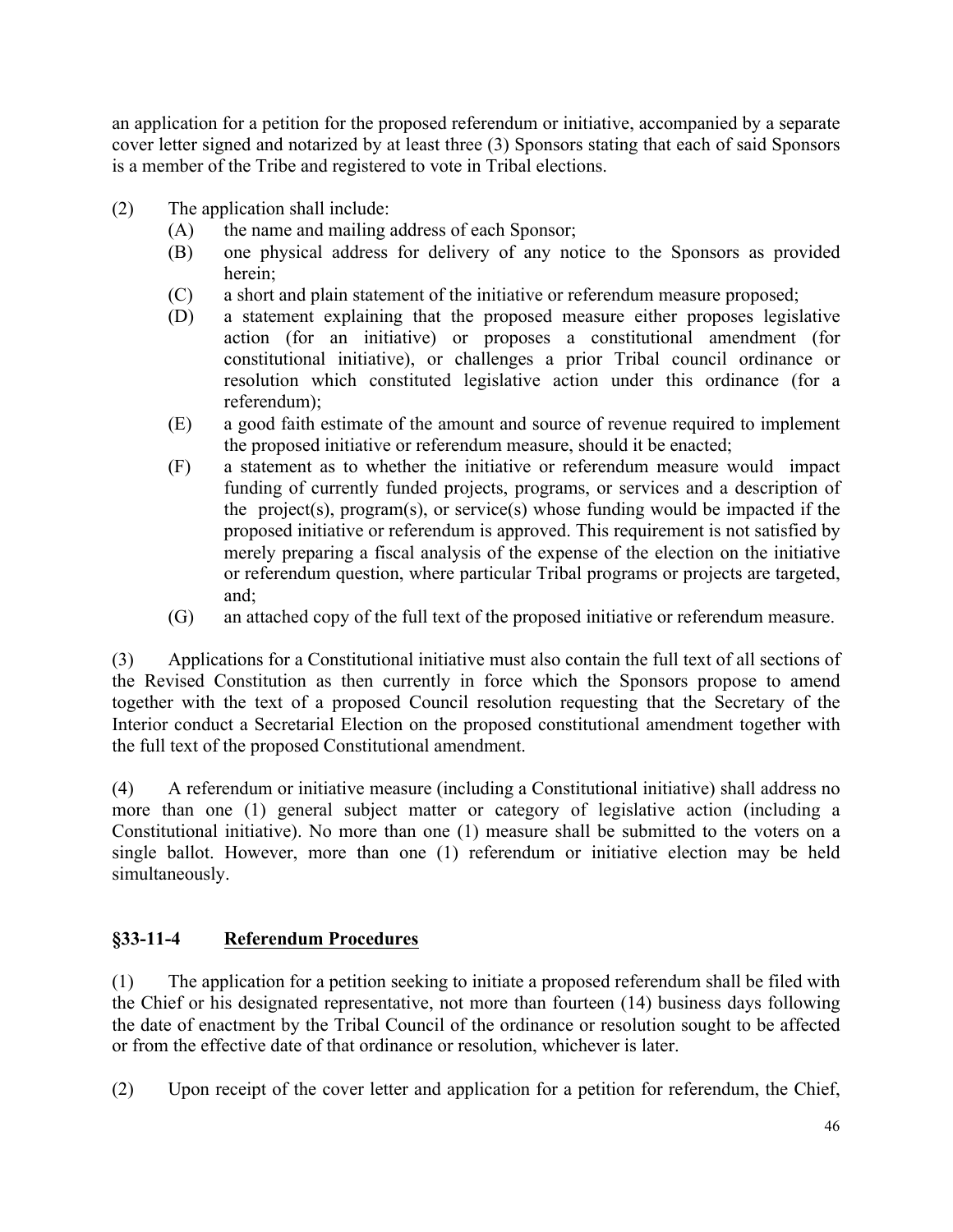an application for a petition for the proposed referendum or initiative, accompanied by a separate cover letter signed and notarized by at least three (3) Sponsors stating that each of said Sponsors is a member of the Tribe and registered to vote in Tribal elections.

(2) The application shall include:
  - (A) the name and mailing address of each Sponsor;
  - (B) one physical address for delivery of any notice to the Sponsors as provided herein;
  - (C) a short and plain statement of the initiative or referendum measure proposed;
  - (D) a statement explaining that the proposed measure either proposes legislative action (for an initiative) or proposes a constitutional amendment (for constitutional initiative), or challenges a prior Tribal council ordinance or resolution which constituted legislative action under this ordinance (for a referendum);
  - (E) a good faith estimate of the amount and source of revenue required to implement the proposed initiative or referendum measure, should it be enacted;
  - (F) a statement as to whether the initiative or referendum measure would impact funding of currently funded projects, programs, or services and a description of the project(s), program(s), or service(s) whose funding would be impacted if the proposed initiative or referendum is approved. This requirement is not satisfied by merely preparing a fiscal analysis of the expense of the election on the initiative or referendum question, where particular Tribal programs or projects are targeted, and;
  - (G) an attached copy of the full text of the proposed initiative or referendum measure.

(3) Applications for a Constitutional initiative must also contain the full text of all sections of the Revised Constitution as then currently in force which the Sponsors propose to amend together with the text of a proposed Council resolution requesting that the Secretary of the Interior conduct a Secretarial Election on the proposed constitutional amendment together with the full text of the proposed Constitutional amendment.

(4) A referendum or initiative measure (including a Constitutional initiative) shall address no more than one (1) general subject matter or category of legislative action (including a Constitutional initiative). No more than one (1) measure shall be submitted to the voters on a single ballot. However, more than one (1) referendum or initiative election may be held simultaneously.

## §33-11-4 Referendum Procedures

(1) The application for a petition seeking to initiate a proposed referendum shall be filed with the Chief or his designated representative, not more than fourteen (14) business days following the date of enactment by the Tribal Council of the ordinance or resolution sought to be affected or from the effective date of that ordinance or resolution, whichever is later.

(2) Upon receipt of the cover letter and application for a petition for referendum, the Chief,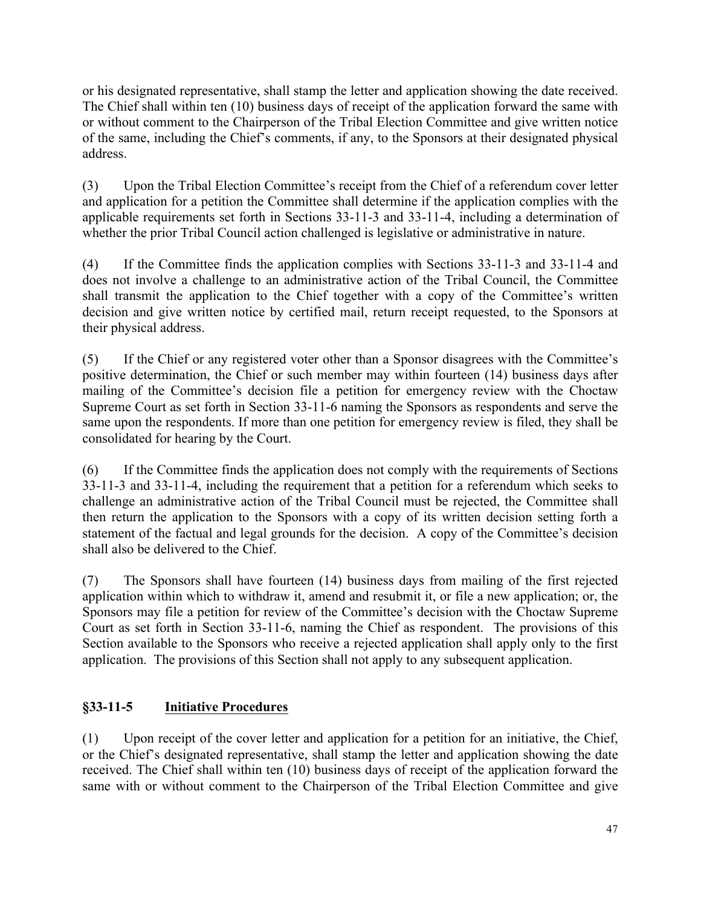or his designated representative, shall stamp the letter and application showing the date received. The Chief shall within ten (10) business days of receipt of the application forward the same with or without comment to the Chairperson of the Tribal Election Committee and give written notice of the same, including the Chief's comments, if any, to the Sponsors at their designated physical address.

(3) Upon the Tribal Election Committee's receipt from the Chief of a referendum cover letter and application for a petition the Committee shall determine if the application complies with the applicable requirements set forth in Sections 33-11-3 and 33-11-4, including a determination of whether the prior Tribal Council action challenged is legislative or administrative in nature.

(4) If the Committee finds the application complies with Sections 33-11-3 and 33-11-4 and does not involve a challenge to an administrative action of the Tribal Council, the Committee shall transmit the application to the Chief together with a copy of the Committee's written decision and give written notice by certified mail, return receipt requested, to the Sponsors at their physical address.

(5) If the Chief or any registered voter other than a Sponsor disagrees with the Committee's positive determination, the Chief or such member may within fourteen (14) business days after mailing of the Committee's decision file a petition for emergency review with the Choctaw Supreme Court as set forth in Section 33-11-6 naming the Sponsors as respondents and serve the same upon the respondents. If more than one petition for emergency review is filed, they shall be consolidated for hearing by the Court.

(6) If the Committee finds the application does not comply with the requirements of Sections 33-11-3 and 33-11-4, including the requirement that a petition for a referendum which seeks to challenge an administrative action of the Tribal Council must be rejected, the Committee shall then return the application to the Sponsors with a copy of its written decision setting forth a statement of the factual and legal grounds for the decision. A copy of the Committee's decision shall also be delivered to the Chief.

(7) The Sponsors shall have fourteen (14) business days from mailing of the first rejected application within which to withdraw it, amend and resubmit it, or file a new application; or, the Sponsors may file a petition for review of the Committee's decision with the Choctaw Supreme Court as set forth in Section 33-11-6, naming the Chief as respondent. The provisions of this Section available to the Sponsors who receive a rejected application shall apply only to the first application. The provisions of this Section shall not apply to any subsequent application.

## §33-11-5 Initiative Procedures

(1) Upon receipt of the cover letter and application for a petition for an initiative, the Chief, or the Chief's designated representative, shall stamp the letter and application showing the date received. The Chief shall within ten (10) business days of receipt of the application forward the same with or without comment to the Chairperson of the Tribal Election Committee and give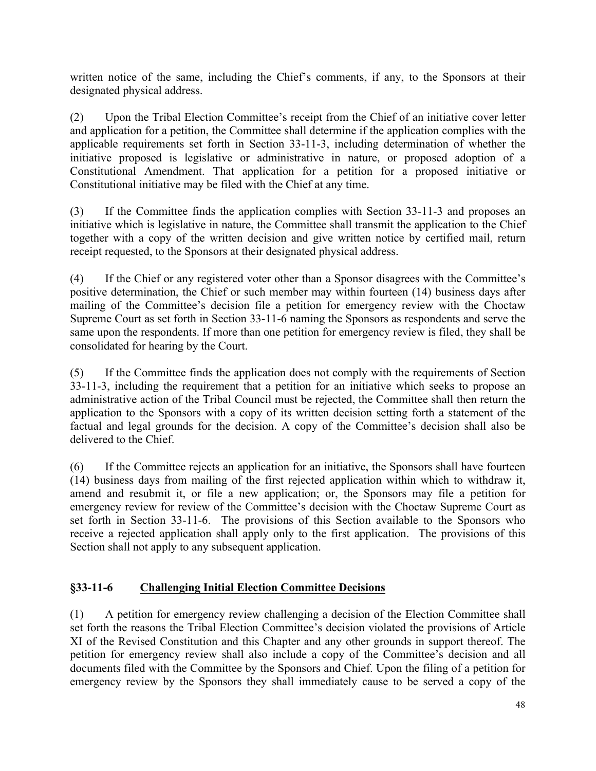written notice of the same, including the Chief's comments, if any, to the Sponsors at their designated physical address.

(2) Upon the Tribal Election Committee's receipt from the Chief of an initiative cover letter and application for a petition, the Committee shall determine if the application complies with the applicable requirements set forth in Section 33-11-3, including determination of whether the initiative proposed is legislative or administrative in nature, or proposed adoption of a Constitutional Amendment. That application for a petition for a proposed initiative or Constitutional initiative may be filed with the Chief at any time.

(3) If the Committee finds the application complies with Section 33-11-3 and proposes an initiative which is legislative in nature, the Committee shall transmit the application to the Chief together with a copy of the written decision and give written notice by certified mail, return receipt requested, to the Sponsors at their designated physical address.

(4) If the Chief or any registered voter other than a Sponsor disagrees with the Committee's positive determination, the Chief or such member may within fourteen (14) business days after mailing of the Committee's decision file a petition for emergency review with the Choctaw Supreme Court as set forth in Section 33-11-6 naming the Sponsors as respondents and serve the same upon the respondents. If more than one petition for emergency review is filed, they shall be consolidated for hearing by the Court.

(5) If the Committee finds the application does not comply with the requirements of Section 33-11-3, including the requirement that a petition for an initiative which seeks to propose an administrative action of the Tribal Council must be rejected, the Committee shall then return the application to the Sponsors with a copy of its written decision setting forth a statement of the factual and legal grounds for the decision. A copy of the Committee's decision shall also be delivered to the Chief.

(6) If the Committee rejects an application for an initiative, the Sponsors shall have fourteen (14) business days from mailing of the first rejected application within which to withdraw it, amend and resubmit it, or file a new application; or, the Sponsors may file a petition for emergency review for review of the Committee's decision with the Choctaw Supreme Court as set forth in Section 33-11-6. The provisions of this Section available to the Sponsors who receive a rejected application shall apply only to the first application. The provisions of this Section shall not apply to any subsequent application.

## §33-11-6 Challenging Initial Election Committee Decisions

(1) A petition for emergency review challenging a decision of the Election Committee shall set forth the reasons the Tribal Election Committee's decision violated the provisions of Article XI of the Revised Constitution and this Chapter and any other grounds in support thereof. The petition for emergency review shall also include a copy of the Committee's decision and all documents filed with the Committee by the Sponsors and Chief. Upon the filing of a petition for emergency review by the Sponsors they shall immediately cause to be served a copy of the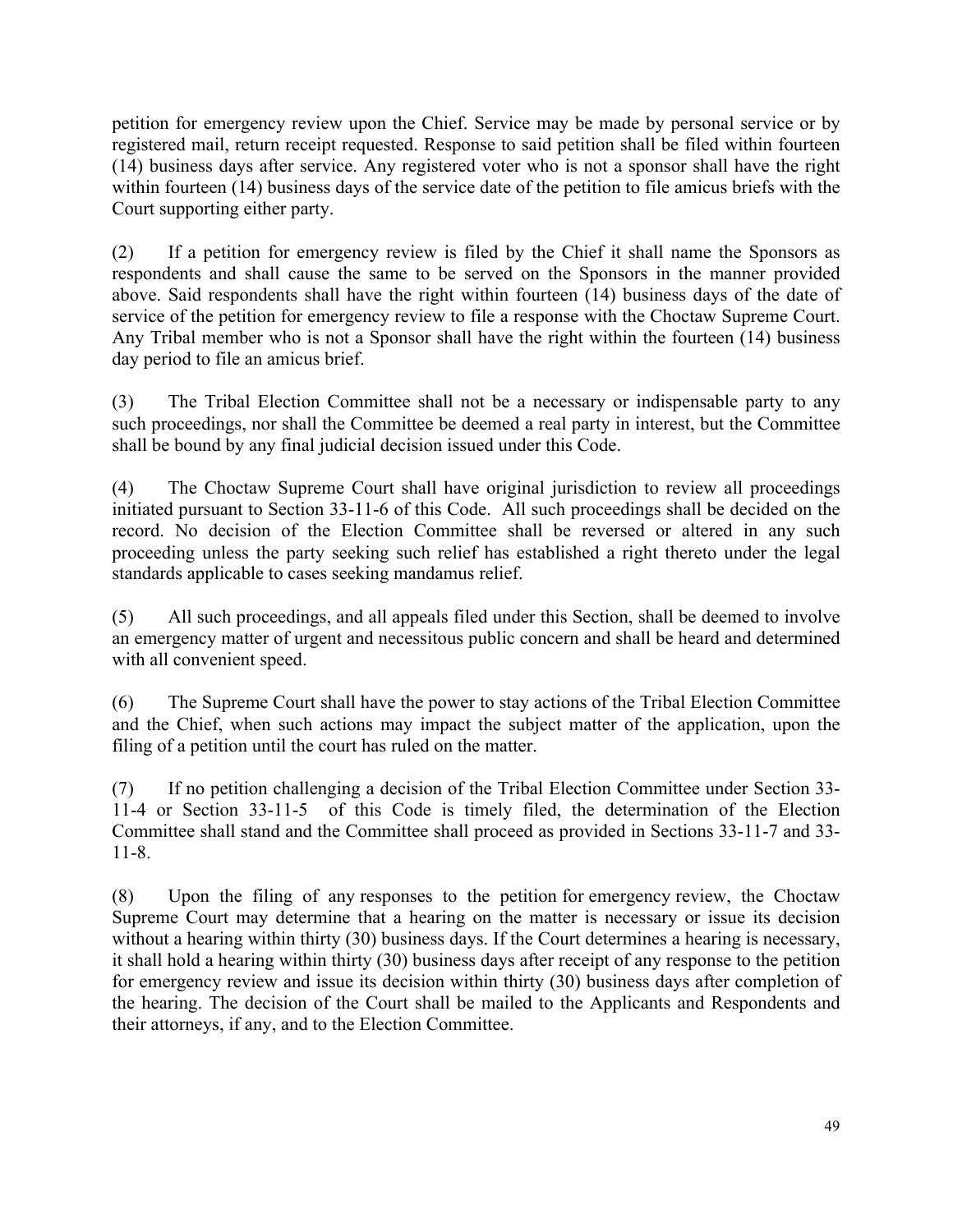petition for emergency review upon the Chief. Service may be made by personal service or by registered mail, return receipt requested. Response to said petition shall be filed within fourteen (14) business days after service. Any registered voter who is not a sponsor shall have the right within fourteen (14) business days of the service date of the petition to file amicus briefs with the Court supporting either party.

(2) If a petition for emergency review is filed by the Chief it shall name the Sponsors as respondents and shall cause the same to be served on the Sponsors in the manner provided above. Said respondents shall have the right within fourteen (14) business days of the date of service of the petition for emergency review to file a response with the Choctaw Supreme Court. Any Tribal member who is not a Sponsor shall have the right within the fourteen (14) business day period to file an amicus brief.

(3) The Tribal Election Committee shall not be a necessary or indispensable party to any such proceedings, nor shall the Committee be deemed a real party in interest, but the Committee shall be bound by any final judicial decision issued under this Code.

(4) The Choctaw Supreme Court shall have original jurisdiction to review all proceedings initiated pursuant to Section 33-11-6 of this Code. All such proceedings shall be decided on the record. No decision of the Election Committee shall be reversed or altered in any such proceeding unless the party seeking such relief has established a right thereto under the legal standards applicable to cases seeking mandamus relief.

(5) All such proceedings, and all appeals filed under this Section, shall be deemed to involve an emergency matter of urgent and necessitous public concern and shall be heard and determined with all convenient speed.

(6) The Supreme Court shall have the power to stay actions of the Tribal Election Committee and the Chief, when such actions may impact the subject matter of the application, upon the filing of a petition until the court has ruled on the matter.

(7) If no petition challenging a decision of the Tribal Election Committee under Section 33-11-4 or Section 33-11-5 of this Code is timely filed, the determination of the Election Committee shall stand and the Committee shall proceed as provided in Sections 33-11-7 and 33-11-8.

(8) Upon the filing of any responses to the petition for emergency review, the Choctaw Supreme Court may determine that a hearing on the matter is necessary or issue its decision without a hearing within thirty (30) business days. If the Court determines a hearing is necessary, it shall hold a hearing within thirty (30) business days after receipt of any response to the petition for emergency review and issue its decision within thirty (30) business days after completion of the hearing. The decision of the Court shall be mailed to the Applicants and Respondents and their attorneys, if any, and to the Election Committee.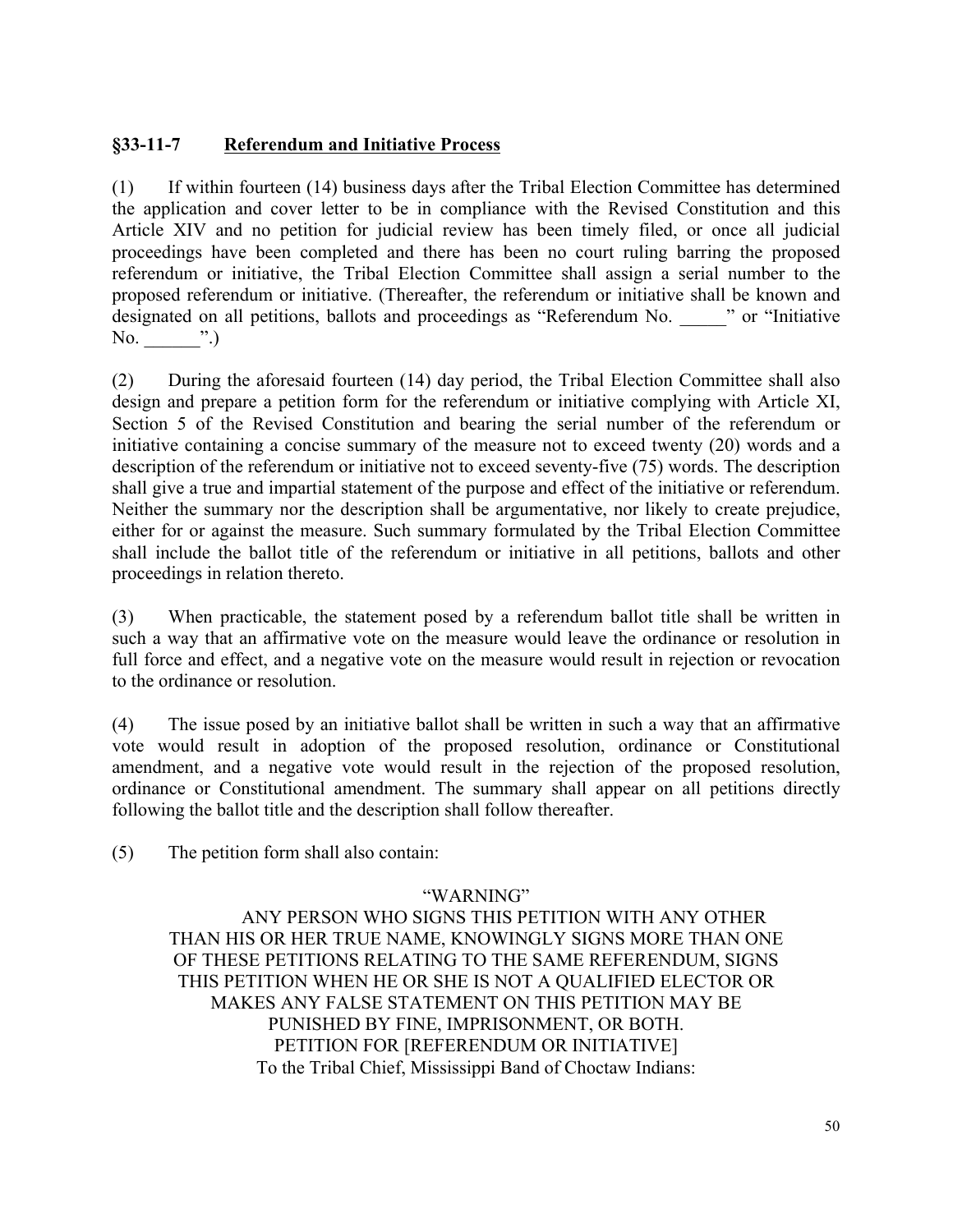## §33-11-7 Referendum and Initiative Process

(1) If within fourteen (14) business days after the Tribal Election Committee has determined the application and cover letter to be in compliance with the Revised Constitution and this Article XIV and no petition for judicial review has been timely filed, or once all judicial proceedings have been completed and there has been no court ruling barring the proposed referendum or initiative, the Tribal Election Committee shall assign a serial number to the proposed referendum or initiative. (Thereafter, the referendum or initiative shall be known and designated on all petitions, ballots and proceedings as "Referendum No. _____" or "Initiative No. ______".)

(2) During the aforesaid fourteen (14) day period, the Tribal Election Committee shall also design and prepare a petition form for the referendum or initiative complying with Article XI, Section 5 of the Revised Constitution and bearing the serial number of the referendum or initiative containing a concise summary of the measure not to exceed twenty (20) words and a description of the referendum or initiative not to exceed seventy-five (75) words. The description shall give a true and impartial statement of the purpose and effect of the initiative or referendum. Neither the summary nor the description shall be argumentative, nor likely to create prejudice, either for or against the measure. Such summary formulated by the Tribal Election Committee shall include the ballot title of the referendum or initiative in all petitions, ballots and other proceedings in relation thereto.

(3) When practicable, the statement posed by a referendum ballot title shall be written in such a way that an affirmative vote on the measure would leave the ordinance or resolution in full force and effect, and a negative vote on the measure would result in rejection or revocation to the ordinance or resolution.

(4) The issue posed by an initiative ballot shall be written in such a way that an affirmative vote would result in adoption of the proposed resolution, ordinance or Constitutional amendment, and a negative vote would result in the rejection of the proposed resolution, ordinance or Constitutional amendment. The summary shall appear on all petitions directly following the ballot title and the description shall follow thereafter.

(5) The petition form shall also contain:

"WARNING"

ANY PERSON WHO SIGNS THIS PETITION WITH ANY OTHER THAN HIS OR HER TRUE NAME, KNOWINGLY SIGNS MORE THAN ONE OF THESE PETITIONS RELATING TO THE SAME REFERENDUM, SIGNS THIS PETITION WHEN HE OR SHE IS NOT A QUALIFIED ELECTOR OR MAKES ANY FALSE STATEMENT ON THIS PETITION MAY BE PUNISHED BY FINE, IMPRISONMENT, OR BOTH.

PETITION FOR [REFERENDUM OR INITIATIVE]

To the Tribal Chief, Mississippi Band of Choctaw Indians: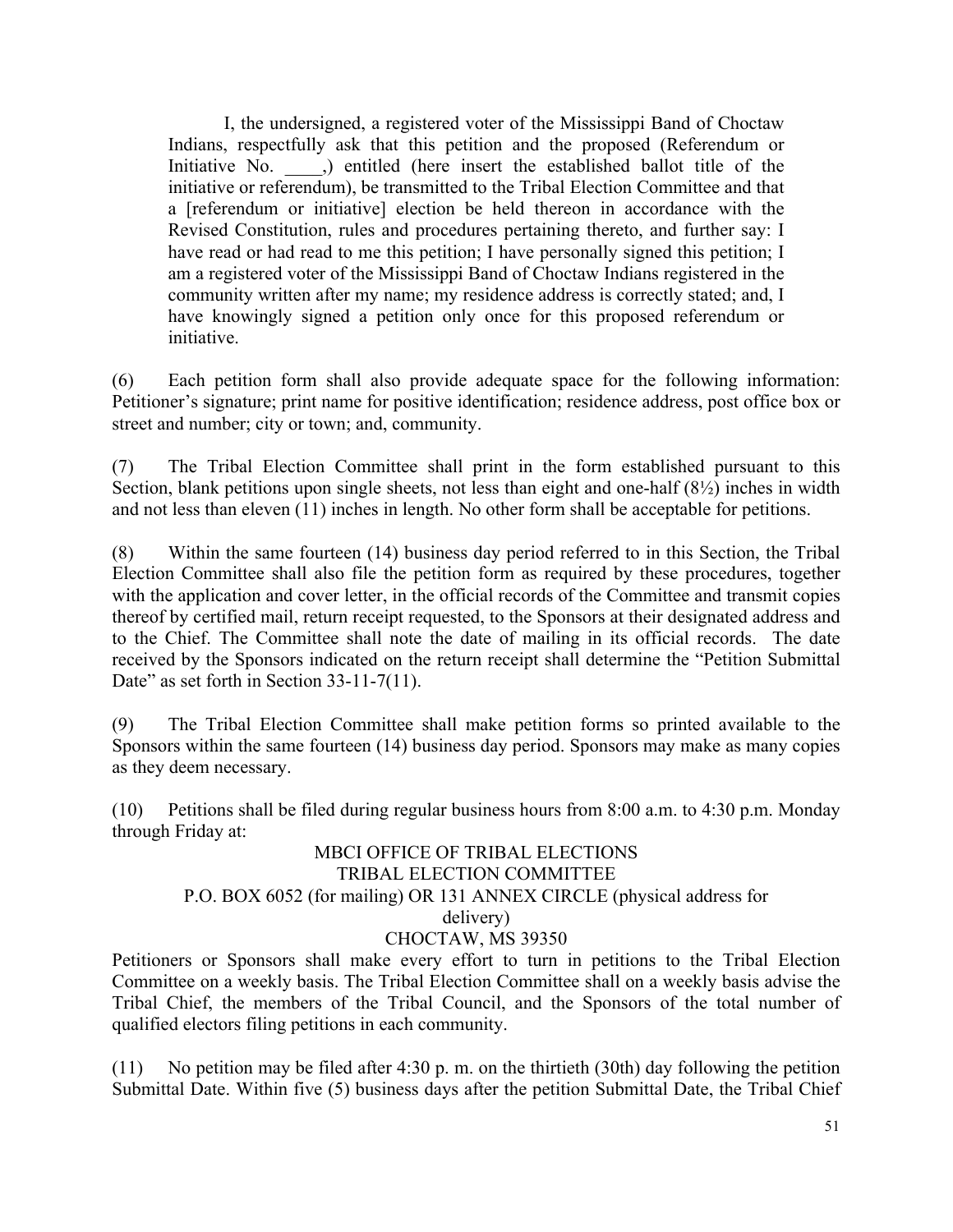> I, the undersigned, a registered voter of the Mississippi Band of Choctaw Indians, respectfully ask that this petition and the proposed (Referendum or Initiative No. \_\_\_\_,) entitled (here insert the established ballot title of the initiative or referendum), be transmitted to the Tribal Election Committee and that a [referendum or initiative] election be held thereon in accordance with the Revised Constitution, rules and procedures pertaining thereto, and further say: I have read or had read to me this petition; I have personally signed this petition; I am a registered voter of the Mississippi Band of Choctaw Indians registered in the community written after my name; my residence address is correctly stated; and, I have knowingly signed a petition only once for this proposed referendum or initiative.

(6) Each petition form shall also provide adequate space for the following information: Petitioner's signature; print name for positive identification; residence address, post office box or street and number; city or town; and, community.

(7) The Tribal Election Committee shall print in the form established pursuant to this Section, blank petitions upon single sheets, not less than eight and one-half (8½) inches in width and not less than eleven (11) inches in length. No other form shall be acceptable for petitions.

(8) Within the same fourteen (14) business day period referred to in this Section, the Tribal Election Committee shall also file the petition form as required by these procedures, together with the application and cover letter, in the official records of the Committee and transmit copies thereof by certified mail, return receipt requested, to the Sponsors at their designated address and to the Chief. The Committee shall note the date of mailing in its official records. The date received by the Sponsors indicated on the return receipt shall determine the "Petition Submittal Date" as set forth in Section 33-11-7(11).

(9) The Tribal Election Committee shall make petition forms so printed available to the Sponsors within the same fourteen (14) business day period. Sponsors may make as many copies as they deem necessary.

(10) Petitions shall be filed during regular business hours from 8:00 a.m. to 4:30 p.m. Monday through Friday at:

MBCI OFFICE OF TRIBAL ELECTIONS
TRIBAL ELECTION COMMITTEE
P.O. BOX 6052 (for mailing) OR 131 ANNEX CIRCLE (physical address for delivery)
CHOCTAW, MS 39350

Petitioners or Sponsors shall make every effort to turn in petitions to the Tribal Election Committee on a weekly basis. The Tribal Election Committee shall on a weekly basis advise the Tribal Chief, the members of the Tribal Council, and the Sponsors of the total number of qualified electors filing petitions in each community.

(11) No petition may be filed after 4:30 p. m. on the thirtieth (30th) day following the petition Submittal Date. Within five (5) business days after the petition Submittal Date, the Tribal Chief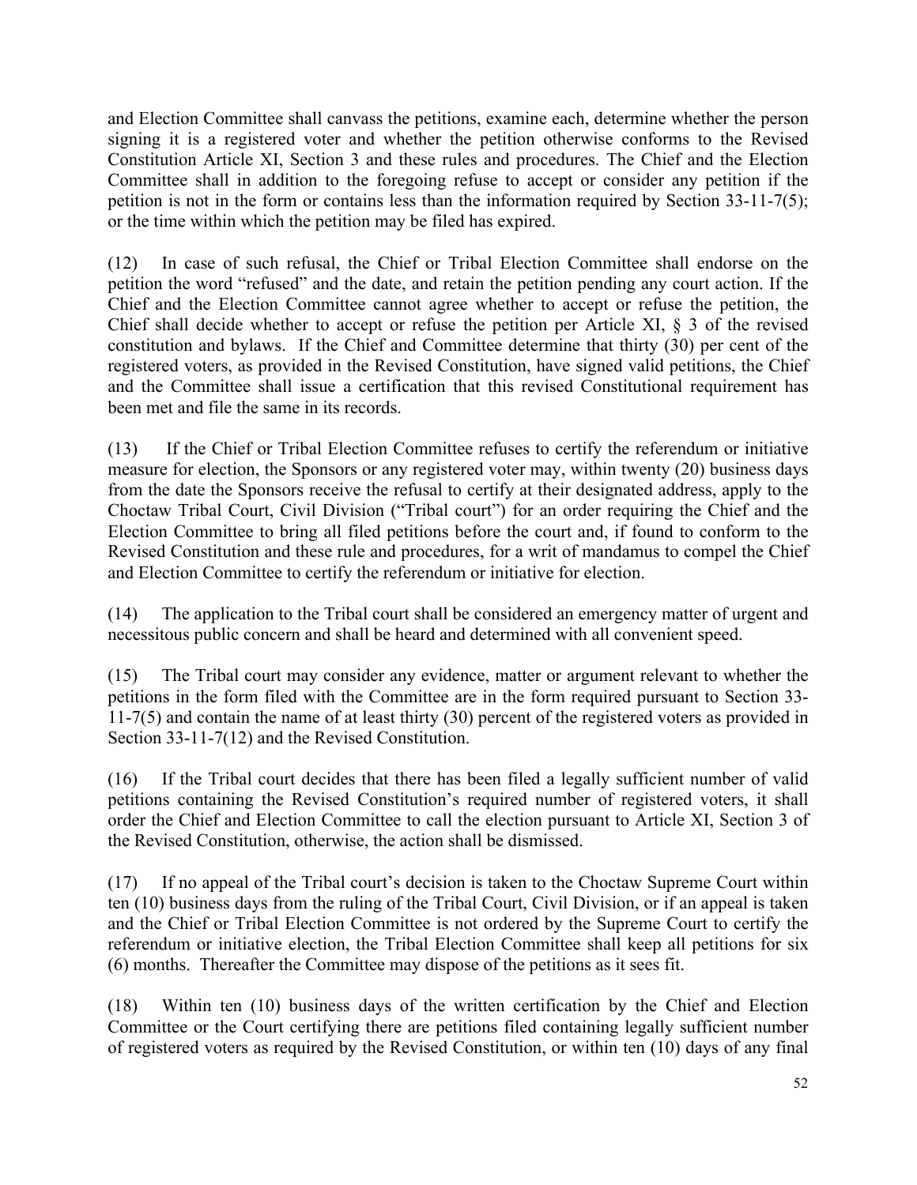and Election Committee shall canvass the petitions, examine each, determine whether the person signing it is a registered voter and whether the petition otherwise conforms to the Revised Constitution Article XI, Section 3 and these rules and procedures. The Chief and the Election Committee shall in addition to the foregoing refuse to accept or consider any petition if the petition is not in the form or contains less than the information required by Section 33-11-7(5); or the time within which the petition may be filed has expired.

(12) In case of such refusal, the Chief or Tribal Election Committee shall endorse on the petition the word "refused" and the date, and retain the petition pending any court action. If the Chief and the Election Committee cannot agree whether to accept or refuse the petition, the Chief shall decide whether to accept or refuse the petition per Article XI, § 3 of the revised constitution and bylaws. If the Chief and Committee determine that thirty (30) per cent of the registered voters, as provided in the Revised Constitution, have signed valid petitions, the Chief and the Committee shall issue a certification that this revised Constitutional requirement has been met and file the same in its records.

(13) If the Chief or Tribal Election Committee refuses to certify the referendum or initiative measure for election, the Sponsors or any registered voter may, within twenty (20) business days from the date the Sponsors receive the refusal to certify at their designated address, apply to the Choctaw Tribal Court, Civil Division ("Tribal court") for an order requiring the Chief and the Election Committee to bring all filed petitions before the court and, if found to conform to the Revised Constitution and these rule and procedures, for a writ of mandamus to compel the Chief and Election Committee to certify the referendum or initiative for election.

(14) The application to the Tribal court shall be considered an emergency matter of urgent and necessitous public concern and shall be heard and determined with all convenient speed.

(15) The Tribal court may consider any evidence, matter or argument relevant to whether the petitions in the form filed with the Committee are in the form required pursuant to Section 33-11-7(5) and contain the name of at least thirty (30) percent of the registered voters as provided in Section 33-11-7(12) and the Revised Constitution.

(16) If the Tribal court decides that there has been filed a legally sufficient number of valid petitions containing the Revised Constitution's required number of registered voters, it shall order the Chief and Election Committee to call the election pursuant to Article XI, Section 3 of the Revised Constitution, otherwise, the action shall be dismissed.

(17) If no appeal of the Tribal court's decision is taken to the Choctaw Supreme Court within ten (10) business days from the ruling of the Tribal Court, Civil Division, or if an appeal is taken and the Chief or Tribal Election Committee is not ordered by the Supreme Court to certify the referendum or initiative election, the Tribal Election Committee shall keep all petitions for six (6) months. Thereafter the Committee may dispose of the petitions as it sees fit.

(18) Within ten (10) business days of the written certification by the Chief and Election Committee or the Court certifying there are petitions filed containing legally sufficient number of registered voters as required by the Revised Constitution, or within ten (10) days of any final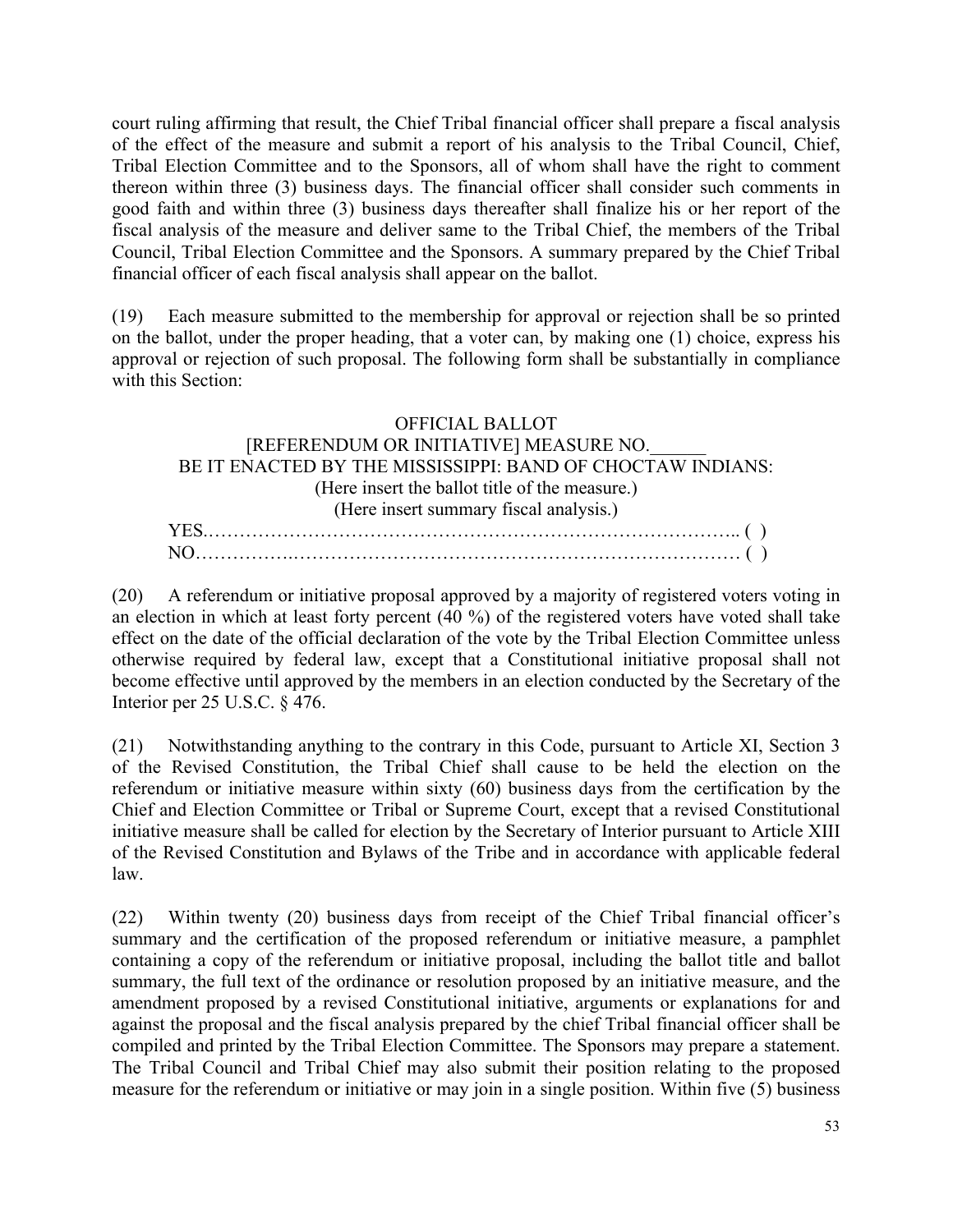court ruling affirming that result, the Chief Tribal financial officer shall prepare a fiscal analysis of the effect of the measure and submit a report of his analysis to the Tribal Council, Chief, Tribal Election Committee and to the Sponsors, all of whom shall have the right to comment thereon within three (3) business days. The financial officer shall consider such comments in good faith and within three (3) business days thereafter shall finalize his or her report of the fiscal analysis of the measure and deliver same to the Tribal Chief, the members of the Tribal Council, Tribal Election Committee and the Sponsors. A summary prepared by the Chief Tribal financial officer of each fiscal analysis shall appear on the ballot.

(19) Each measure submitted to the membership for approval or rejection shall be so printed on the ballot, under the proper heading, that a voter can, by making one (1) choice, express his approval or rejection of such proposal. The following form shall be substantially in compliance with this Section:

OFFICIAL BALLOT
[REFERENDUM OR INITIATIVE] MEASURE NO.______
BE IT ENACTED BY THE MISSISSIPPI: BAND OF CHOCTAW INDIANS:
(Here insert the ballot title of the measure.)
(Here insert summary fiscal analysis.)
YES.……………………………………………………………………….. ( )
NO…………….………………………………………………………… ( )

(20) A referendum or initiative proposal approved by a majority of registered voters voting in an election in which at least forty percent (40 %) of the registered voters have voted shall take effect on the date of the official declaration of the vote by the Tribal Election Committee unless otherwise required by federal law, except that a Constitutional initiative proposal shall not become effective until approved by the members in an election conducted by the Secretary of the Interior per 25 U.S.C. § 476.

(21) Notwithstanding anything to the contrary in this Code, pursuant to Article XI, Section 3 of the Revised Constitution, the Tribal Chief shall cause to be held the election on the referendum or initiative measure within sixty (60) business days from the certification by the Chief and Election Committee or Tribal or Supreme Court, except that a revised Constitutional initiative measure shall be called for election by the Secretary of Interior pursuant to Article XIII of the Revised Constitution and Bylaws of the Tribe and in accordance with applicable federal law.

(22) Within twenty (20) business days from receipt of the Chief Tribal financial officer's summary and the certification of the proposed referendum or initiative measure, a pamphlet containing a copy of the referendum or initiative proposal, including the ballot title and ballot summary, the full text of the ordinance or resolution proposed by an initiative measure, and the amendment proposed by a revised Constitutional initiative, arguments or explanations for and against the proposal and the fiscal analysis prepared by the chief Tribal financial officer shall be compiled and printed by the Tribal Election Committee. The Sponsors may prepare a statement. The Tribal Council and Tribal Chief may also submit their position relating to the proposed measure for the referendum or initiative or may join in a single position. Within five (5) business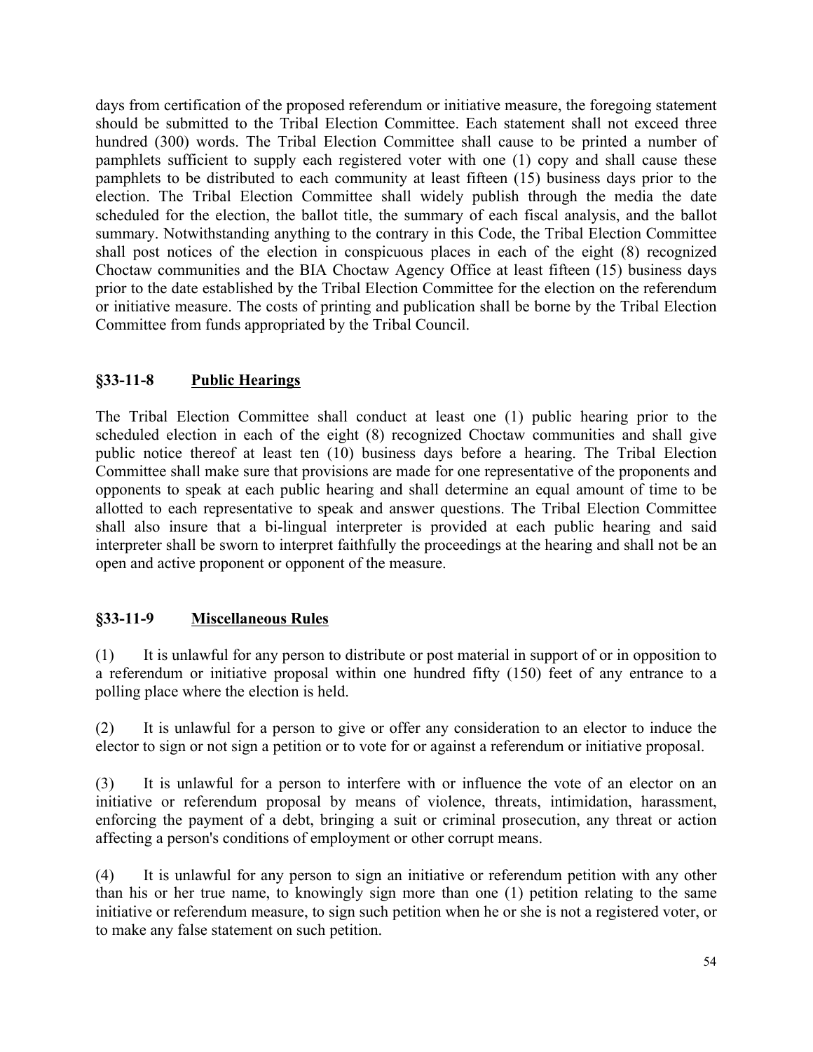days from certification of the proposed referendum or initiative measure, the foregoing statement should be submitted to the Tribal Election Committee. Each statement shall not exceed three hundred (300) words. The Tribal Election Committee shall cause to be printed a number of pamphlets sufficient to supply each registered voter with one (1) copy and shall cause these pamphlets to be distributed to each community at least fifteen (15) business days prior to the election. The Tribal Election Committee shall widely publish through the media the date scheduled for the election, the ballot title, the summary of each fiscal analysis, and the ballot summary. Notwithstanding anything to the contrary in this Code, the Tribal Election Committee shall post notices of the election in conspicuous places in each of the eight (8) recognized Choctaw communities and the BIA Choctaw Agency Office at least fifteen (15) business days prior to the date established by the Tribal Election Committee for the election on the referendum or initiative measure. The costs of printing and publication shall be borne by the Tribal Election Committee from funds appropriated by the Tribal Council.

## §33-11-8 Public Hearings

The Tribal Election Committee shall conduct at least one (1) public hearing prior to the scheduled election in each of the eight (8) recognized Choctaw communities and shall give public notice thereof at least ten (10) business days before a hearing. The Tribal Election Committee shall make sure that provisions are made for one representative of the proponents and opponents to speak at each public hearing and shall determine an equal amount of time to be allotted to each representative to speak and answer questions. The Tribal Election Committee shall also insure that a bi-lingual interpreter is provided at each public hearing and said interpreter shall be sworn to interpret faithfully the proceedings at the hearing and shall not be an open and active proponent or opponent of the measure.

## §33-11-9 Miscellaneous Rules

(1) It is unlawful for any person to distribute or post material in support of or in opposition to a referendum or initiative proposal within one hundred fifty (150) feet of any entrance to a polling place where the election is held.

(2) It is unlawful for a person to give or offer any consideration to an elector to induce the elector to sign or not sign a petition or to vote for or against a referendum or initiative proposal.

(3) It is unlawful for a person to interfere with or influence the vote of an elector on an initiative or referendum proposal by means of violence, threats, intimidation, harassment, enforcing the payment of a debt, bringing a suit or criminal prosecution, any threat or action affecting a person's conditions of employment or other corrupt means.

(4) It is unlawful for any person to sign an initiative or referendum petition with any other than his or her true name, to knowingly sign more than one (1) petition relating to the same initiative or referendum measure, to sign such petition when he or she is not a registered voter, or to make any false statement on such petition.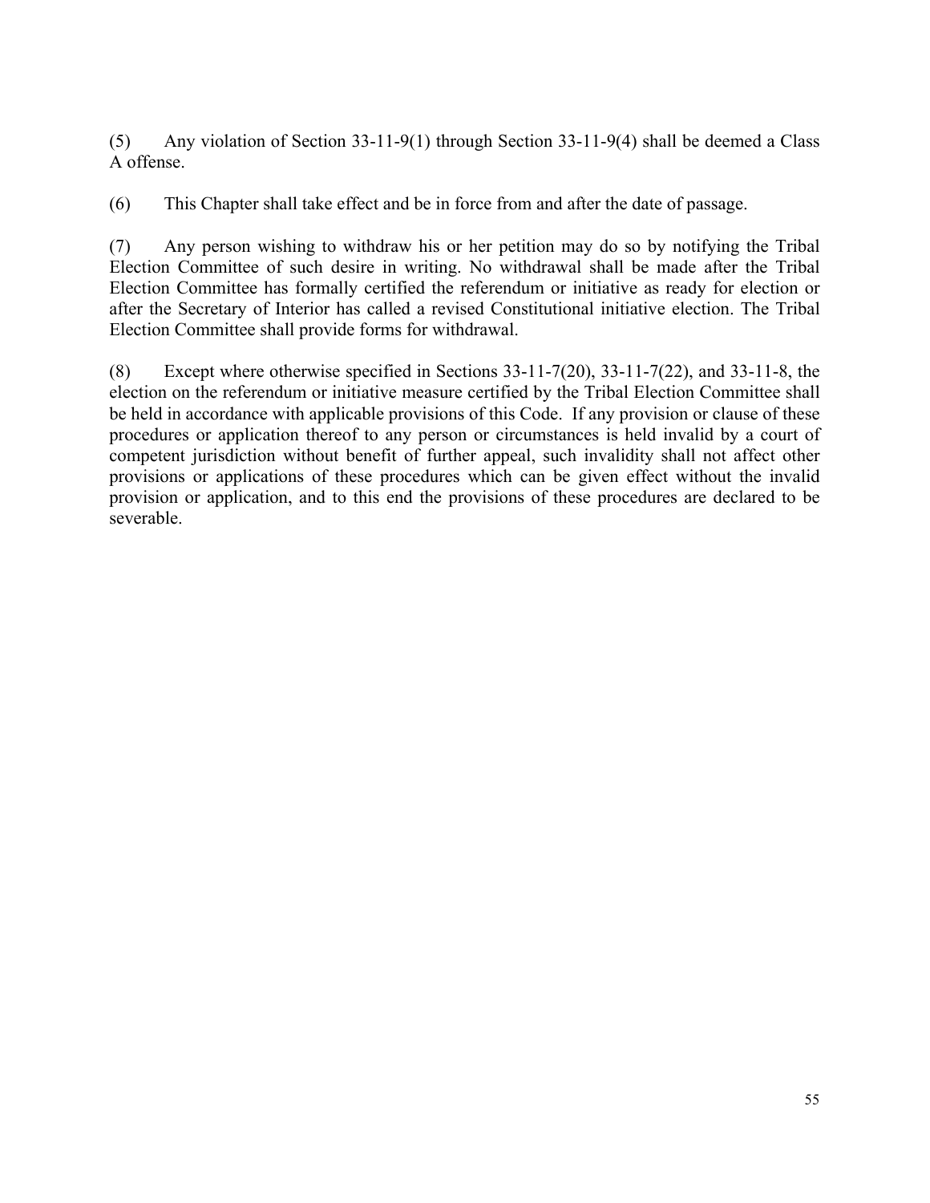(5) Any violation of Section 33-11-9(1) through Section 33-11-9(4) shall be deemed a Class A offense.

(6) This Chapter shall take effect and be in force from and after the date of passage.

(7) Any person wishing to withdraw his or her petition may do so by notifying the Tribal Election Committee of such desire in writing. No withdrawal shall be made after the Tribal Election Committee has formally certified the referendum or initiative as ready for election or after the Secretary of Interior has called a revised Constitutional initiative election. The Tribal Election Committee shall provide forms for withdrawal.

(8) Except where otherwise specified in Sections 33-11-7(20), 33-11-7(22), and 33-11-8, the election on the referendum or initiative measure certified by the Tribal Election Committee shall be held in accordance with applicable provisions of this Code. If any provision or clause of these procedures or application thereof to any person or circumstances is held invalid by a court of competent jurisdiction without benefit of further appeal, such invalidity shall not affect other provisions or applications of these procedures which can be given effect without the invalid provision or application, and to this end the provisions of these procedures are declared to be severable.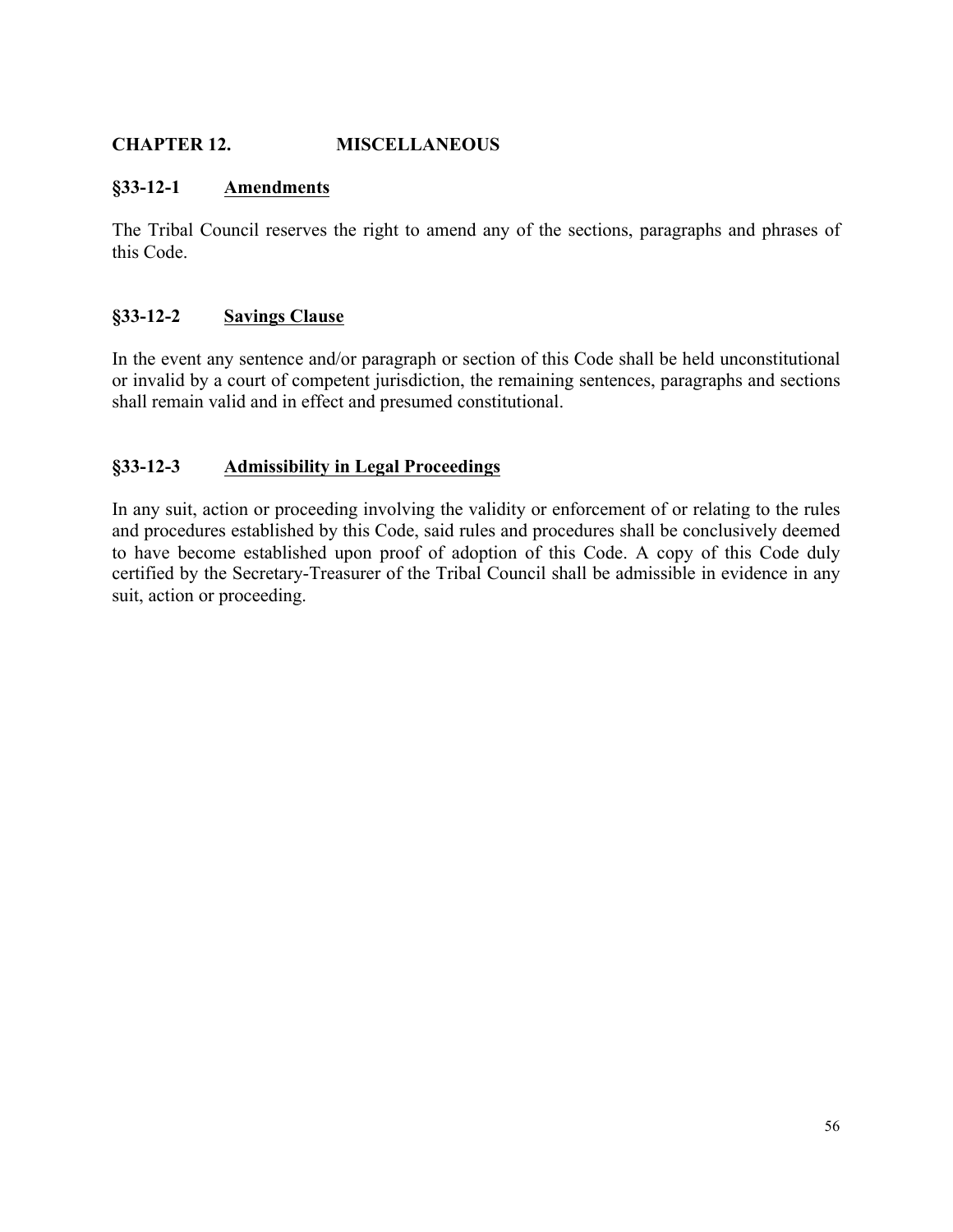## CHAPTER 12. MISCELLANEOUS

### §33-12-1 Amendments

The Tribal Council reserves the right to amend any of the sections, paragraphs and phrases of this Code.

### §33-12-2 Savings Clause

In the event any sentence and/or paragraph or section of this Code shall be held unconstitutional or invalid by a court of competent jurisdiction, the remaining sentences, paragraphs and sections shall remain valid and in effect and presumed constitutional.

### §33-12-3 Admissibility in Legal Proceedings

In any suit, action or proceeding involving the validity or enforcement of or relating to the rules and procedures established by this Code, said rules and procedures shall be conclusively deemed to have become established upon proof of adoption of this Code. A copy of this Code duly certified by the Secretary-Treasurer of the Tribal Council shall be admissible in evidence in any suit, action or proceeding.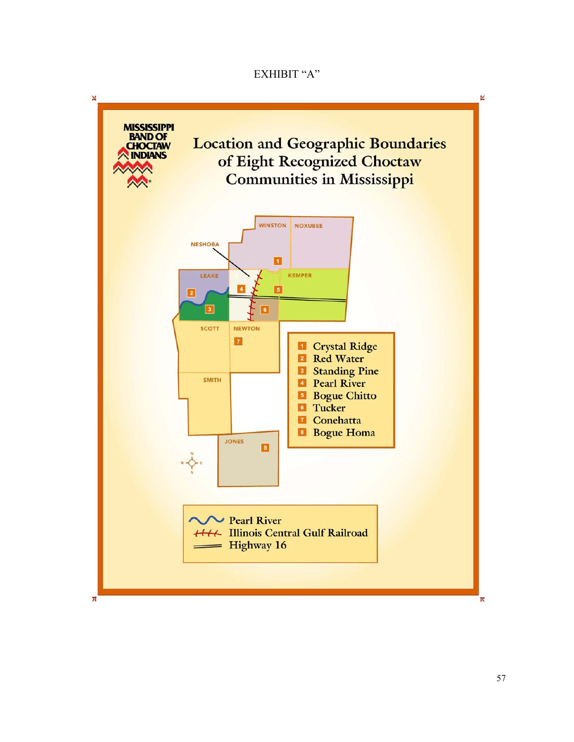EXHIBIT "A"

MISSISSIPPI BAND OF CHOCTAW INDIANS

# Location and Geographic Boundaries of Eight Recognized Choctaw Communities in Mississippi

WINSTON
NOXUBEE
NESHOBA
LEAKE
KEMPER
SCOTT
NEWTON
SMITH
JONES

1 Crystal Ridge
2 Red Water
3 Standing Pine
4 Pearl River
5 Bogue Chitto
6 Tucker
7 Conehatta
8 Bogue Homa

Pearl River
Illinois Central Gulf Railroad
Highway 16